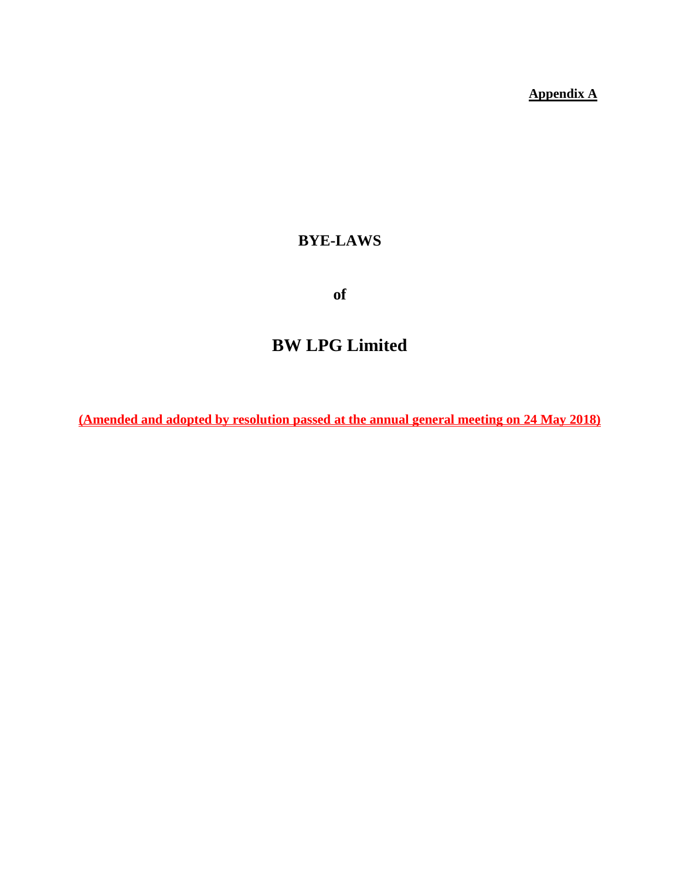**Appendix A**

# BYE-LAWS

**of**

# BW LPG Limited

**(Amended and adopted by resolution passed at the annual general meeting on 24 May 2018)**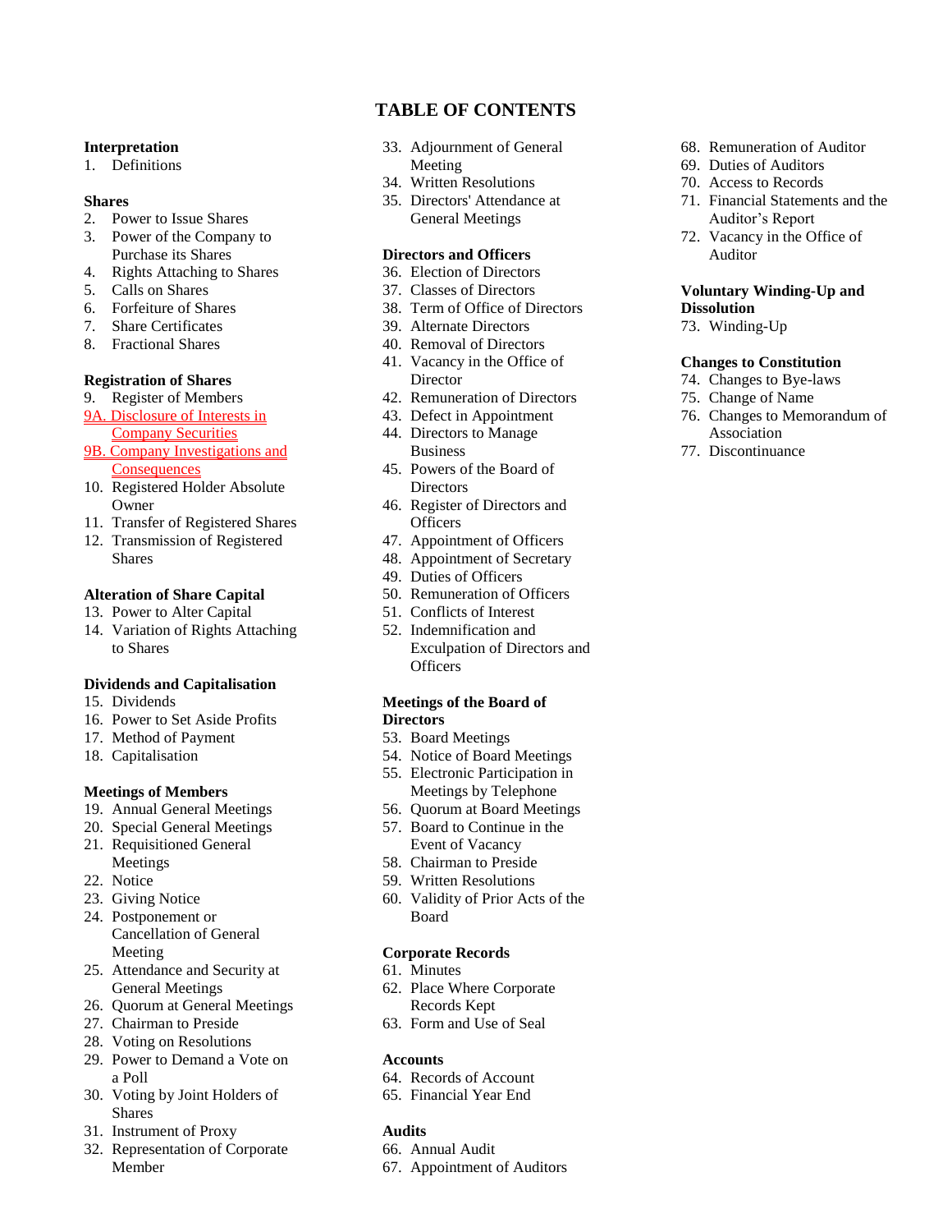# TABLE OF CONTENTS

**Interpretation**

1. Definitions

**Shares**

2. Power to Issue Shares
3. Power of the Company to Purchase its Shares
4. Rights Attaching to Shares
5. Calls on Shares
6. Forfeiture of Shares
7. Share Certificates
8. Fractional Shares

**Registration of Shares**

9. Register of Members

9A. Disclosure of Interests in Company Securities

9B. Company Investigations and Consequences

10. Registered Holder Absolute Owner
11. Transfer of Registered Shares
12. Transmission of Registered Shares

**Alteration of Share Capital**

13. Power to Alter Capital
14. Variation of Rights Attaching to Shares

**Dividends and Capitalisation**

15. Dividends
16. Power to Set Aside Profits
17. Method of Payment
18. Capitalisation

**Meetings of Members**

19. Annual General Meetings
20. Special General Meetings
21. Requisitioned General Meetings
22. Notice
23. Giving Notice
24. Postponement or Cancellation of General Meeting
25. Attendance and Security at General Meetings
26. Quorum at General Meetings
27. Chairman to Preside
28. Voting on Resolutions
29. Power to Demand a Vote on a Poll
30. Voting by Joint Holders of Shares
31. Instrument of Proxy
32. Representation of Corporate Member
33. Adjournment of General Meeting
34. Written Resolutions
35. Directors' Attendance at General Meetings

**Directors and Officers**

36. Election of Directors
37. Classes of Directors
38. Term of Office of Directors
39. Alternate Directors
40. Removal of Directors
41. Vacancy in the Office of Director
42. Remuneration of Directors
43. Defect in Appointment
44. Directors to Manage Business
45. Powers of the Board of Directors
46. Register of Directors and Officers
47. Appointment of Officers
48. Appointment of Secretary
49. Duties of Officers
50. Remuneration of Officers
51. Conflicts of Interest
52. Indemnification and Exculpation of Directors and Officers

**Meetings of the Board of Directors**

53. Board Meetings
54. Notice of Board Meetings
55. Electronic Participation in Meetings by Telephone
56. Quorum at Board Meetings
57. Board to Continue in the Event of Vacancy
58. Chairman to Preside
59. Written Resolutions
60. Validity of Prior Acts of the Board

**Corporate Records**

61. Minutes
62. Place Where Corporate Records Kept
63. Form and Use of Seal

**Accounts**

64. Records of Account
65. Financial Year End

**Audits**

66. Annual Audit
67. Appointment of Auditors
68. Remuneration of Auditor
69. Duties of Auditors
70. Access to Records
71. Financial Statements and the Auditor's Report
72. Vacancy in the Office of Auditor

**Voluntary Winding-Up and Dissolution**

73. Winding-Up

**Changes to Constitution**

74. Changes to Bye-laws
75. Change of Name
76. Changes to Memorandum of Association
77. Discontinuance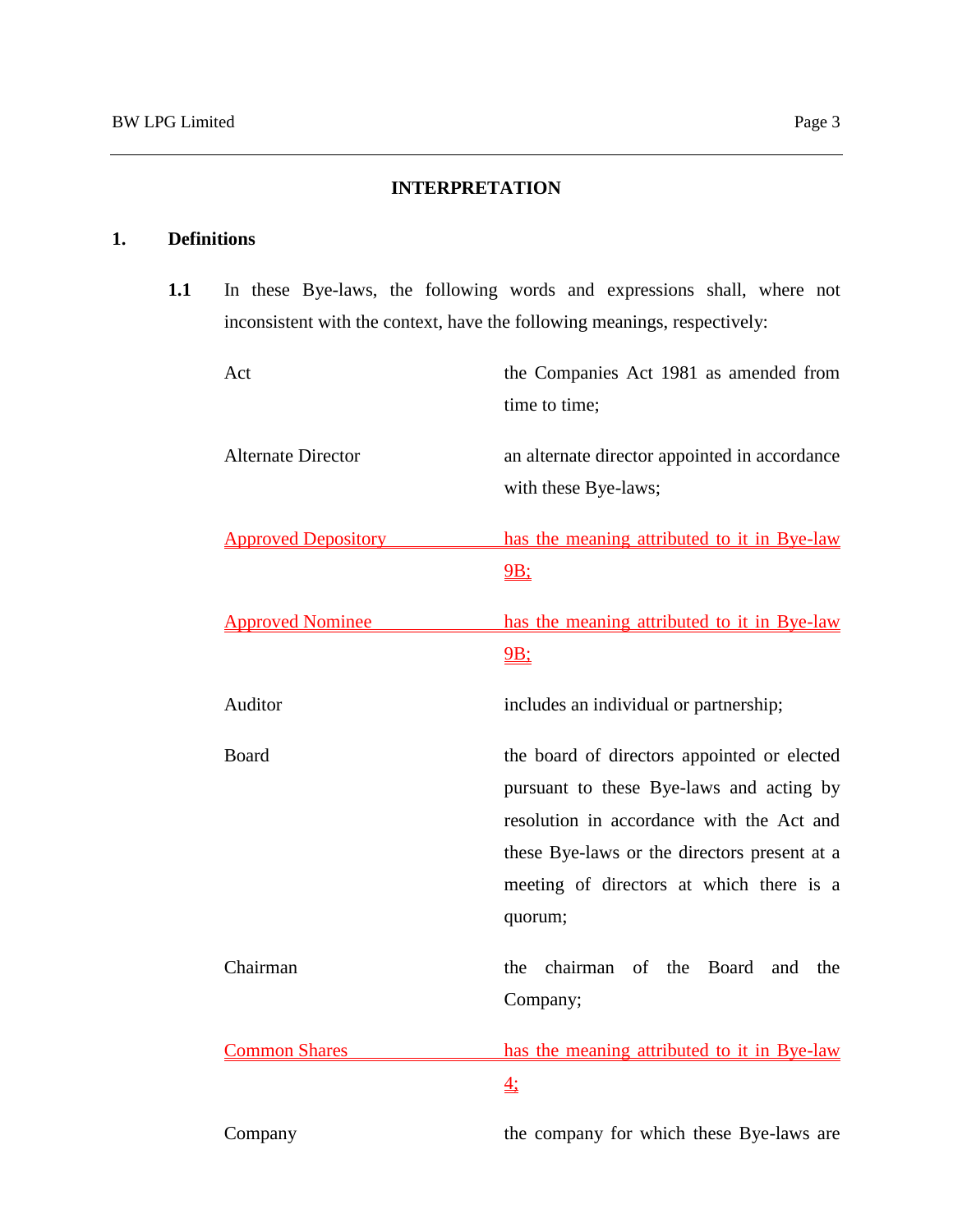## INTERPRETATION

### 1. Definitions

**1.1** In these Bye-laws, the following words and expressions shall, where not inconsistent with the context, have the following meanings, respectively:

| | |
|---|---|
| Act | the Companies Act 1981 as amended from time to time; |
| Alternate Director | an alternate director appointed in accordance with these Bye-laws; |
| Approved Depository | has the meaning attributed to it in Bye-law 9B; |
| Approved Nominee | has the meaning attributed to it in Bye-law 9B; |
| Auditor | includes an individual or partnership; |
| Board | the board of directors appointed or elected pursuant to these Bye-laws and acting by resolution in accordance with the Act and these Bye-laws or the directors present at a meeting of directors at which there is a quorum; |
| Chairman | the chairman of the Board and the Company; |
| Common Shares | has the meaning attributed to it in Bye-law 4; |
| Company | the company for which these Bye-laws are |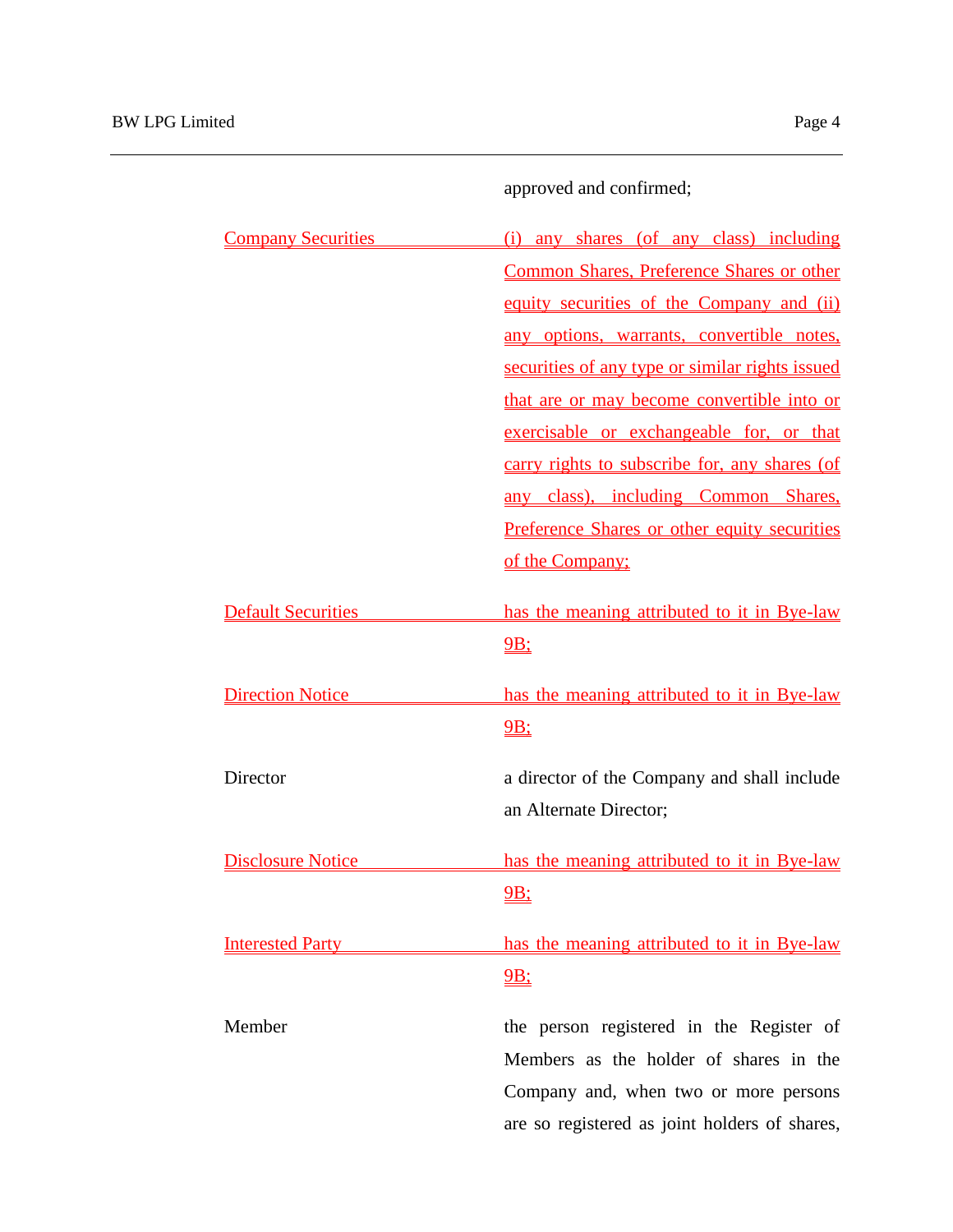approved and confirmed;

| | |
|---|---|
| Company Securities | (i) any shares (of any class) including Common Shares, Preference Shares or other equity securities of the Company and (ii) any options, warrants, convertible notes, securities of any type or similar rights issued that are or may become convertible into or exercisable or exchangeable for, or that carry rights to subscribe for, any shares (of any class), including Common Shares, Preference Shares or other equity securities of the Company; |
| Default Securities | has the meaning attributed to it in Bye-law 9B; |
| Direction Notice | has the meaning attributed to it in Bye-law 9B; |
| Director | a director of the Company and shall include an Alternate Director; |
| Disclosure Notice | has the meaning attributed to it in Bye-law 9B; |
| Interested Party | has the meaning attributed to it in Bye-law 9B; |
| Member | the person registered in the Register of Members as the holder of shares in the Company and, when two or more persons are so registered as joint holders of shares, |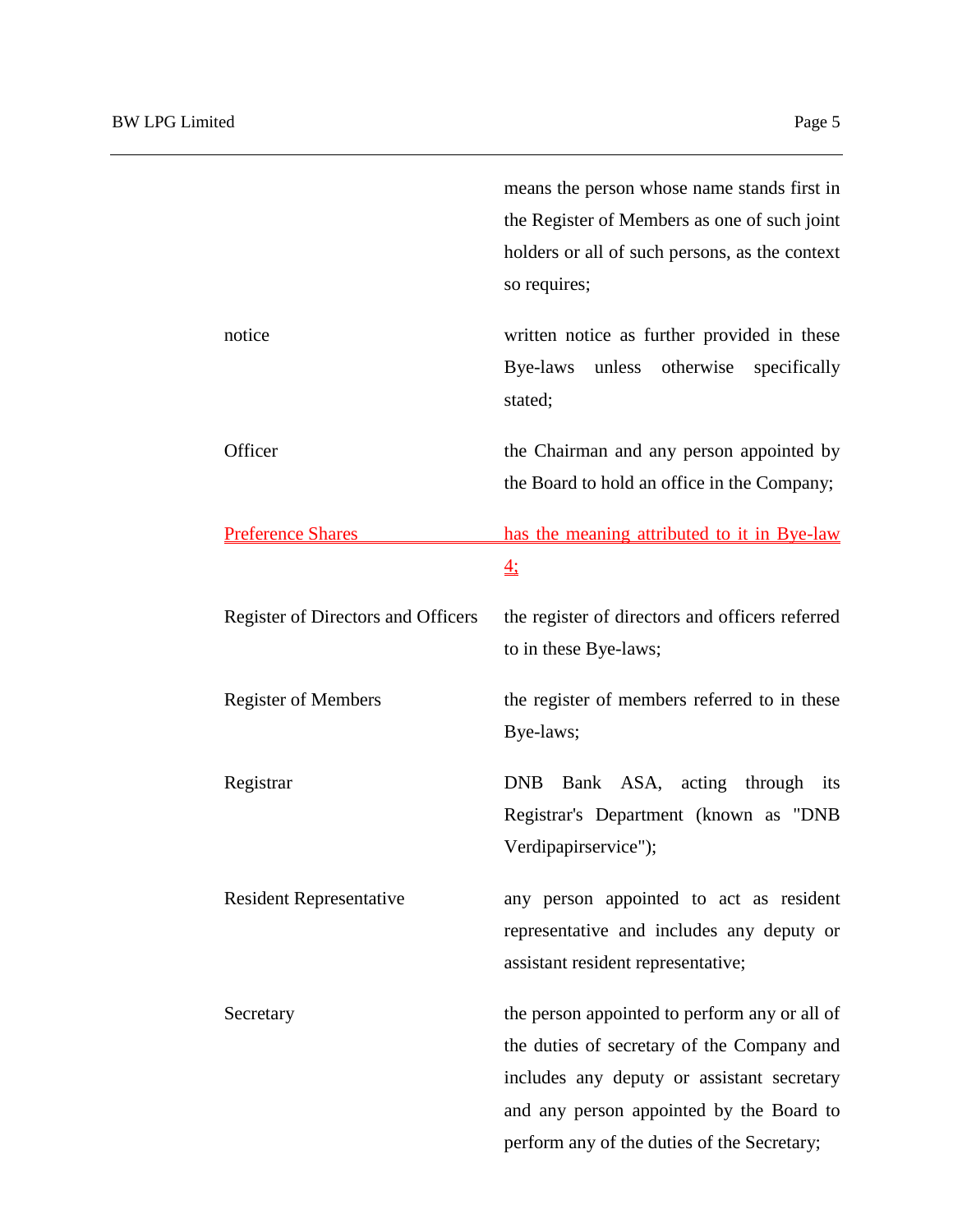| | |
|---|---|
| | means the person whose name stands first in the Register of Members as one of such joint holders or all of such persons, as the context so requires; |
| notice | written notice as further provided in these Bye-laws unless otherwise specifically stated; |
| Officer | the Chairman and any person appointed by the Board to hold an office in the Company; |
| Preference Shares | has the meaning attributed to it in Bye-law 4; |
| Register of Directors and Officers | the register of directors and officers referred to in these Bye-laws; |
| Register of Members | the register of members referred to in these Bye-laws; |
| Registrar | DNB Bank ASA, acting through its Registrar's Department (known as "DNB Verdipapirservice"); |
| Resident Representative | any person appointed to act as resident representative and includes any deputy or assistant resident representative; |
| Secretary | the person appointed to perform any or all of the duties of secretary of the Company and includes any deputy or assistant secretary and any person appointed by the Board to perform any of the duties of the Secretary; |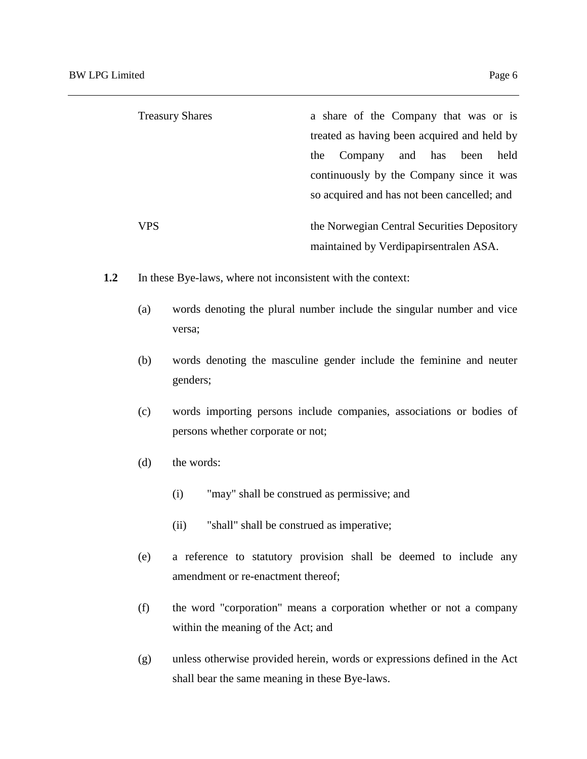| | |
|---|---|
| Treasury Shares | a share of the Company that was or is treated as having been acquired and held by the Company and has been held continuously by the Company since it was so acquired and has not been cancelled; and |
| VPS | the Norwegian Central Securities Depository maintained by Verdipapirsentralen ASA. |

**1.2** In these Bye-laws, where not inconsistent with the context:

(a) words denoting the plural number include the singular number and vice versa;

(b) words denoting the masculine gender include the feminine and neuter genders;

(c) words importing persons include companies, associations or bodies of persons whether corporate or not;

(d) the words:

  (i) "may" shall be construed as permissive; and

  (ii) "shall" shall be construed as imperative;

(e) a reference to statutory provision shall be deemed to include any amendment or re-enactment thereof;

(f) the word "corporation" means a corporation whether or not a company within the meaning of the Act; and

(g) unless otherwise provided herein, words or expressions defined in the Act shall bear the same meaning in these Bye-laws.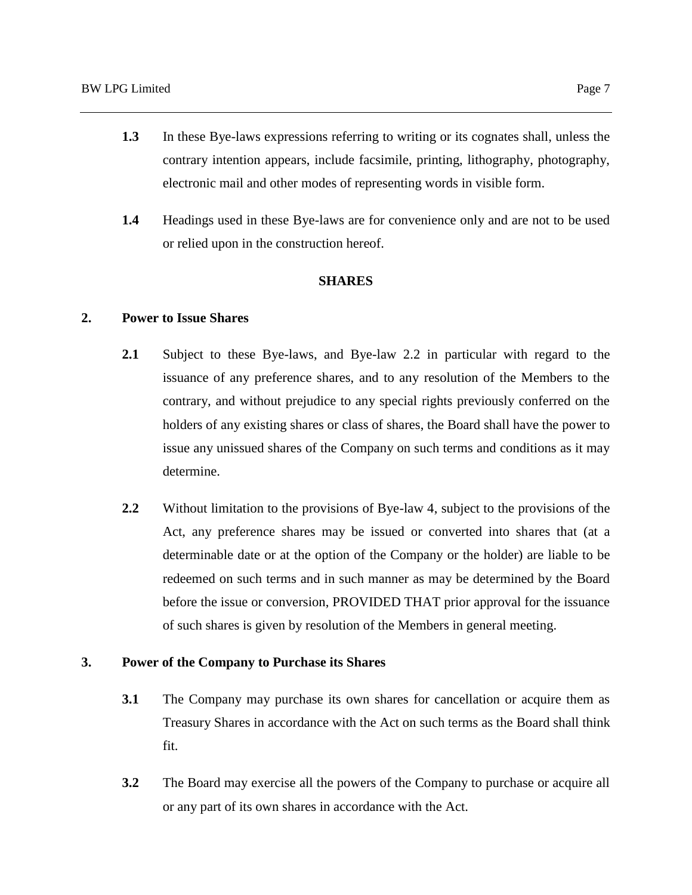**1.3** In these Bye-laws expressions referring to writing or its cognates shall, unless the contrary intention appears, include facsimile, printing, lithography, photography, electronic mail and other modes of representing words in visible form.

**1.4** Headings used in these Bye-laws are for convenience only and are not to be used or relied upon in the construction hereof.

## SHARES

### 2. Power to Issue Shares

**2.1** Subject to these Bye-laws, and Bye-law 2.2 in particular with regard to the issuance of any preference shares, and to any resolution of the Members to the contrary, and without prejudice to any special rights previously conferred on the holders of any existing shares or class of shares, the Board shall have the power to issue any unissued shares of the Company on such terms and conditions as it may determine.

**2.2** Without limitation to the provisions of Bye-law 4, subject to the provisions of the Act, any preference shares may be issued or converted into shares that (at a determinable date or at the option of the Company or the holder) are liable to be redeemed on such terms and in such manner as may be determined by the Board before the issue or conversion, PROVIDED THAT prior approval for the issuance of such shares is given by resolution of the Members in general meeting.

### 3. Power of the Company to Purchase its Shares

**3.1** The Company may purchase its own shares for cancellation or acquire them as Treasury Shares in accordance with the Act on such terms as the Board shall think fit.

**3.2** The Board may exercise all the powers of the Company to purchase or acquire all or any part of its own shares in accordance with the Act.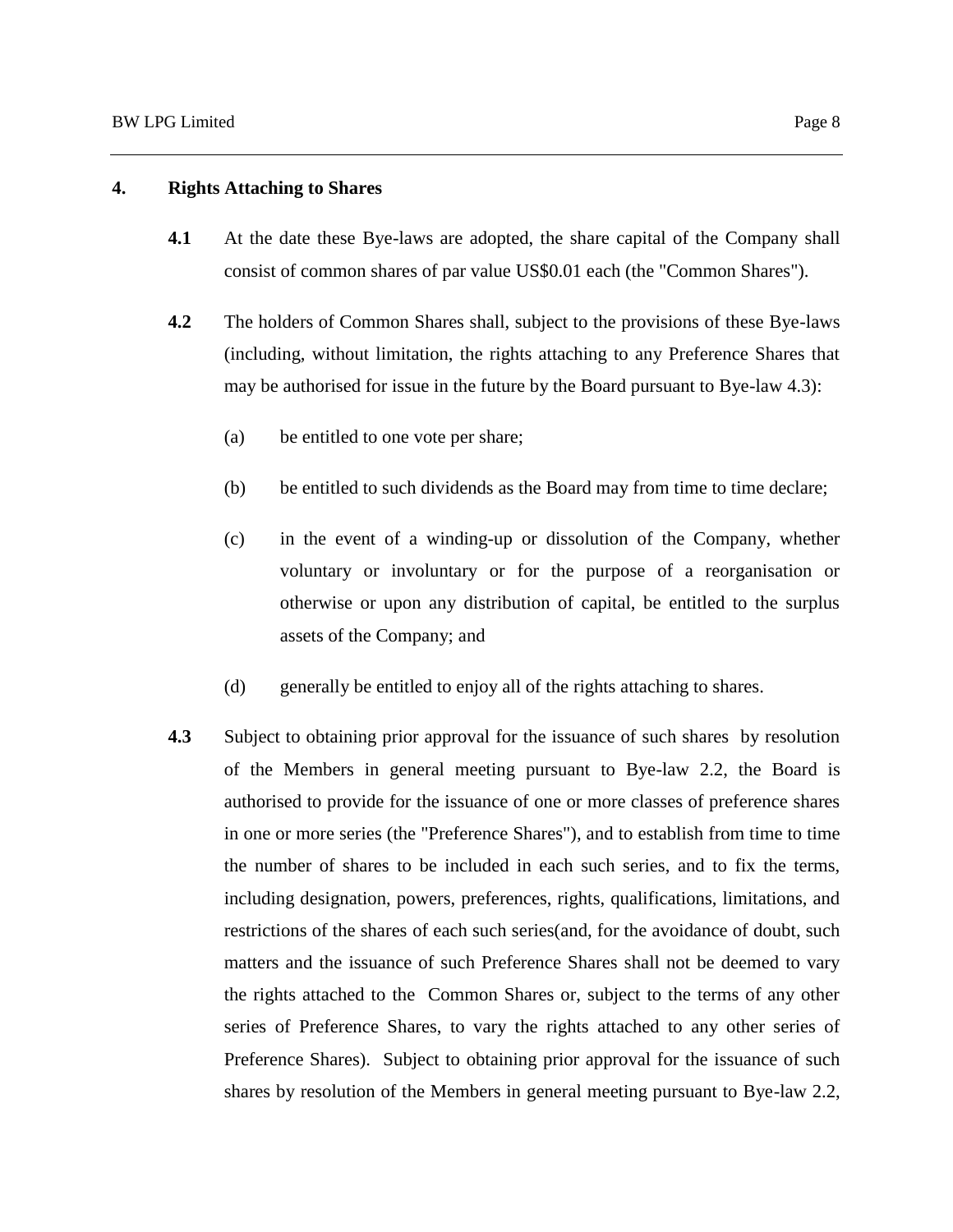## 4. Rights Attaching to Shares

**4.1** At the date these Bye-laws are adopted, the share capital of the Company shall consist of common shares of par value US$0.01 each (the "Common Shares").

**4.2** The holders of Common Shares shall, subject to the provisions of these Bye-laws (including, without limitation, the rights attaching to any Preference Shares that may be authorised for issue in the future by the Board pursuant to Bye-law 4.3):

(a) be entitled to one vote per share;

(b) be entitled to such dividends as the Board may from time to time declare;

(c) in the event of a winding-up or dissolution of the Company, whether voluntary or involuntary or for the purpose of a reorganisation or otherwise or upon any distribution of capital, be entitled to the surplus assets of the Company; and

(d) generally be entitled to enjoy all of the rights attaching to shares.

**4.3** Subject to obtaining prior approval for the issuance of such shares by resolution of the Members in general meeting pursuant to Bye-law 2.2, the Board is authorised to provide for the issuance of one or more classes of preference shares in one or more series (the "Preference Shares"), and to establish from time to time the number of shares to be included in each such series, and to fix the terms, including designation, powers, preferences, rights, qualifications, limitations, and restrictions of the shares of each such series(and, for the avoidance of doubt, such matters and the issuance of such Preference Shares shall not be deemed to vary the rights attached to the Common Shares or, subject to the terms of any other series of Preference Shares, to vary the rights attached to any other series of Preference Shares). Subject to obtaining prior approval for the issuance of such shares by resolution of the Members in general meeting pursuant to Bye-law 2.2,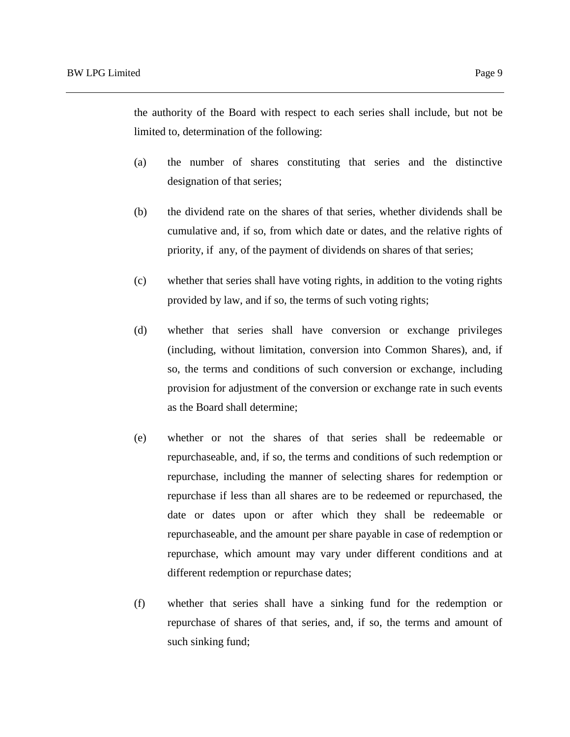the authority of the Board with respect to each series shall include, but not be limited to, determination of the following:

(a) the number of shares constituting that series and the distinctive designation of that series;

(b) the dividend rate on the shares of that series, whether dividends shall be cumulative and, if so, from which date or dates, and the relative rights of priority, if any, of the payment of dividends on shares of that series;

(c) whether that series shall have voting rights, in addition to the voting rights provided by law, and if so, the terms of such voting rights;

(d) whether that series shall have conversion or exchange privileges (including, without limitation, conversion into Common Shares), and, if so, the terms and conditions of such conversion or exchange, including provision for adjustment of the conversion or exchange rate in such events as the Board shall determine;

(e) whether or not the shares of that series shall be redeemable or repurchaseable, and, if so, the terms and conditions of such redemption or repurchase, including the manner of selecting shares for redemption or repurchase if less than all shares are to be redeemed or repurchased, the date or dates upon or after which they shall be redeemable or repurchaseable, and the amount per share payable in case of redemption or repurchase, which amount may vary under different conditions and at different redemption or repurchase dates;

(f) whether that series shall have a sinking fund for the redemption or repurchase of shares of that series, and, if so, the terms and amount of such sinking fund;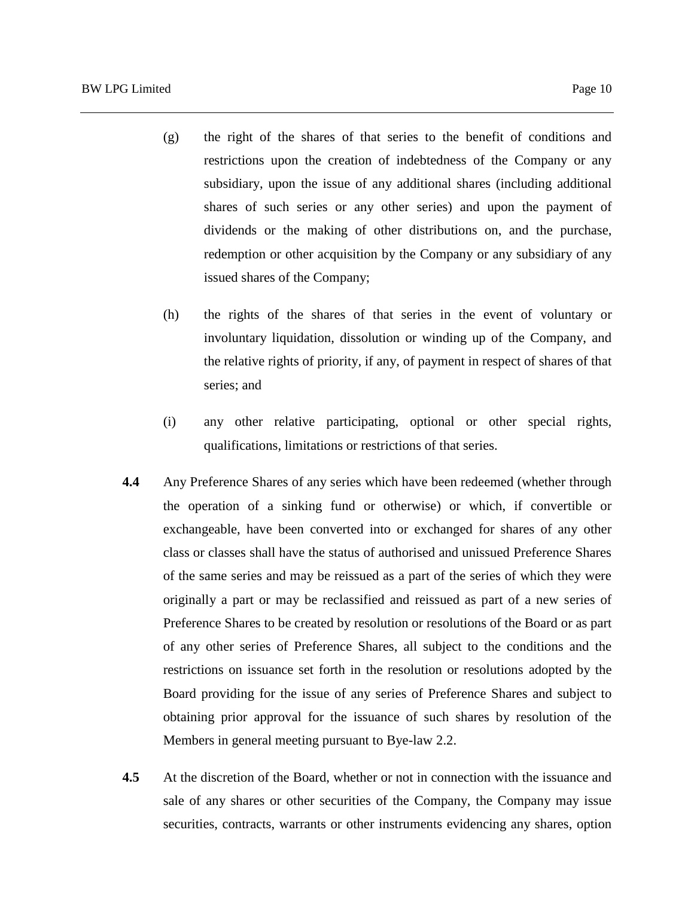(g) the right of the shares of that series to the benefit of conditions and restrictions upon the creation of indebtedness of the Company or any subsidiary, upon the issue of any additional shares (including additional shares of such series or any other series) and upon the payment of dividends or the making of other distributions on, and the purchase, redemption or other acquisition by the Company or any subsidiary of any issued shares of the Company;

(h) the rights of the shares of that series in the event of voluntary or involuntary liquidation, dissolution or winding up of the Company, and the relative rights of priority, if any, of payment in respect of shares of that series; and

(i) any other relative participating, optional or other special rights, qualifications, limitations or restrictions of that series.

**4.4** Any Preference Shares of any series which have been redeemed (whether through the operation of a sinking fund or otherwise) or which, if convertible or exchangeable, have been converted into or exchanged for shares of any other class or classes shall have the status of authorised and unissued Preference Shares of the same series and may be reissued as a part of the series of which they were originally a part or may be reclassified and reissued as part of a new series of Preference Shares to be created by resolution or resolutions of the Board or as part of any other series of Preference Shares, all subject to the conditions and the restrictions on issuance set forth in the resolution or resolutions adopted by the Board providing for the issue of any series of Preference Shares and subject to obtaining prior approval for the issuance of such shares by resolution of the Members in general meeting pursuant to Bye-law 2.2.

**4.5** At the discretion of the Board, whether or not in connection with the issuance and sale of any shares or other securities of the Company, the Company may issue securities, contracts, warrants or other instruments evidencing any shares, option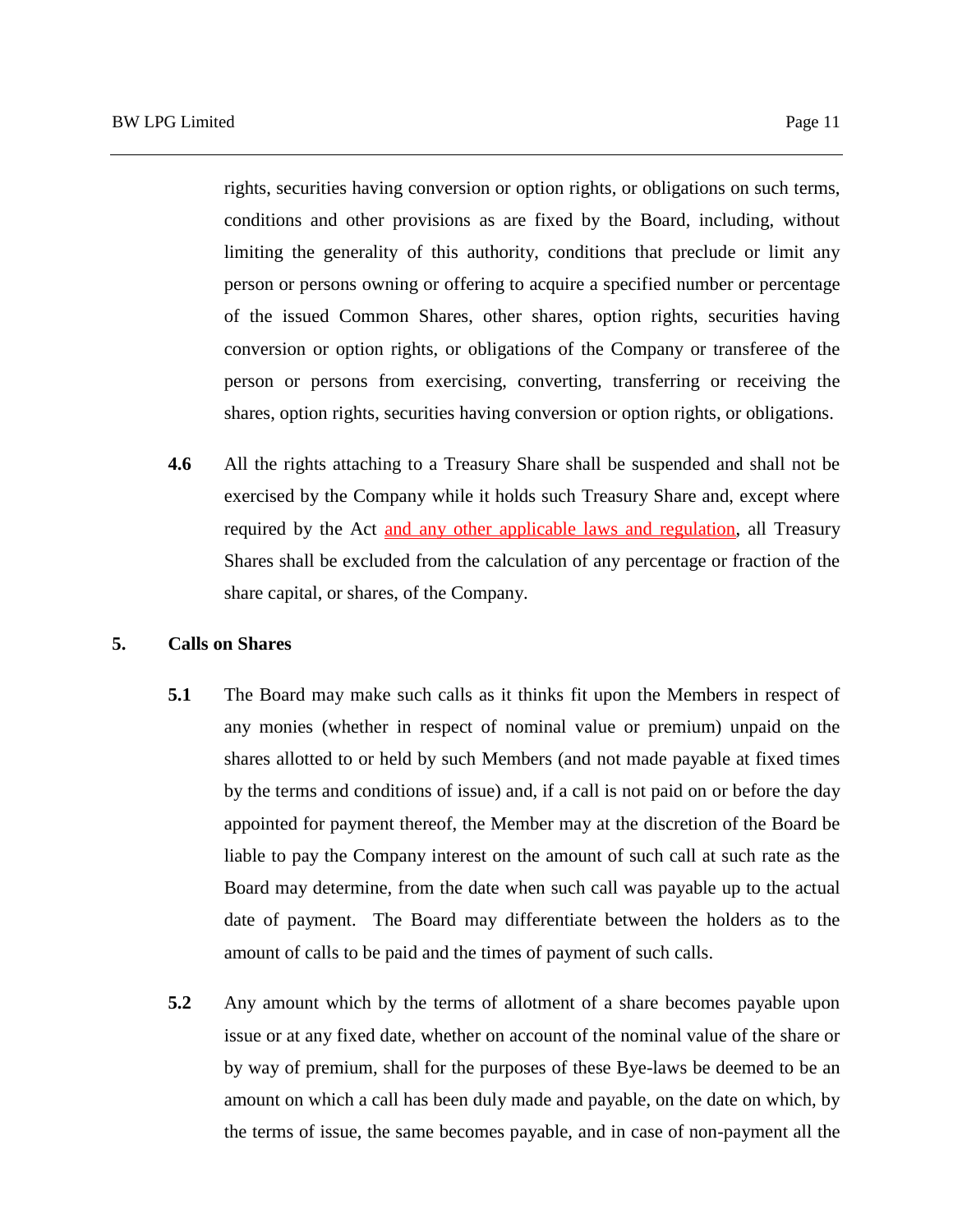rights, securities having conversion or option rights, or obligations on such terms, conditions and other provisions as are fixed by the Board, including, without limiting the generality of this authority, conditions that preclude or limit any person or persons owning or offering to acquire a specified number or percentage of the issued Common Shares, other shares, option rights, securities having conversion or option rights, or obligations of the Company or transferee of the person or persons from exercising, converting, transferring or receiving the shares, option rights, securities having conversion or option rights, or obligations.

**4.6** All the rights attaching to a Treasury Share shall be suspended and shall not be exercised by the Company while it holds such Treasury Share and, except where required by the Act and any other applicable laws and regulation, all Treasury Shares shall be excluded from the calculation of any percentage or fraction of the share capital, or shares, of the Company.

## 5. Calls on Shares

**5.1** The Board may make such calls as it thinks fit upon the Members in respect of any monies (whether in respect of nominal value or premium) unpaid on the shares allotted to or held by such Members (and not made payable at fixed times by the terms and conditions of issue) and, if a call is not paid on or before the day appointed for payment thereof, the Member may at the discretion of the Board be liable to pay the Company interest on the amount of such call at such rate as the Board may determine, from the date when such call was payable up to the actual date of payment. The Board may differentiate between the holders as to the amount of calls to be paid and the times of payment of such calls.

**5.2** Any amount which by the terms of allotment of a share becomes payable upon issue or at any fixed date, whether on account of the nominal value of the share or by way of premium, shall for the purposes of these Bye-laws be deemed to be an amount on which a call has been duly made and payable, on the date on which, by the terms of issue, the same becomes payable, and in case of non-payment all the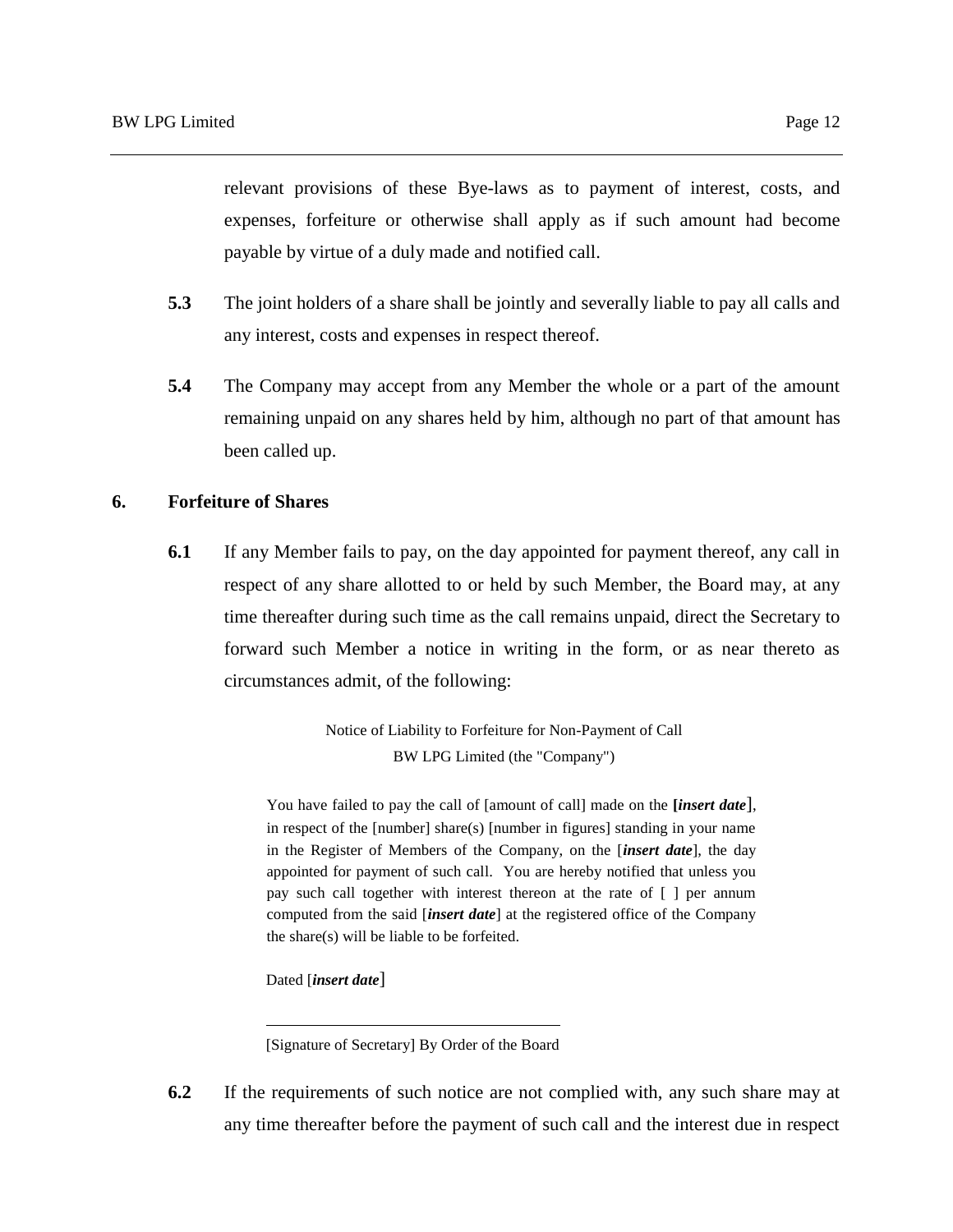relevant provisions of these Bye-laws as to payment of interest, costs, and expenses, forfeiture or otherwise shall apply as if such amount had become payable by virtue of a duly made and notified call.

**5.3** The joint holders of a share shall be jointly and severally liable to pay all calls and any interest, costs and expenses in respect thereof.

**5.4** The Company may accept from any Member the whole or a part of the amount remaining unpaid on any shares held by him, although no part of that amount has been called up.

## 6. Forfeiture of Shares

**6.1** If any Member fails to pay, on the day appointed for payment thereof, any call in respect of any share allotted to or held by such Member, the Board may, at any time thereafter during such time as the call remains unpaid, direct the Secretary to forward such Member a notice in writing in the form, or as near thereto as circumstances admit, of the following:

> Notice of Liability to Forfeiture for Non-Payment of Call
> BW LPG Limited (the "Company")
>
> You have failed to pay the call of [amount of call] made on the **[*insert date*]**, in respect of the [number] share(s) [number in figures] standing in your name in the Register of Members of the Company, on the [***insert date***], the day appointed for payment of such call. You are hereby notified that unless you pay such call together with interest thereon at the rate of [ ] per annum computed from the said [***insert date***] at the registered office of the Company the share(s) will be liable to be forfeited.
>
> Dated [***insert date***]
>
> ______________________________
>
> [Signature of Secretary] By Order of the Board

**6.2** If the requirements of such notice are not complied with, any such share may at any time thereafter before the payment of such call and the interest due in respect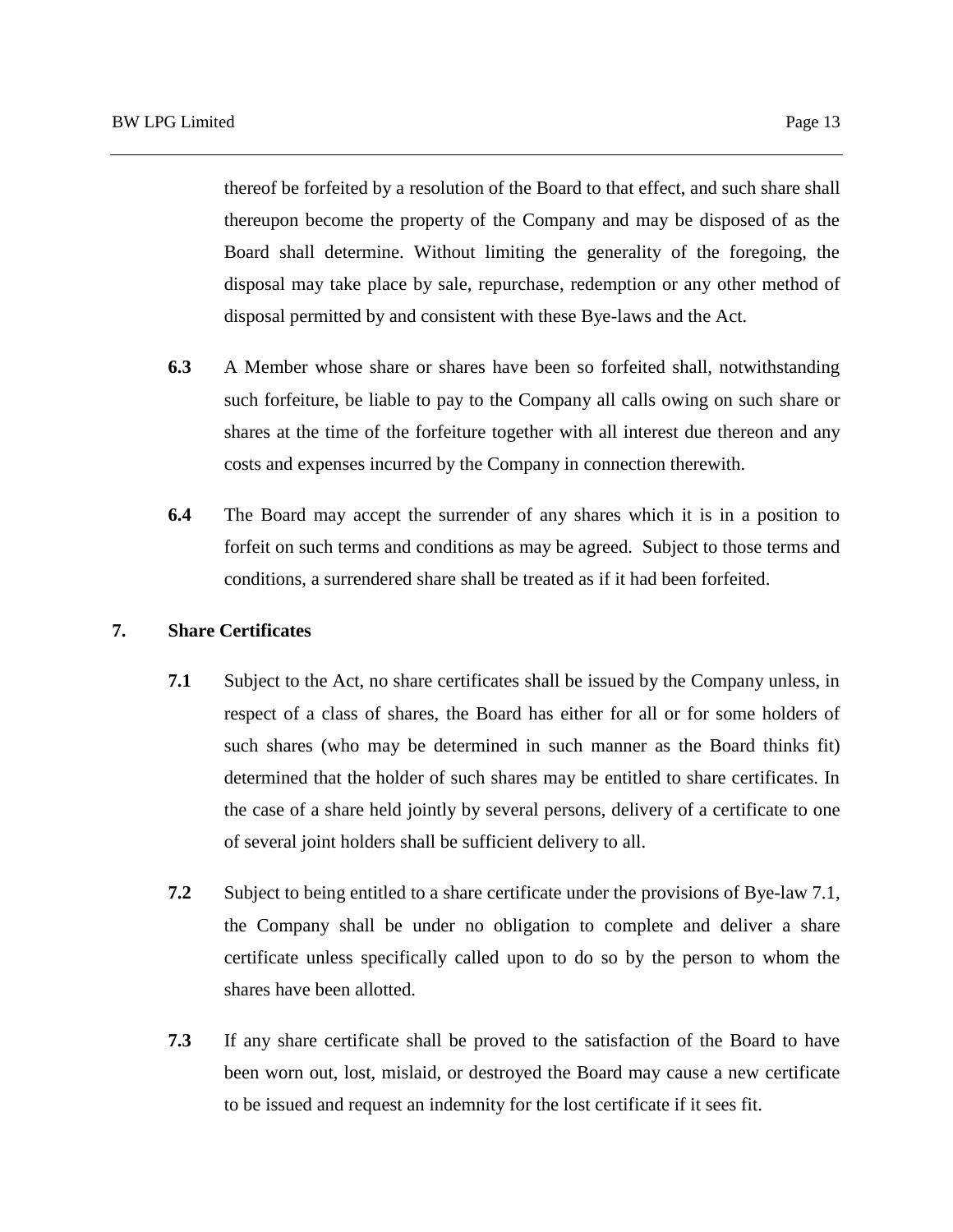thereof be forfeited by a resolution of the Board to that effect, and such share shall thereupon become the property of the Company and may be disposed of as the Board shall determine. Without limiting the generality of the foregoing, the disposal may take place by sale, repurchase, redemption or any other method of disposal permitted by and consistent with these Bye-laws and the Act.

**6.3** A Member whose share or shares have been so forfeited shall, notwithstanding such forfeiture, be liable to pay to the Company all calls owing on such share or shares at the time of the forfeiture together with all interest due thereon and any costs and expenses incurred by the Company in connection therewith.

**6.4** The Board may accept the surrender of any shares which it is in a position to forfeit on such terms and conditions as may be agreed. Subject to those terms and conditions, a surrendered share shall be treated as if it had been forfeited.

## 7. Share Certificates

**7.1** Subject to the Act, no share certificates shall be issued by the Company unless, in respect of a class of shares, the Board has either for all or for some holders of such shares (who may be determined in such manner as the Board thinks fit) determined that the holder of such shares may be entitled to share certificates. In the case of a share held jointly by several persons, delivery of a certificate to one of several joint holders shall be sufficient delivery to all.

**7.2** Subject to being entitled to a share certificate under the provisions of Bye-law 7.1, the Company shall be under no obligation to complete and deliver a share certificate unless specifically called upon to do so by the person to whom the shares have been allotted.

**7.3** If any share certificate shall be proved to the satisfaction of the Board to have been worn out, lost, mislaid, or destroyed the Board may cause a new certificate to be issued and request an indemnity for the lost certificate if it sees fit.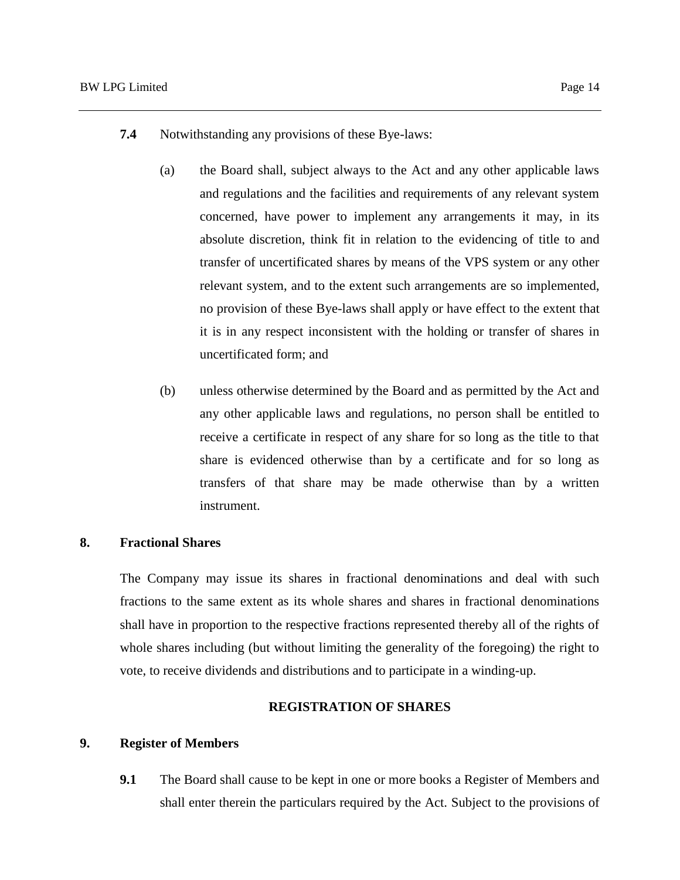**7.4** Notwithstanding any provisions of these Bye-laws:

(a) the Board shall, subject always to the Act and any other applicable laws and regulations and the facilities and requirements of any relevant system concerned, have power to implement any arrangements it may, in its absolute discretion, think fit in relation to the evidencing of title to and transfer of uncertificated shares by means of the VPS system or any other relevant system, and to the extent such arrangements are so implemented, no provision of these Bye-laws shall apply or have effect to the extent that it is in any respect inconsistent with the holding or transfer of shares in uncertificated form; and

(b) unless otherwise determined by the Board and as permitted by the Act and any other applicable laws and regulations, no person shall be entitled to receive a certificate in respect of any share for so long as the title to that share is evidenced otherwise than by a certificate and for so long as transfers of that share may be made otherwise than by a written instrument.

**8. Fractional Shares**

The Company may issue its shares in fractional denominations and deal with such fractions to the same extent as its whole shares and shares in fractional denominations shall have in proportion to the respective fractions represented thereby all of the rights of whole shares including (but without limiting the generality of the foregoing) the right to vote, to receive dividends and distributions and to participate in a winding-up.

## REGISTRATION OF SHARES

**9. Register of Members**

**9.1** The Board shall cause to be kept in one or more books a Register of Members and shall enter therein the particulars required by the Act. Subject to the provisions of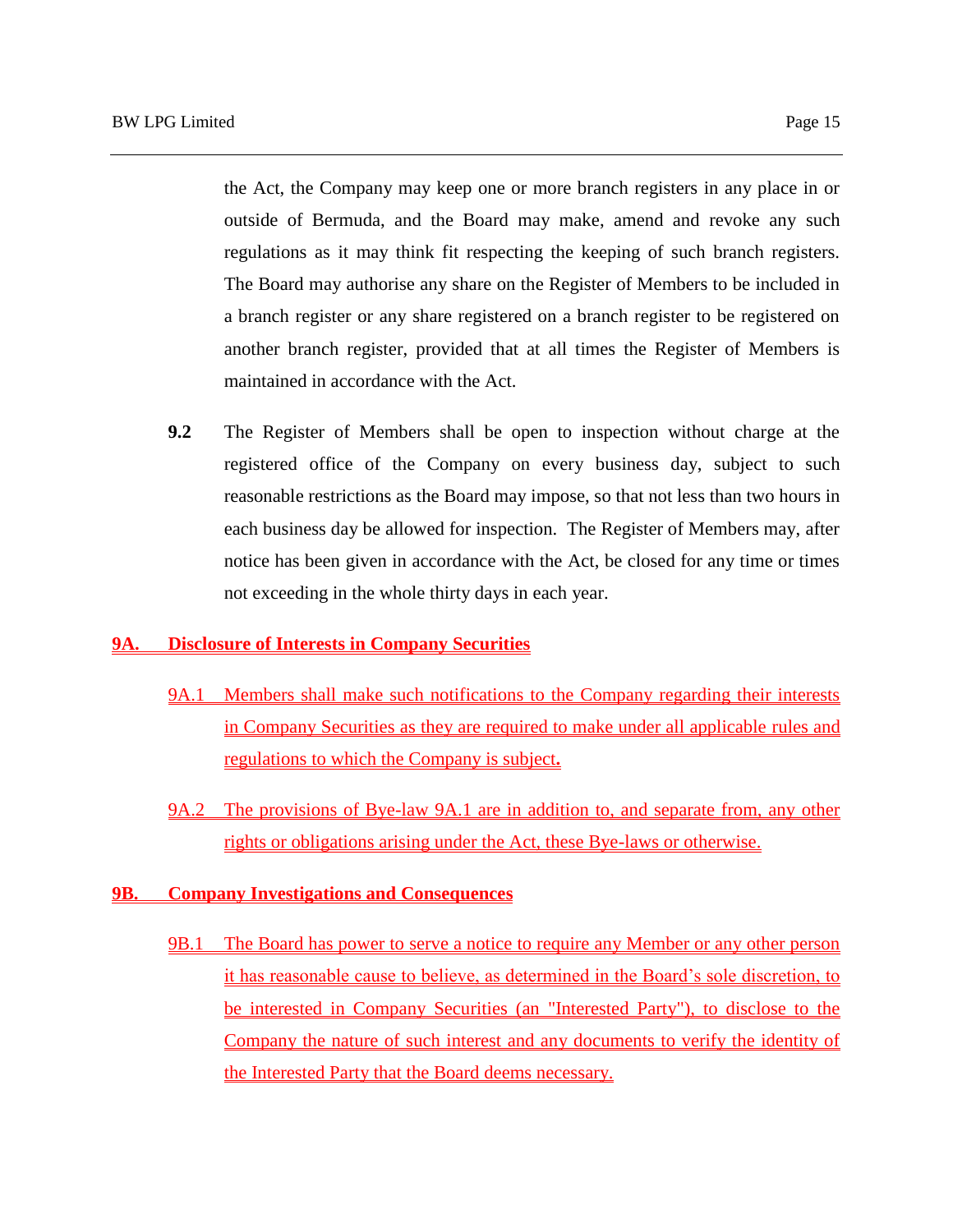the Act, the Company may keep one or more branch registers in any place in or outside of Bermuda, and the Board may make, amend and revoke any such regulations as it may think fit respecting the keeping of such branch registers. The Board may authorise any share on the Register of Members to be included in a branch register or any share registered on a branch register to be registered on another branch register, provided that at all times the Register of Members is maintained in accordance with the Act.

**9.2** The Register of Members shall be open to inspection without charge at the registered office of the Company on every business day, subject to such reasonable restrictions as the Board may impose, so that not less than two hours in each business day be allowed for inspection. The Register of Members may, after notice has been given in accordance with the Act, be closed for any time or times not exceeding in the whole thirty days in each year.

## 9A. Disclosure of Interests in Company Securities

9A.1 Members shall make such notifications to the Company regarding their interests in Company Securities as they are required to make under all applicable rules and regulations to which the Company is subject.

9A.2 The provisions of Bye-law 9A.1 are in addition to, and separate from, any other rights or obligations arising under the Act, these Bye-laws or otherwise.

## 9B. Company Investigations and Consequences

9B.1 The Board has power to serve a notice to require any Member or any other person it has reasonable cause to believe, as determined in the Board's sole discretion, to be interested in Company Securities (an "Interested Party"), to disclose to the Company the nature of such interest and any documents to verify the identity of the Interested Party that the Board deems necessary.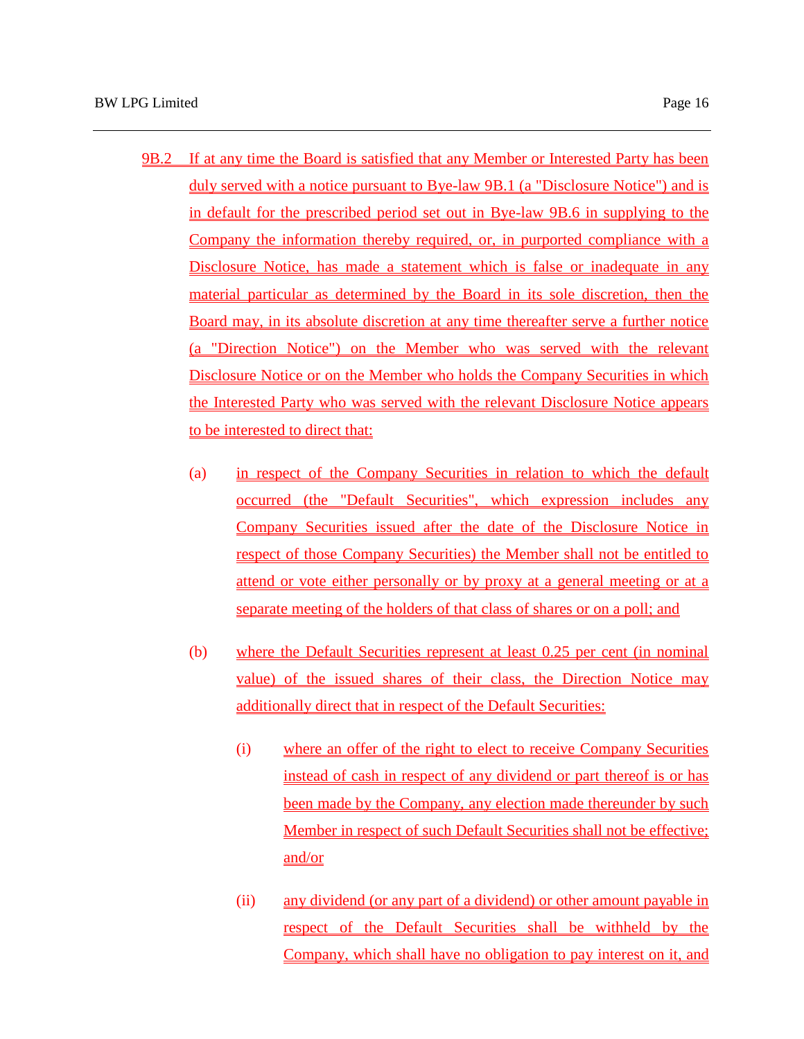9B.2 If at any time the Board is satisfied that any Member or Interested Party has been duly served with a notice pursuant to Bye-law 9B.1 (a "Disclosure Notice") and is in default for the prescribed period set out in Bye-law 9B.6 in supplying to the Company the information thereby required, or, in purported compliance with a Disclosure Notice, has made a statement which is false or inadequate in any material particular as determined by the Board in its sole discretion, then the Board may, in its absolute discretion at any time thereafter serve a further notice (a "Direction Notice") on the Member who was served with the relevant Disclosure Notice or on the Member who holds the Company Securities in which the Interested Party who was served with the relevant Disclosure Notice appears to be interested to direct that:

(a) in respect of the Company Securities in relation to which the default occurred (the "Default Securities", which expression includes any Company Securities issued after the date of the Disclosure Notice in respect of those Company Securities) the Member shall not be entitled to attend or vote either personally or by proxy at a general meeting or at a separate meeting of the holders of that class of shares or on a poll; and

(b) where the Default Securities represent at least 0.25 per cent (in nominal value) of the issued shares of their class, the Direction Notice may additionally direct that in respect of the Default Securities:

(i) where an offer of the right to elect to receive Company Securities instead of cash in respect of any dividend or part thereof is or has been made by the Company, any election made thereunder by such Member in respect of such Default Securities shall not be effective; and/or

(ii) any dividend (or any part of a dividend) or other amount payable in respect of the Default Securities shall be withheld by the Company, which shall have no obligation to pay interest on it, and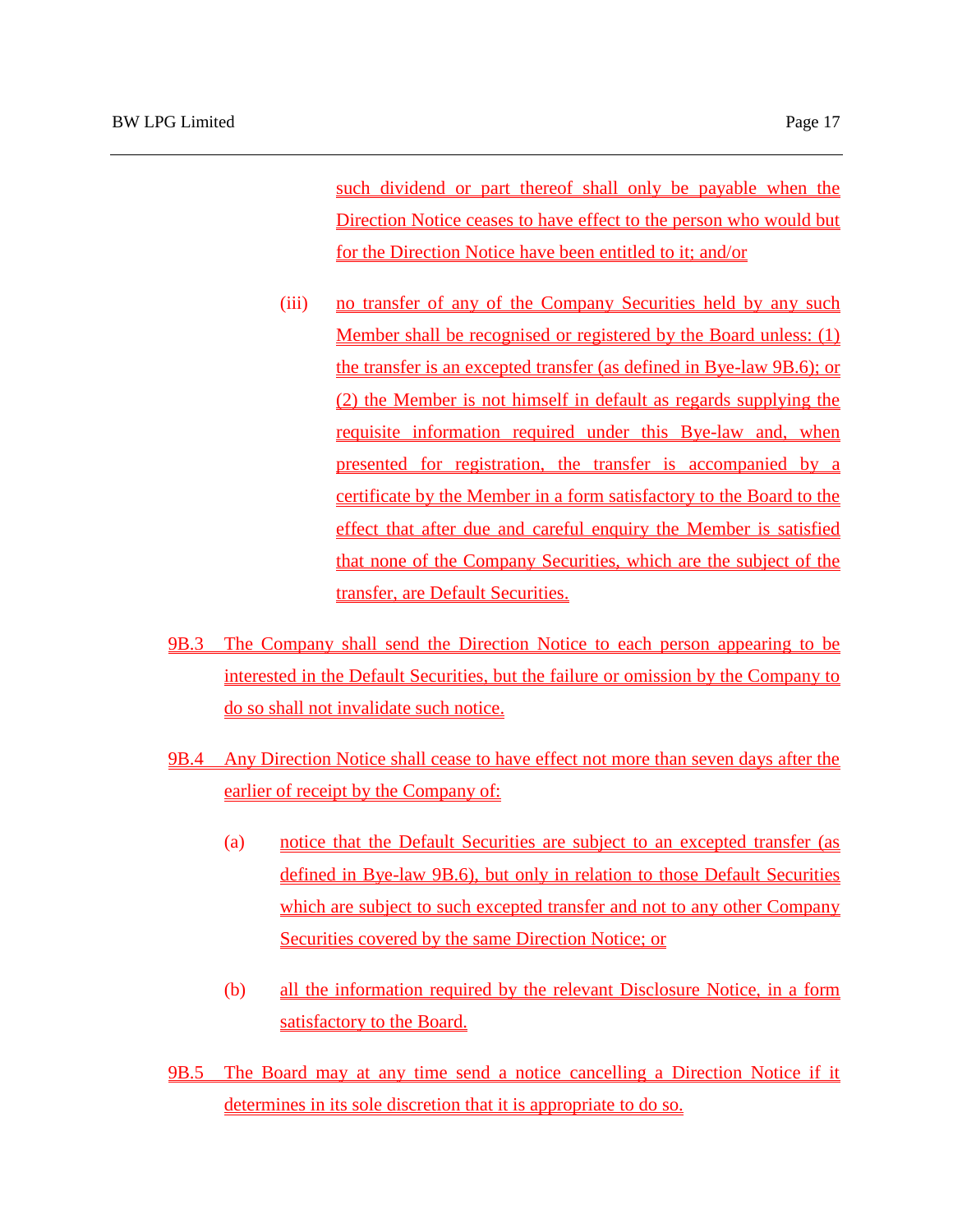such dividend or part thereof shall only be payable when the Direction Notice ceases to have effect to the person who would but for the Direction Notice have been entitled to it; and/or

(iii) no transfer of any of the Company Securities held by any such Member shall be recognised or registered by the Board unless: (1) the transfer is an excepted transfer (as defined in Bye-law 9B.6); or (2) the Member is not himself in default as regards supplying the requisite information required under this Bye-law and, when presented for registration, the transfer is accompanied by a certificate by the Member in a form satisfactory to the Board to the effect that after due and careful enquiry the Member is satisfied that none of the Company Securities, which are the subject of the transfer, are Default Securities.

9B.3 The Company shall send the Direction Notice to each person appearing to be interested in the Default Securities, but the failure or omission by the Company to do so shall not invalidate such notice.

9B.4 Any Direction Notice shall cease to have effect not more than seven days after the earlier of receipt by the Company of:

(a) notice that the Default Securities are subject to an excepted transfer (as defined in Bye-law 9B.6), but only in relation to those Default Securities which are subject to such excepted transfer and not to any other Company Securities covered by the same Direction Notice; or

(b) all the information required by the relevant Disclosure Notice, in a form satisfactory to the Board.

9B.5 The Board may at any time send a notice cancelling a Direction Notice if it determines in its sole discretion that it is appropriate to do so.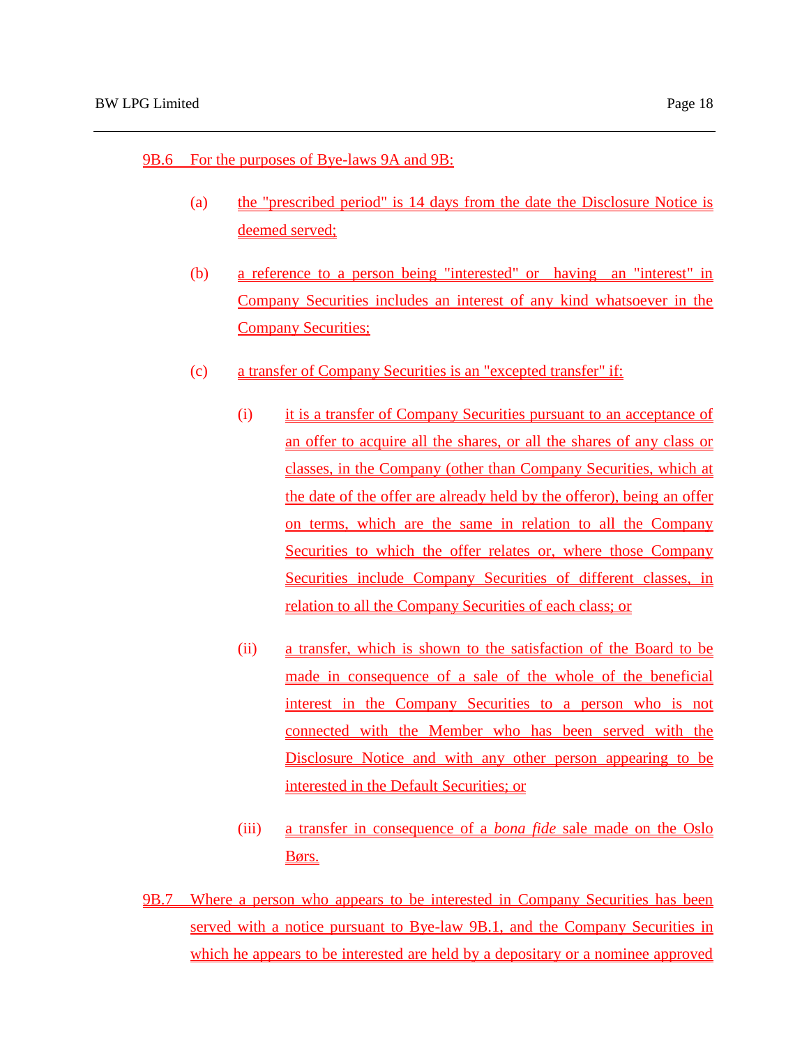9B.6 For the purposes of Bye-laws 9A and 9B:

(a) the "prescribed period" is 14 days from the date the Disclosure Notice is deemed served;

(b) a reference to a person being "interested" or having an "interest" in Company Securities includes an interest of any kind whatsoever in the Company Securities;

(c) a transfer of Company Securities is an "excepted transfer" if:

(i) it is a transfer of Company Securities pursuant to an acceptance of an offer to acquire all the shares, or all the shares of any class or classes, in the Company (other than Company Securities, which at the date of the offer are already held by the offeror), being an offer on terms, which are the same in relation to all the Company Securities to which the offer relates or, where those Company Securities include Company Securities of different classes, in relation to all the Company Securities of each class; or

(ii) a transfer, which is shown to the satisfaction of the Board to be made in consequence of a sale of the whole of the beneficial interest in the Company Securities to a person who is not connected with the Member who has been served with the Disclosure Notice and with any other person appearing to be interested in the Default Securities; or

(iii) a transfer in consequence of a *bona fide* sale made on the Oslo Børs.

9B.7 Where a person who appears to be interested in Company Securities has been served with a notice pursuant to Bye-law 9B.1, and the Company Securities in which he appears to be interested are held by a depositary or a nominee approved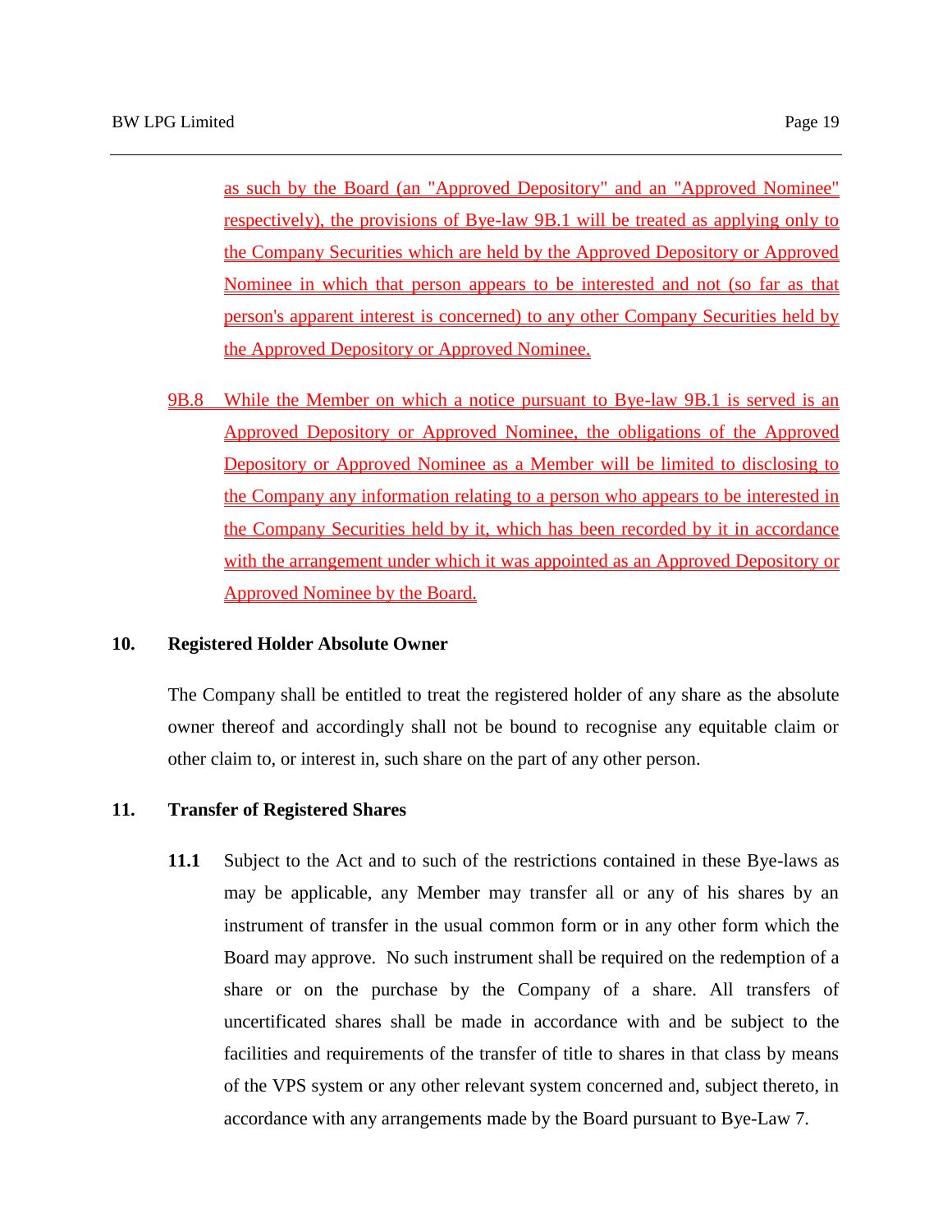as such by the Board (an "Approved Depository" and an "Approved Nominee" respectively), the provisions of Bye-law 9B.1 will be treated as applying only to the Company Securities which are held by the Approved Depository or Approved Nominee in which that person appears to be interested and not (so far as that person's apparent interest is concerned) to any other Company Securities held by the Approved Depository or Approved Nominee.

9B.8 While the Member on which a notice pursuant to Bye-law 9B.1 is served is an Approved Depository or Approved Nominee, the obligations of the Approved Depository or Approved Nominee as a Member will be limited to disclosing to the Company any information relating to a person who appears to be interested in the Company Securities held by it, which has been recorded by it in accordance with the arrangement under which it was appointed as an Approved Depository or Approved Nominee by the Board.

## 10. Registered Holder Absolute Owner

The Company shall be entitled to treat the registered holder of any share as the absolute owner thereof and accordingly shall not be bound to recognise any equitable claim or other claim to, or interest in, such share on the part of any other person.

## 11. Transfer of Registered Shares

**11.1** Subject to the Act and to such of the restrictions contained in these Bye-laws as may be applicable, any Member may transfer all or any of his shares by an instrument of transfer in the usual common form or in any other form which the Board may approve. No such instrument shall be required on the redemption of a share or on the purchase by the Company of a share. All transfers of uncertificated shares shall be made in accordance with and be subject to the facilities and requirements of the transfer of title to shares in that class by means of the VPS system or any other relevant system concerned and, subject thereto, in accordance with any arrangements made by the Board pursuant to Bye-Law 7.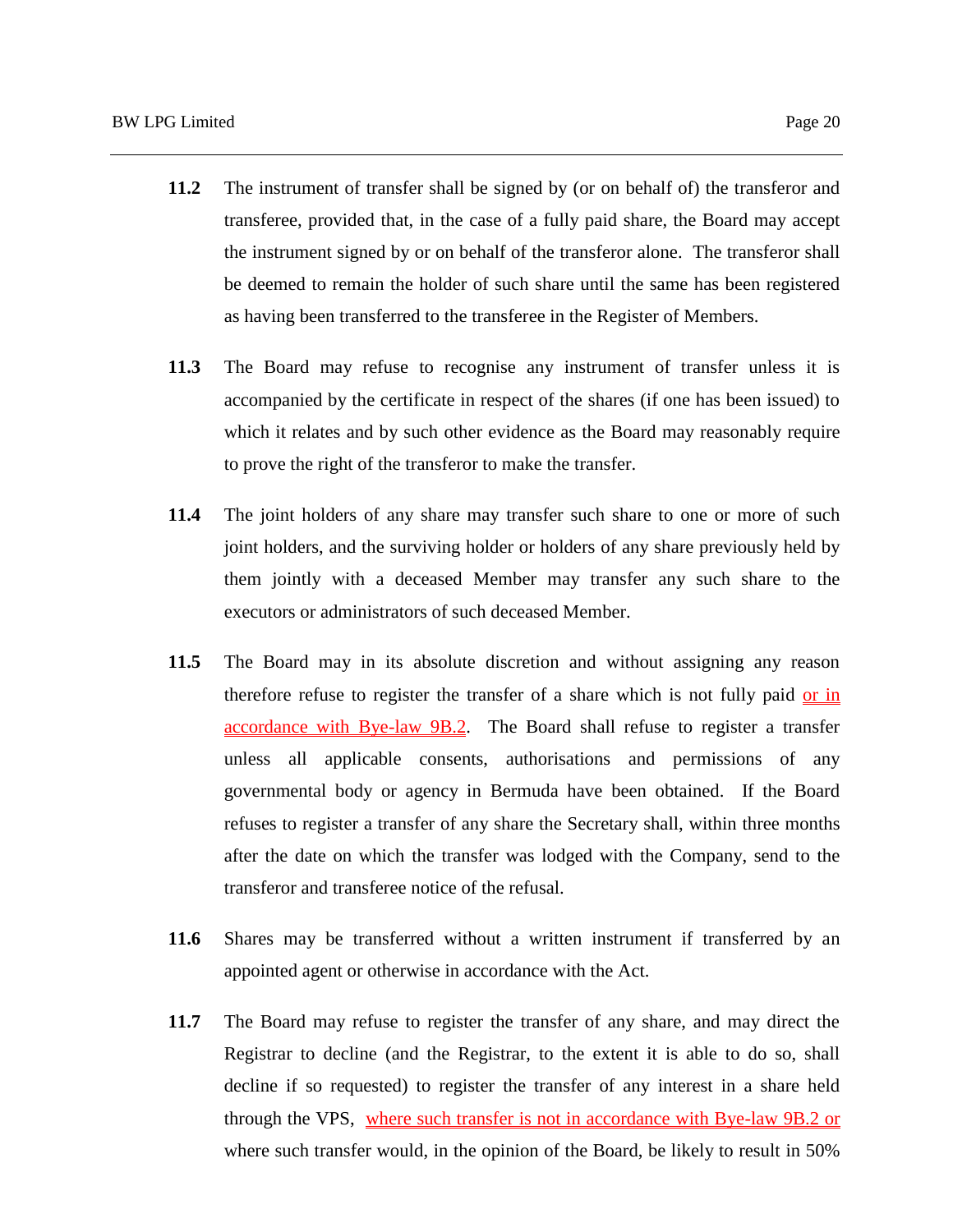**11.2** The instrument of transfer shall be signed by (or on behalf of) the transferor and transferee, provided that, in the case of a fully paid share, the Board may accept the instrument signed by or on behalf of the transferor alone. The transferor shall be deemed to remain the holder of such share until the same has been registered as having been transferred to the transferee in the Register of Members.

**11.3** The Board may refuse to recognise any instrument of transfer unless it is accompanied by the certificate in respect of the shares (if one has been issued) to which it relates and by such other evidence as the Board may reasonably require to prove the right of the transferor to make the transfer.

**11.4** The joint holders of any share may transfer such share to one or more of such joint holders, and the surviving holder or holders of any share previously held by them jointly with a deceased Member may transfer any such share to the executors or administrators of such deceased Member.

**11.5** The Board may in its absolute discretion and without assigning any reason therefore refuse to register the transfer of a share which is not fully paid or in accordance with Bye-law 9B.2. The Board shall refuse to register a transfer unless all applicable consents, authorisations and permissions of any governmental body or agency in Bermuda have been obtained. If the Board refuses to register a transfer of any share the Secretary shall, within three months after the date on which the transfer was lodged with the Company, send to the transferor and transferee notice of the refusal.

**11.6** Shares may be transferred without a written instrument if transferred by an appointed agent or otherwise in accordance with the Act.

**11.7** The Board may refuse to register the transfer of any share, and may direct the Registrar to decline (and the Registrar, to the extent it is able to do so, shall decline if so requested) to register the transfer of any interest in a share held through the VPS, where such transfer is not in accordance with Bye-law 9B.2 or where such transfer would, in the opinion of the Board, be likely to result in 50%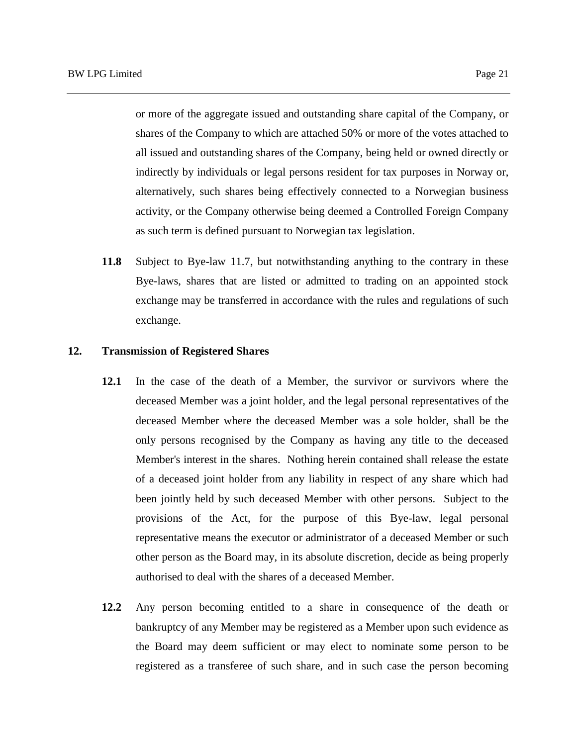or more of the aggregate issued and outstanding share capital of the Company, or shares of the Company to which are attached 50% or more of the votes attached to all issued and outstanding shares of the Company, being held or owned directly or indirectly by individuals or legal persons resident for tax purposes in Norway or, alternatively, such shares being effectively connected to a Norwegian business activity, or the Company otherwise being deemed a Controlled Foreign Company as such term is defined pursuant to Norwegian tax legislation.

**11.8** Subject to Bye-law 11.7, but notwithstanding anything to the contrary in these Bye-laws, shares that are listed or admitted to trading on an appointed stock exchange may be transferred in accordance with the rules and regulations of such exchange.

## 12. Transmission of Registered Shares

**12.1** In the case of the death of a Member, the survivor or survivors where the deceased Member was a joint holder, and the legal personal representatives of the deceased Member where the deceased Member was a sole holder, shall be the only persons recognised by the Company as having any title to the deceased Member's interest in the shares. Nothing herein contained shall release the estate of a deceased joint holder from any liability in respect of any share which had been jointly held by such deceased Member with other persons. Subject to the provisions of the Act, for the purpose of this Bye-law, legal personal representative means the executor or administrator of a deceased Member or such other person as the Board may, in its absolute discretion, decide as being properly authorised to deal with the shares of a deceased Member.

**12.2** Any person becoming entitled to a share in consequence of the death or bankruptcy of any Member may be registered as a Member upon such evidence as the Board may deem sufficient or may elect to nominate some person to be registered as a transferee of such share, and in such case the person becoming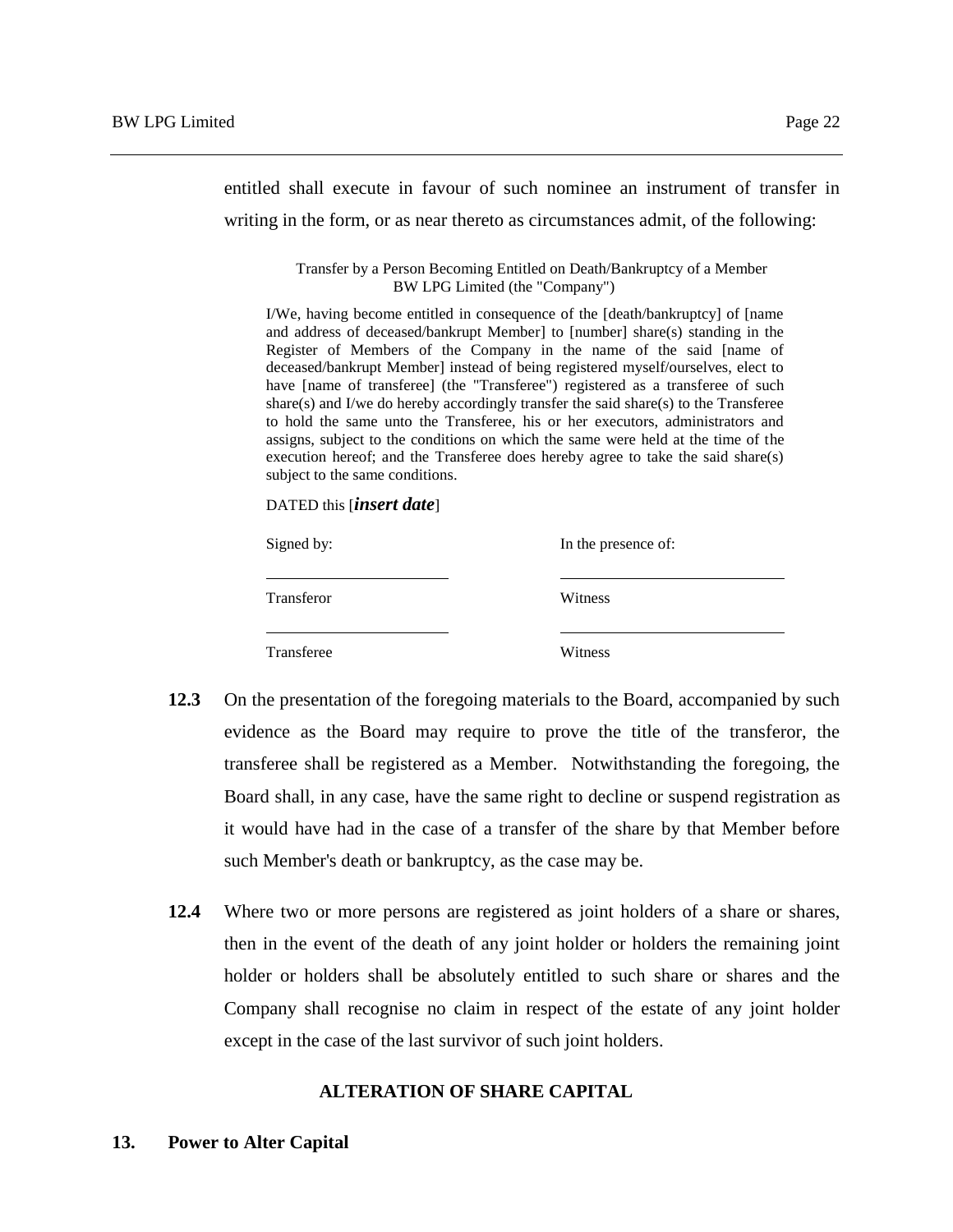entitled shall execute in favour of such nominee an instrument of transfer in writing in the form, or as near thereto as circumstances admit, of the following:

> Transfer by a Person Becoming Entitled on Death/Bankruptcy of a Member
> BW LPG Limited (the "Company")
>
> I/We, having become entitled in consequence of the [death/bankruptcy] of [name and address of deceased/bankrupt Member] to [number] share(s) standing in the Register of Members of the Company in the name of the said [name of deceased/bankrupt Member] instead of being registered myself/ourselves, elect to have [name of transferee] (the "Transferee") registered as a transferee of such share(s) and I/we do hereby accordingly transfer the said share(s) to the Transferee to hold the same unto the Transferee, his or her executors, administrators and assigns, subject to the conditions on which the same were held at the time of the execution hereof; and the Transferee does hereby agree to take the said share(s) subject to the same conditions.
>
> DATED this [***insert date***]
>
> | Signed by: | In the presence of: |
> |---|---|
> | \_\_\_\_\_\_\_\_\_\_\_\_\_\_\_\_\_\_\_\_ | \_\_\_\_\_\_\_\_\_\_\_\_\_\_\_\_\_\_\_\_ |
> | Transferor | Witness |
> | \_\_\_\_\_\_\_\_\_\_\_\_\_\_\_\_\_\_\_\_ | \_\_\_\_\_\_\_\_\_\_\_\_\_\_\_\_\_\_\_\_ |
> | Transferee | Witness |

**12.3** On the presentation of the foregoing materials to the Board, accompanied by such evidence as the Board may require to prove the title of the transferor, the transferee shall be registered as a Member. Notwithstanding the foregoing, the Board shall, in any case, have the same right to decline or suspend registration as it would have had in the case of a transfer of the share by that Member before such Member's death or bankruptcy, as the case may be.

**12.4** Where two or more persons are registered as joint holders of a share or shares, then in the event of the death of any joint holder or holders the remaining joint holder or holders shall be absolutely entitled to such share or shares and the Company shall recognise no claim in respect of the estate of any joint holder except in the case of the last survivor of such joint holders.

## ALTERATION OF SHARE CAPITAL

### 13. Power to Alter Capital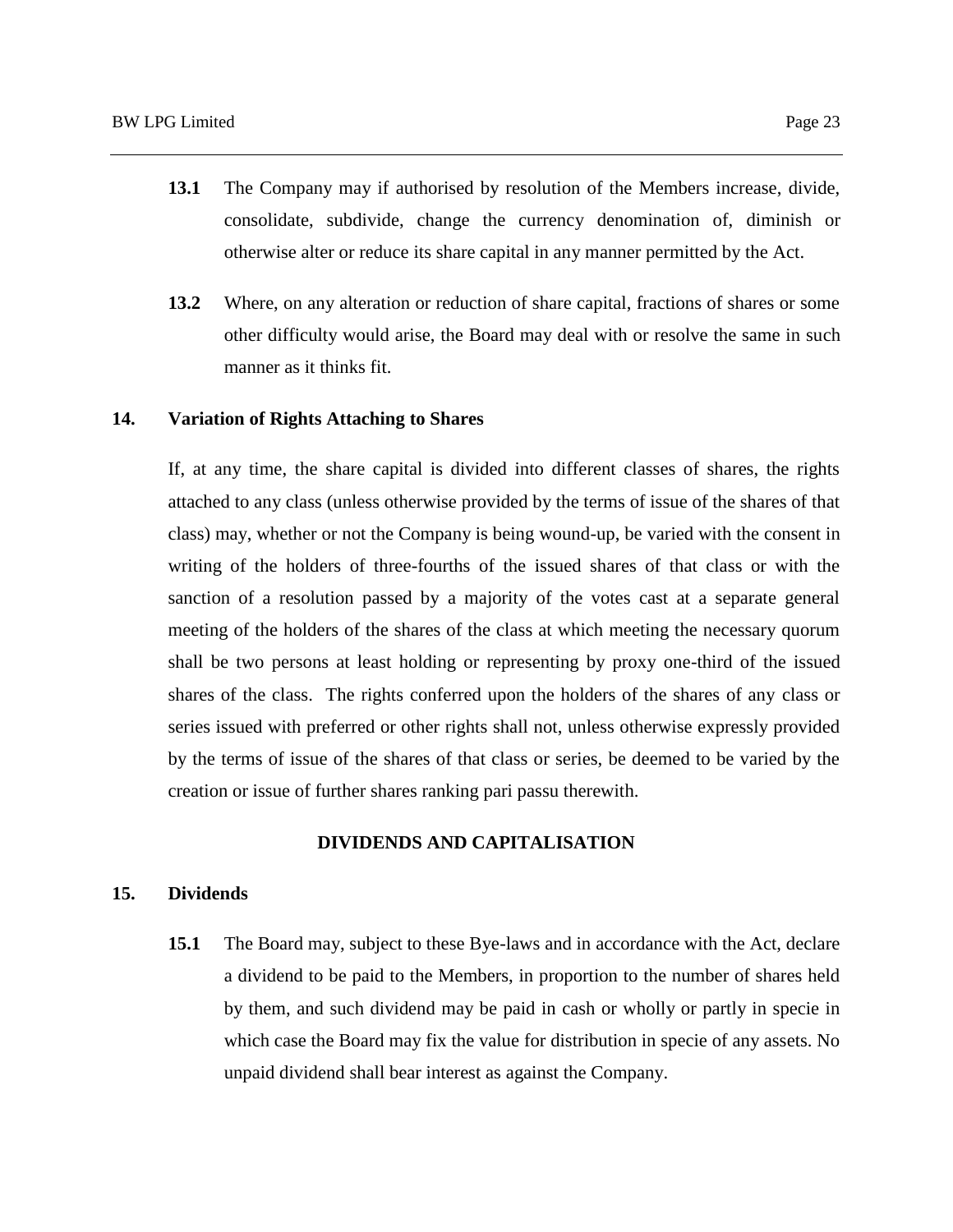**13.1** The Company may if authorised by resolution of the Members increase, divide, consolidate, subdivide, change the currency denomination of, diminish or otherwise alter or reduce its share capital in any manner permitted by the Act.

**13.2** Where, on any alteration or reduction of share capital, fractions of shares or some other difficulty would arise, the Board may deal with or resolve the same in such manner as it thinks fit.

### 14. Variation of Rights Attaching to Shares

If, at any time, the share capital is divided into different classes of shares, the rights attached to any class (unless otherwise provided by the terms of issue of the shares of that class) may, whether or not the Company is being wound-up, be varied with the consent in writing of the holders of three-fourths of the issued shares of that class or with the sanction of a resolution passed by a majority of the votes cast at a separate general meeting of the holders of the shares of the class at which meeting the necessary quorum shall be two persons at least holding or representing by proxy one-third of the issued shares of the class. The rights conferred upon the holders of the shares of any class or series issued with preferred or other rights shall not, unless otherwise expressly provided by the terms of issue of the shares of that class or series, be deemed to be varied by the creation or issue of further shares ranking pari passu therewith.

## DIVIDENDS AND CAPITALISATION

### 15. Dividends

**15.1** The Board may, subject to these Bye-laws and in accordance with the Act, declare a dividend to be paid to the Members, in proportion to the number of shares held by them, and such dividend may be paid in cash or wholly or partly in specie in which case the Board may fix the value for distribution in specie of any assets. No unpaid dividend shall bear interest as against the Company.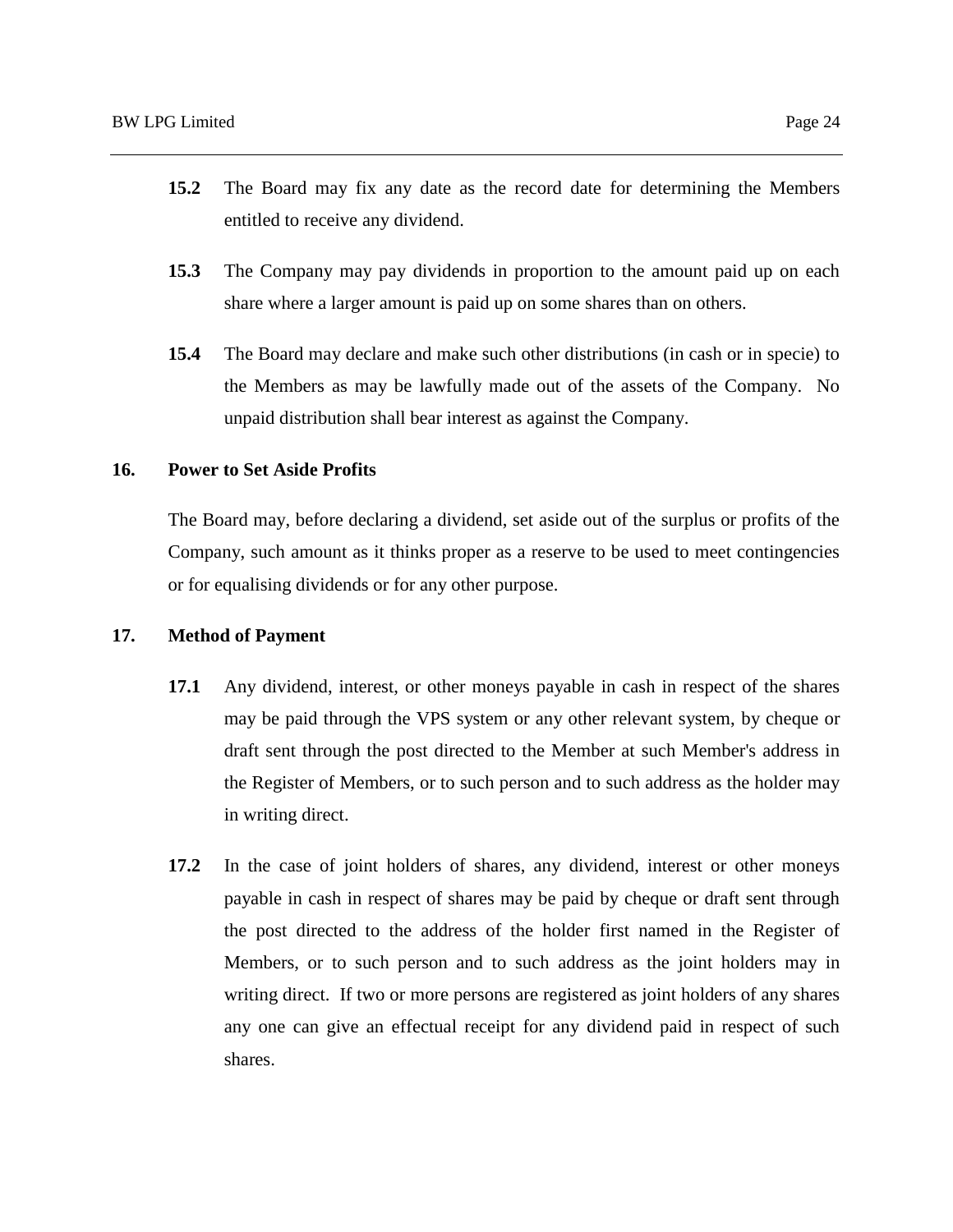**15.2** The Board may fix any date as the record date for determining the Members entitled to receive any dividend.

**15.3** The Company may pay dividends in proportion to the amount paid up on each share where a larger amount is paid up on some shares than on others.

**15.4** The Board may declare and make such other distributions (in cash or in specie) to the Members as may be lawfully made out of the assets of the Company. No unpaid distribution shall bear interest as against the Company.

## 16. Power to Set Aside Profits

The Board may, before declaring a dividend, set aside out of the surplus or profits of the Company, such amount as it thinks proper as a reserve to be used to meet contingencies or for equalising dividends or for any other purpose.

## 17. Method of Payment

**17.1** Any dividend, interest, or other moneys payable in cash in respect of the shares may be paid through the VPS system or any other relevant system, by cheque or draft sent through the post directed to the Member at such Member's address in the Register of Members, or to such person and to such address as the holder may in writing direct.

**17.2** In the case of joint holders of shares, any dividend, interest or other moneys payable in cash in respect of shares may be paid by cheque or draft sent through the post directed to the address of the holder first named in the Register of Members, or to such person and to such address as the joint holders may in writing direct. If two or more persons are registered as joint holders of any shares any one can give an effectual receipt for any dividend paid in respect of such shares.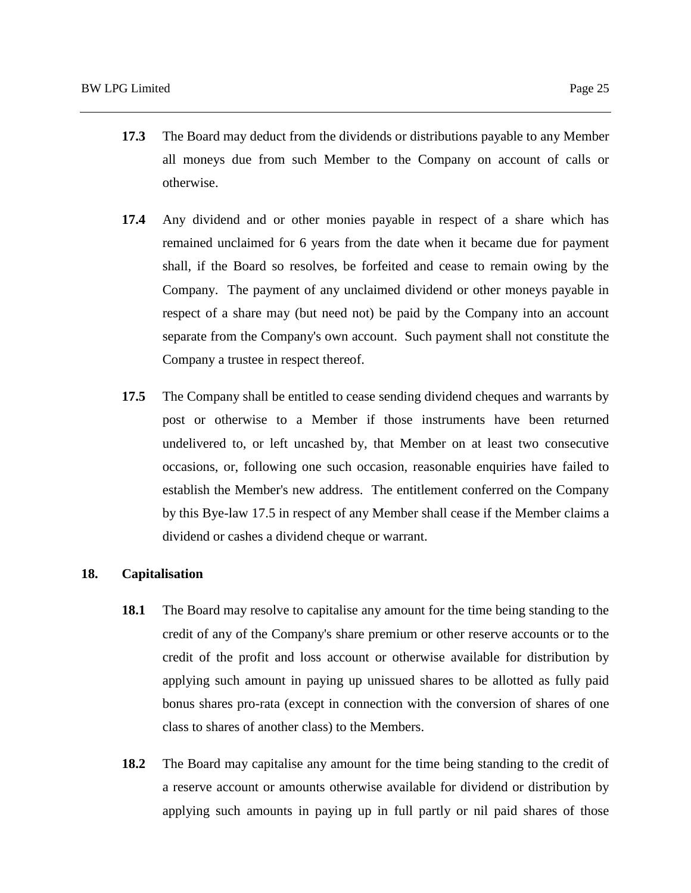**17.3** The Board may deduct from the dividends or distributions payable to any Member all moneys due from such Member to the Company on account of calls or otherwise.

**17.4** Any dividend and or other monies payable in respect of a share which has remained unclaimed for 6 years from the date when it became due for payment shall, if the Board so resolves, be forfeited and cease to remain owing by the Company. The payment of any unclaimed dividend or other moneys payable in respect of a share may (but need not) be paid by the Company into an account separate from the Company's own account. Such payment shall not constitute the Company a trustee in respect thereof.

**17.5** The Company shall be entitled to cease sending dividend cheques and warrants by post or otherwise to a Member if those instruments have been returned undelivered to, or left uncashed by, that Member on at least two consecutive occasions, or, following one such occasion, reasonable enquiries have failed to establish the Member's new address. The entitlement conferred on the Company by this Bye-law 17.5 in respect of any Member shall cease if the Member claims a dividend or cashes a dividend cheque or warrant.

## 18. Capitalisation

**18.1** The Board may resolve to capitalise any amount for the time being standing to the credit of any of the Company's share premium or other reserve accounts or to the credit of the profit and loss account or otherwise available for distribution by applying such amount in paying up unissued shares to be allotted as fully paid bonus shares pro-rata (except in connection with the conversion of shares of one class to shares of another class) to the Members.

**18.2** The Board may capitalise any amount for the time being standing to the credit of a reserve account or amounts otherwise available for dividend or distribution by applying such amounts in paying up in full partly or nil paid shares of those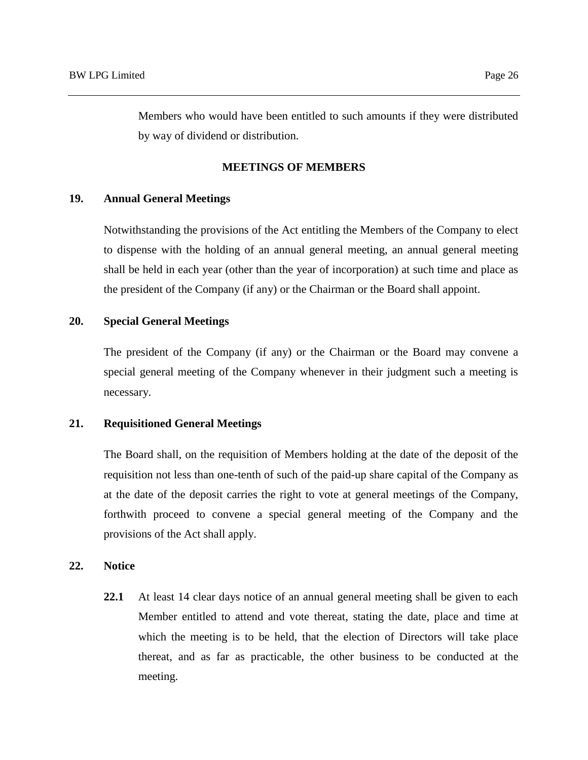Members who would have been entitled to such amounts if they were distributed by way of dividend or distribution.

## MEETINGS OF MEMBERS

### 19. Annual General Meetings

Notwithstanding the provisions of the Act entitling the Members of the Company to elect to dispense with the holding of an annual general meeting, an annual general meeting shall be held in each year (other than the year of incorporation) at such time and place as the president of the Company (if any) or the Chairman or the Board shall appoint.

### 20. Special General Meetings

The president of the Company (if any) or the Chairman or the Board may convene a special general meeting of the Company whenever in their judgment such a meeting is necessary.

### 21. Requisitioned General Meetings

The Board shall, on the requisition of Members holding at the date of the deposit of the requisition not less than one-tenth of such of the paid-up share capital of the Company as at the date of the deposit carries the right to vote at general meetings of the Company, forthwith proceed to convene a special general meeting of the Company and the provisions of the Act shall apply.

### 22. Notice

**22.1** At least 14 clear days notice of an annual general meeting shall be given to each Member entitled to attend and vote thereat, stating the date, place and time at which the meeting is to be held, that the election of Directors will take place thereat, and as far as practicable, the other business to be conducted at the meeting.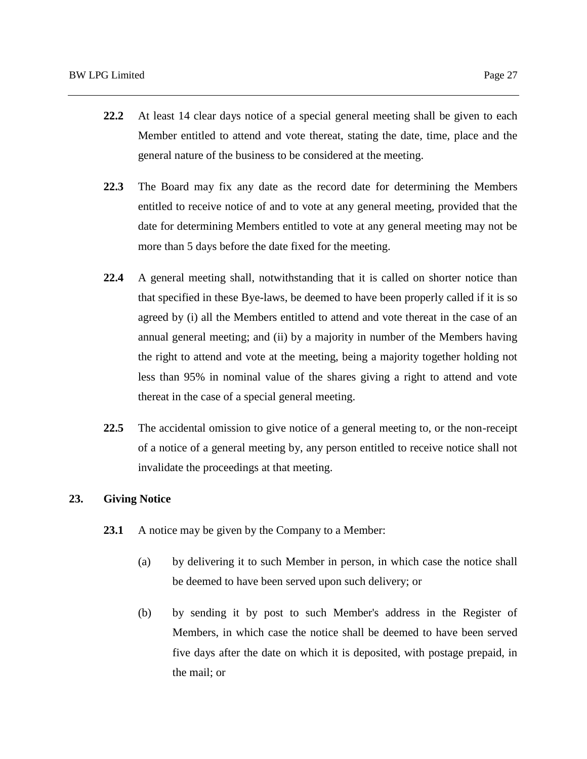**22.2** At least 14 clear days notice of a special general meeting shall be given to each Member entitled to attend and vote thereat, stating the date, time, place and the general nature of the business to be considered at the meeting.

**22.3** The Board may fix any date as the record date for determining the Members entitled to receive notice of and to vote at any general meeting, provided that the date for determining Members entitled to vote at any general meeting may not be more than 5 days before the date fixed for the meeting.

**22.4** A general meeting shall, notwithstanding that it is called on shorter notice than that specified in these Bye-laws, be deemed to have been properly called if it is so agreed by (i) all the Members entitled to attend and vote thereat in the case of an annual general meeting; and (ii) by a majority in number of the Members having the right to attend and vote at the meeting, being a majority together holding not less than 95% in nominal value of the shares giving a right to attend and vote thereat in the case of a special general meeting.

**22.5** The accidental omission to give notice of a general meeting to, or the non-receipt of a notice of a general meeting by, any person entitled to receive notice shall not invalidate the proceedings at that meeting.

## 23. Giving Notice

**23.1** A notice may be given by the Company to a Member:

(a) by delivering it to such Member in person, in which case the notice shall be deemed to have been served upon such delivery; or

(b) by sending it by post to such Member's address in the Register of Members, in which case the notice shall be deemed to have been served five days after the date on which it is deposited, with postage prepaid, in the mail; or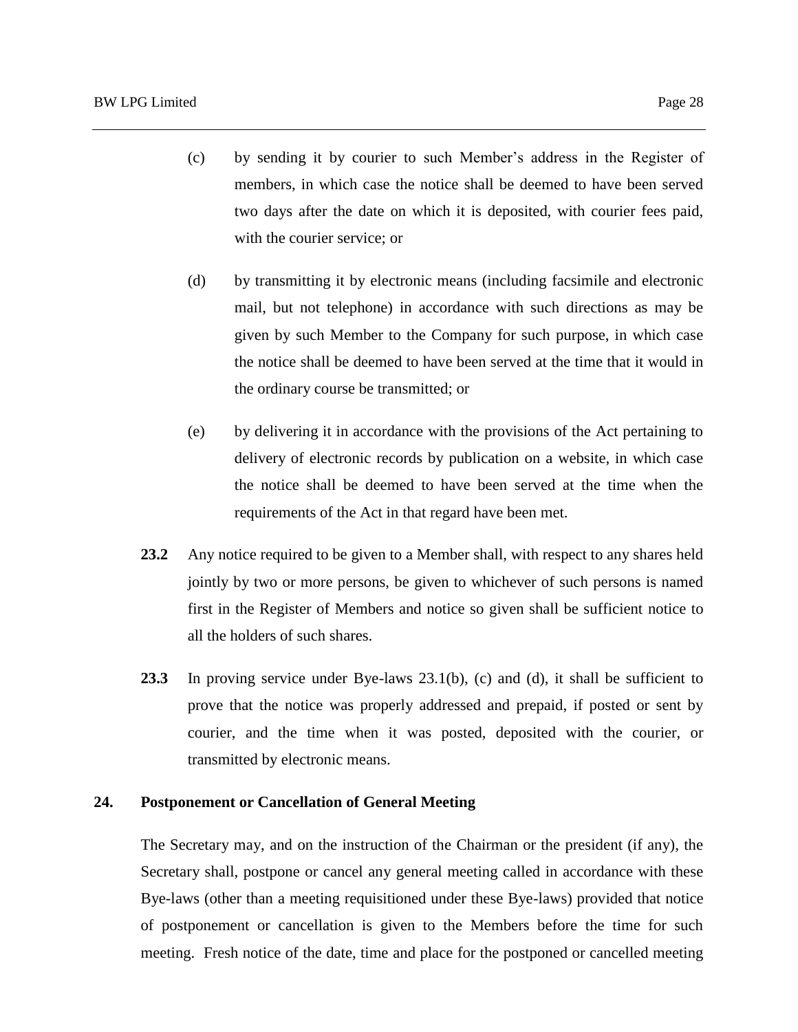(c) by sending it by courier to such Member's address in the Register of members, in which case the notice shall be deemed to have been served two days after the date on which it is deposited, with courier fees paid, with the courier service; or

(d) by transmitting it by electronic means (including facsimile and electronic mail, but not telephone) in accordance with such directions as may be given by such Member to the Company for such purpose, in which case the notice shall be deemed to have been served at the time that it would in the ordinary course be transmitted; or

(e) by delivering it in accordance with the provisions of the Act pertaining to delivery of electronic records by publication on a website, in which case the notice shall be deemed to have been served at the time when the requirements of the Act in that regard have been met.

**23.2** Any notice required to be given to a Member shall, with respect to any shares held jointly by two or more persons, be given to whichever of such persons is named first in the Register of Members and notice so given shall be sufficient notice to all the holders of such shares.

**23.3** In proving service under Bye-laws 23.1(b), (c) and (d), it shall be sufficient to prove that the notice was properly addressed and prepaid, if posted or sent by courier, and the time when it was posted, deposited with the courier, or transmitted by electronic means.

## 24. Postponement or Cancellation of General Meeting

The Secretary may, and on the instruction of the Chairman or the president (if any), the Secretary shall, postpone or cancel any general meeting called in accordance with these Bye-laws (other than a meeting requisitioned under these Bye-laws) provided that notice of postponement or cancellation is given to the Members before the time for such meeting. Fresh notice of the date, time and place for the postponed or cancelled meeting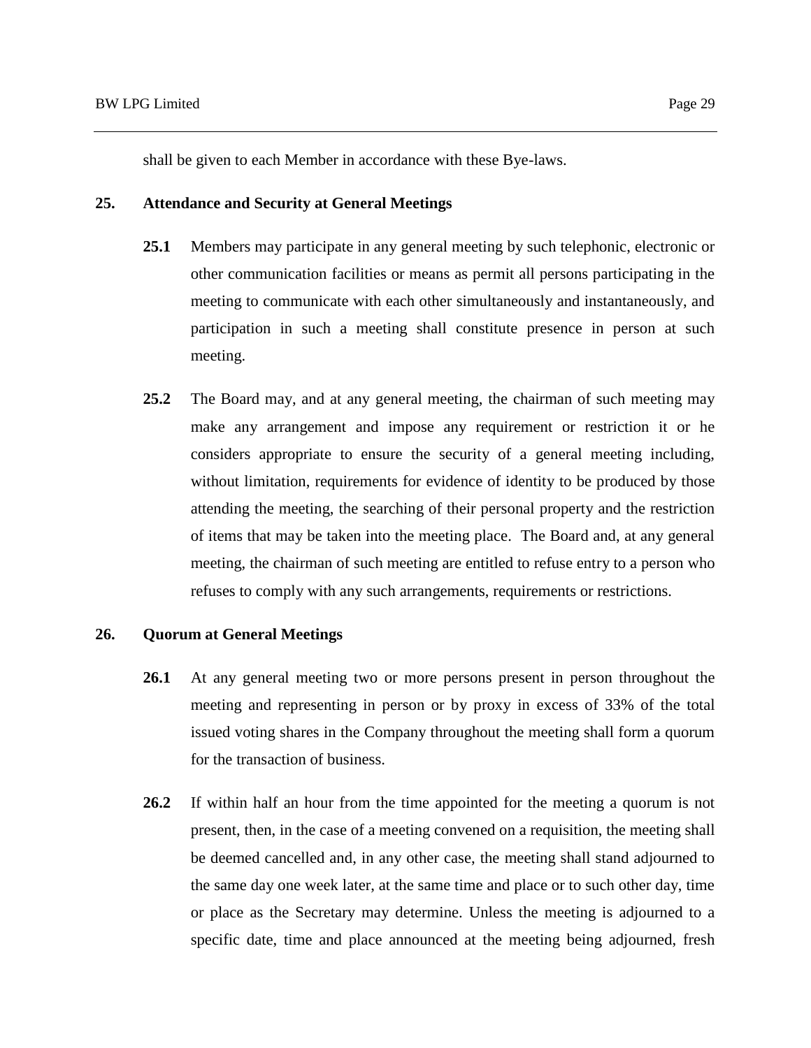shall be given to each Member in accordance with these Bye-laws.

## 25. Attendance and Security at General Meetings

**25.1** Members may participate in any general meeting by such telephonic, electronic or other communication facilities or means as permit all persons participating in the meeting to communicate with each other simultaneously and instantaneously, and participation in such a meeting shall constitute presence in person at such meeting.

**25.2** The Board may, and at any general meeting, the chairman of such meeting may make any arrangement and impose any requirement or restriction it or he considers appropriate to ensure the security of a general meeting including, without limitation, requirements for evidence of identity to be produced by those attending the meeting, the searching of their personal property and the restriction of items that may be taken into the meeting place. The Board and, at any general meeting, the chairman of such meeting are entitled to refuse entry to a person who refuses to comply with any such arrangements, requirements or restrictions.

## 26. Quorum at General Meetings

**26.1** At any general meeting two or more persons present in person throughout the meeting and representing in person or by proxy in excess of 33% of the total issued voting shares in the Company throughout the meeting shall form a quorum for the transaction of business.

**26.2** If within half an hour from the time appointed for the meeting a quorum is not present, then, in the case of a meeting convened on a requisition, the meeting shall be deemed cancelled and, in any other case, the meeting shall stand adjourned to the same day one week later, at the same time and place or to such other day, time or place as the Secretary may determine. Unless the meeting is adjourned to a specific date, time and place announced at the meeting being adjourned, fresh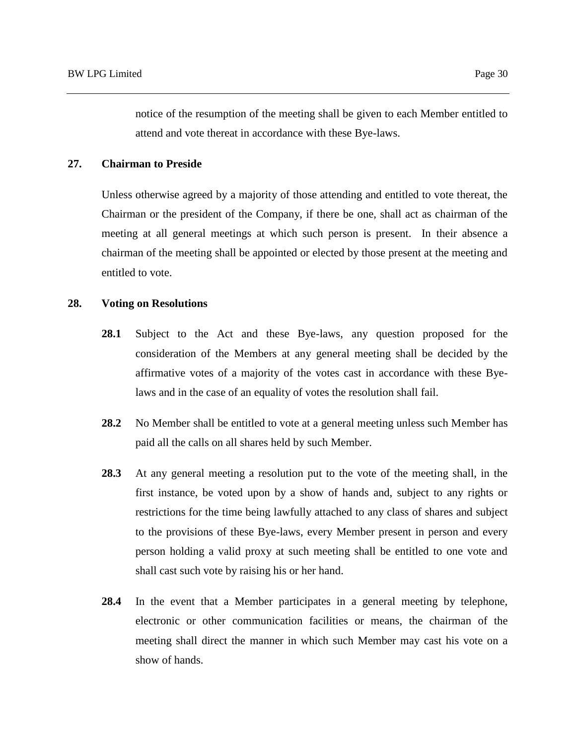notice of the resumption of the meeting shall be given to each Member entitled to attend and vote thereat in accordance with these Bye-laws.

**27. Chairman to Preside**

Unless otherwise agreed by a majority of those attending and entitled to vote thereat, the Chairman or the president of the Company, if there be one, shall act as chairman of the meeting at all general meetings at which such person is present. In their absence a chairman of the meeting shall be appointed or elected by those present at the meeting and entitled to vote.

**28. Voting on Resolutions**

**28.1** Subject to the Act and these Bye-laws, any question proposed for the consideration of the Members at any general meeting shall be decided by the affirmative votes of a majority of the votes cast in accordance with these Bye-laws and in the case of an equality of votes the resolution shall fail.

**28.2** No Member shall be entitled to vote at a general meeting unless such Member has paid all the calls on all shares held by such Member.

**28.3** At any general meeting a resolution put to the vote of the meeting shall, in the first instance, be voted upon by a show of hands and, subject to any rights or restrictions for the time being lawfully attached to any class of shares and subject to the provisions of these Bye-laws, every Member present in person and every person holding a valid proxy at such meeting shall be entitled to one vote and shall cast such vote by raising his or her hand.

**28.4** In the event that a Member participates in a general meeting by telephone, electronic or other communication facilities or means, the chairman of the meeting shall direct the manner in which such Member may cast his vote on a show of hands.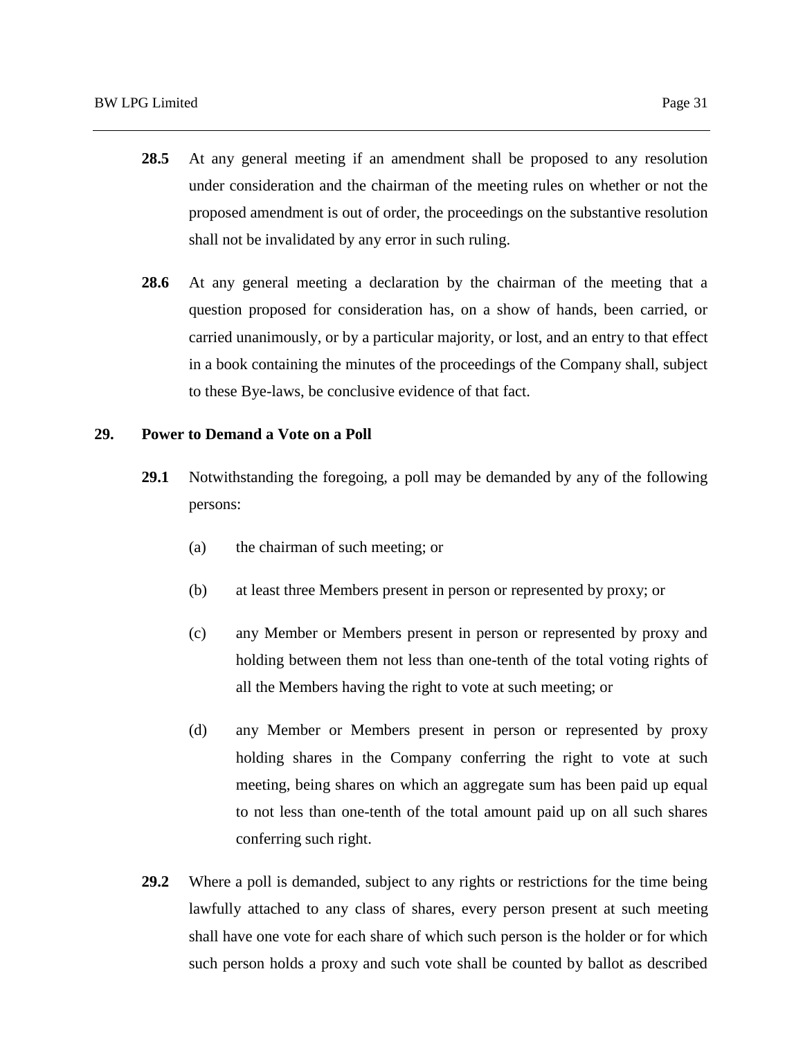**28.5** At any general meeting if an amendment shall be proposed to any resolution under consideration and the chairman of the meeting rules on whether or not the proposed amendment is out of order, the proceedings on the substantive resolution shall not be invalidated by any error in such ruling.

**28.6** At any general meeting a declaration by the chairman of the meeting that a question proposed for consideration has, on a show of hands, been carried, or carried unanimously, or by a particular majority, or lost, and an entry to that effect in a book containing the minutes of the proceedings of the Company shall, subject to these Bye-laws, be conclusive evidence of that fact.

## 29. Power to Demand a Vote on a Poll

**29.1** Notwithstanding the foregoing, a poll may be demanded by any of the following persons:

(a) the chairman of such meeting; or

(b) at least three Members present in person or represented by proxy; or

(c) any Member or Members present in person or represented by proxy and holding between them not less than one-tenth of the total voting rights of all the Members having the right to vote at such meeting; or

(d) any Member or Members present in person or represented by proxy holding shares in the Company conferring the right to vote at such meeting, being shares on which an aggregate sum has been paid up equal to not less than one-tenth of the total amount paid up on all such shares conferring such right.

**29.2** Where a poll is demanded, subject to any rights or restrictions for the time being lawfully attached to any class of shares, every person present at such meeting shall have one vote for each share of which such person is the holder or for which such person holds a proxy and such vote shall be counted by ballot as described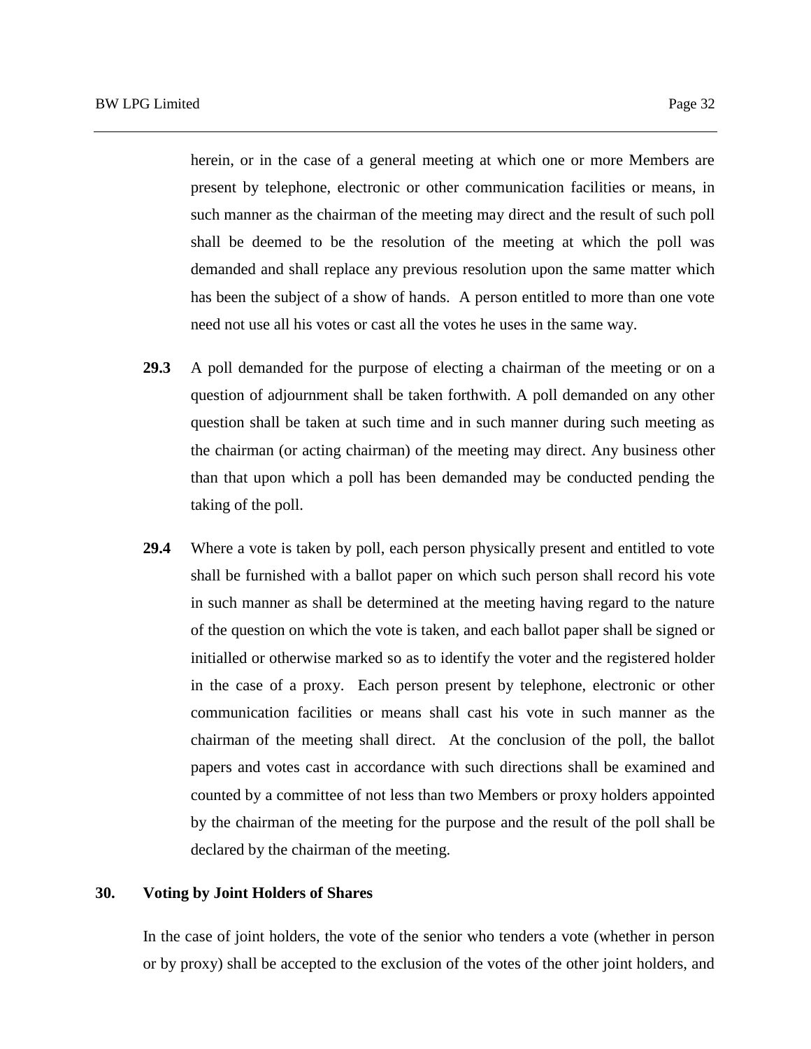herein, or in the case of a general meeting at which one or more Members are present by telephone, electronic or other communication facilities or means, in such manner as the chairman of the meeting may direct and the result of such poll shall be deemed to be the resolution of the meeting at which the poll was demanded and shall replace any previous resolution upon the same matter which has been the subject of a show of hands. A person entitled to more than one vote need not use all his votes or cast all the votes he uses in the same way.

**29.3** A poll demanded for the purpose of electing a chairman of the meeting or on a question of adjournment shall be taken forthwith. A poll demanded on any other question shall be taken at such time and in such manner during such meeting as the chairman (or acting chairman) of the meeting may direct. Any business other than that upon which a poll has been demanded may be conducted pending the taking of the poll.

**29.4** Where a vote is taken by poll, each person physically present and entitled to vote shall be furnished with a ballot paper on which such person shall record his vote in such manner as shall be determined at the meeting having regard to the nature of the question on which the vote is taken, and each ballot paper shall be signed or initialled or otherwise marked so as to identify the voter and the registered holder in the case of a proxy. Each person present by telephone, electronic or other communication facilities or means shall cast his vote in such manner as the chairman of the meeting shall direct. At the conclusion of the poll, the ballot papers and votes cast in accordance with such directions shall be examined and counted by a committee of not less than two Members or proxy holders appointed by the chairman of the meeting for the purpose and the result of the poll shall be declared by the chairman of the meeting.

## 30. Voting by Joint Holders of Shares

In the case of joint holders, the vote of the senior who tenders a vote (whether in person or by proxy) shall be accepted to the exclusion of the votes of the other joint holders, and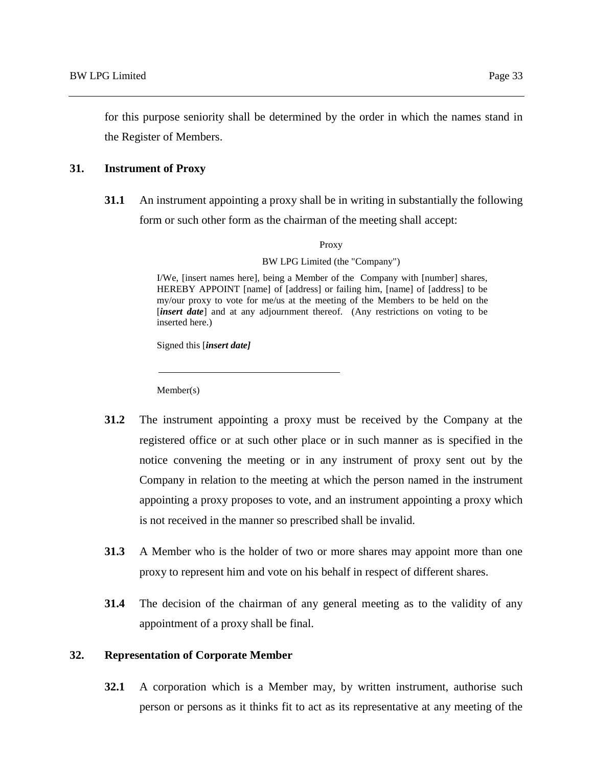for this purpose seniority shall be determined by the order in which the names stand in the Register of Members.

## 31. Instrument of Proxy

**31.1** An instrument appointing a proxy shall be in writing in substantially the following form or such other form as the chairman of the meeting shall accept:

> Proxy
>
> BW LPG Limited (the "Company")
>
> I/We, [insert names here], being a Member of the Company with [number] shares, HEREBY APPOINT [name] of [address] or failing him, [name] of [address] to be my/our proxy to vote for me/us at the meeting of the Members to be held on the [***insert date***] and at any adjournment thereof. (Any restrictions on voting to be inserted here.)
>
> Signed this [***insert date]***
>
> \_\_\_\_\_\_\_\_\_\_\_\_\_\_\_\_\_\_\_\_\_\_\_\_\_\_\_\_\_\_\_\_\_\_\_\_
>
> Member(s)

**31.2** The instrument appointing a proxy must be received by the Company at the registered office or at such other place or in such manner as is specified in the notice convening the meeting or in any instrument of proxy sent out by the Company in relation to the meeting at which the person named in the instrument appointing a proxy proposes to vote, and an instrument appointing a proxy which is not received in the manner so prescribed shall be invalid.

**31.3** A Member who is the holder of two or more shares may appoint more than one proxy to represent him and vote on his behalf in respect of different shares.

**31.4** The decision of the chairman of any general meeting as to the validity of any appointment of a proxy shall be final.

## 32. Representation of Corporate Member

**32.1** A corporation which is a Member may, by written instrument, authorise such person or persons as it thinks fit to act as its representative at any meeting of the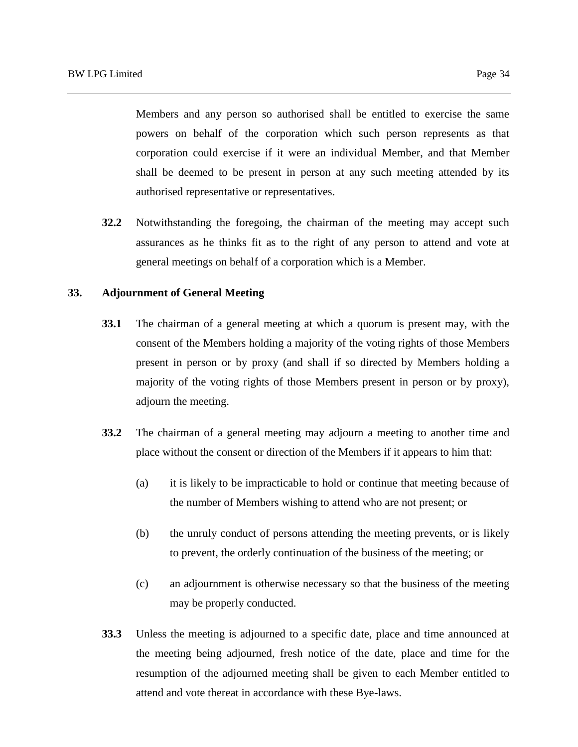Members and any person so authorised shall be entitled to exercise the same powers on behalf of the corporation which such person represents as that corporation could exercise if it were an individual Member, and that Member shall be deemed to be present in person at any such meeting attended by its authorised representative or representatives.

**32.2** Notwithstanding the foregoing, the chairman of the meeting may accept such assurances as he thinks fit as to the right of any person to attend and vote at general meetings on behalf of a corporation which is a Member.

## 33. Adjournment of General Meeting

**33.1** The chairman of a general meeting at which a quorum is present may, with the consent of the Members holding a majority of the voting rights of those Members present in person or by proxy (and shall if so directed by Members holding a majority of the voting rights of those Members present in person or by proxy), adjourn the meeting.

**33.2** The chairman of a general meeting may adjourn a meeting to another time and place without the consent or direction of the Members if it appears to him that:

(a) it is likely to be impracticable to hold or continue that meeting because of the number of Members wishing to attend who are not present; or

(b) the unruly conduct of persons attending the meeting prevents, or is likely to prevent, the orderly continuation of the business of the meeting; or

(c) an adjournment is otherwise necessary so that the business of the meeting may be properly conducted.

**33.3** Unless the meeting is adjourned to a specific date, place and time announced at the meeting being adjourned, fresh notice of the date, place and time for the resumption of the adjourned meeting shall be given to each Member entitled to attend and vote thereat in accordance with these Bye-laws.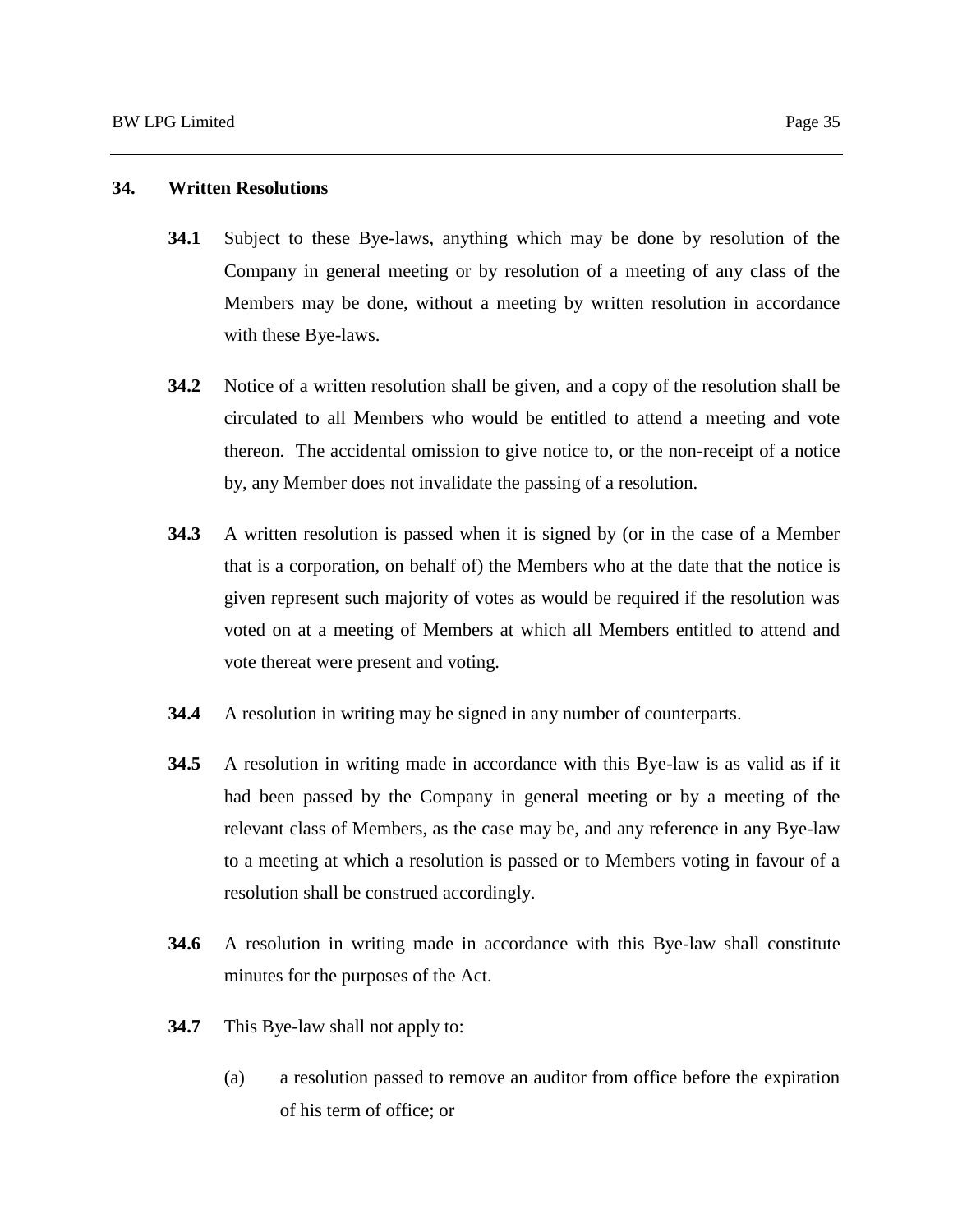## 34. Written Resolutions

**34.1** Subject to these Bye-laws, anything which may be done by resolution of the Company in general meeting or by resolution of a meeting of any class of the Members may be done, without a meeting by written resolution in accordance with these Bye-laws.

**34.2** Notice of a written resolution shall be given, and a copy of the resolution shall be circulated to all Members who would be entitled to attend a meeting and vote thereon. The accidental omission to give notice to, or the non-receipt of a notice by, any Member does not invalidate the passing of a resolution.

**34.3** A written resolution is passed when it is signed by (or in the case of a Member that is a corporation, on behalf of) the Members who at the date that the notice is given represent such majority of votes as would be required if the resolution was voted on at a meeting of Members at which all Members entitled to attend and vote thereat were present and voting.

**34.4** A resolution in writing may be signed in any number of counterparts.

**34.5** A resolution in writing made in accordance with this Bye-law is as valid as if it had been passed by the Company in general meeting or by a meeting of the relevant class of Members, as the case may be, and any reference in any Bye-law to a meeting at which a resolution is passed or to Members voting in favour of a resolution shall be construed accordingly.

**34.6** A resolution in writing made in accordance with this Bye-law shall constitute minutes for the purposes of the Act.

**34.7** This Bye-law shall not apply to:

(a) a resolution passed to remove an auditor from office before the expiration of his term of office; or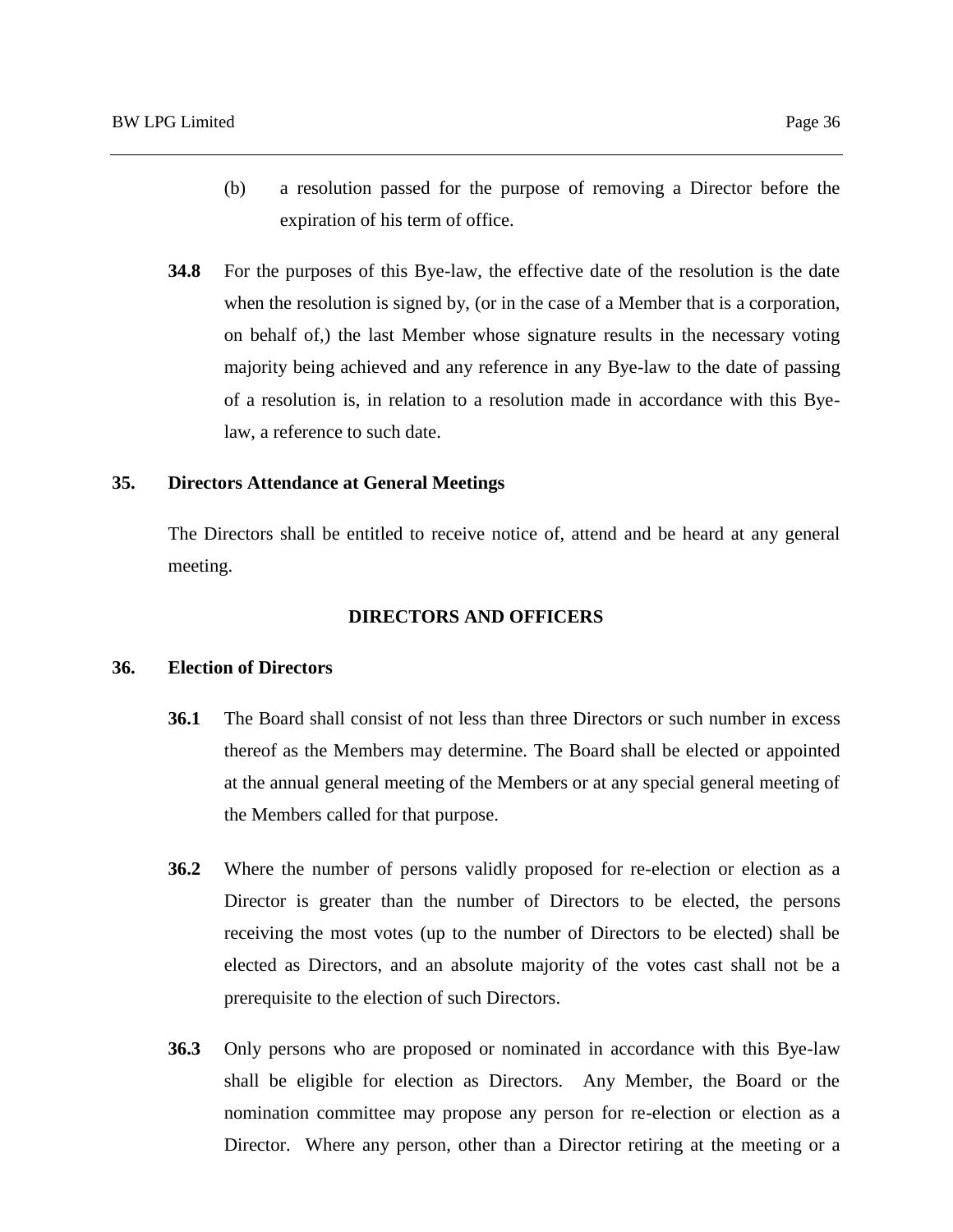(b) a resolution passed for the purpose of removing a Director before the expiration of his term of office.

**34.8** For the purposes of this Bye-law, the effective date of the resolution is the date when the resolution is signed by, (or in the case of a Member that is a corporation, on behalf of,) the last Member whose signature results in the necessary voting majority being achieved and any reference in any Bye-law to the date of passing of a resolution is, in relation to a resolution made in accordance with this Bye-law, a reference to such date.

**35. Directors Attendance at General Meetings**

The Directors shall be entitled to receive notice of, attend and be heard at any general meeting.

## DIRECTORS AND OFFICERS

**36. Election of Directors**

**36.1** The Board shall consist of not less than three Directors or such number in excess thereof as the Members may determine. The Board shall be elected or appointed at the annual general meeting of the Members or at any special general meeting of the Members called for that purpose.

**36.2** Where the number of persons validly proposed for re-election or election as a Director is greater than the number of Directors to be elected, the persons receiving the most votes (up to the number of Directors to be elected) shall be elected as Directors, and an absolute majority of the votes cast shall not be a prerequisite to the election of such Directors.

**36.3** Only persons who are proposed or nominated in accordance with this Bye-law shall be eligible for election as Directors. Any Member, the Board or the nomination committee may propose any person for re-election or election as a Director. Where any person, other than a Director retiring at the meeting or a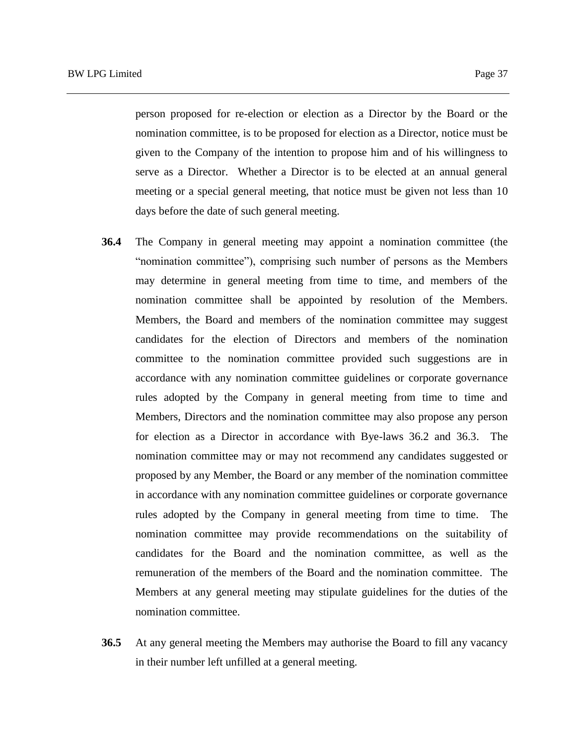person proposed for re-election or election as a Director by the Board or the nomination committee, is to be proposed for election as a Director, notice must be given to the Company of the intention to propose him and of his willingness to serve as a Director. Whether a Director is to be elected at an annual general meeting or a special general meeting, that notice must be given not less than 10 days before the date of such general meeting.

**36.4** The Company in general meeting may appoint a nomination committee (the "nomination committee"), comprising such number of persons as the Members may determine in general meeting from time to time, and members of the nomination committee shall be appointed by resolution of the Members. Members, the Board and members of the nomination committee may suggest candidates for the election of Directors and members of the nomination committee to the nomination committee provided such suggestions are in accordance with any nomination committee guidelines or corporate governance rules adopted by the Company in general meeting from time to time and Members, Directors and the nomination committee may also propose any person for election as a Director in accordance with Bye-laws 36.2 and 36.3. The nomination committee may or may not recommend any candidates suggested or proposed by any Member, the Board or any member of the nomination committee in accordance with any nomination committee guidelines or corporate governance rules adopted by the Company in general meeting from time to time. The nomination committee may provide recommendations on the suitability of candidates for the Board and the nomination committee, as well as the remuneration of the members of the Board and the nomination committee. The Members at any general meeting may stipulate guidelines for the duties of the nomination committee.

**36.5** At any general meeting the Members may authorise the Board to fill any vacancy in their number left unfilled at a general meeting.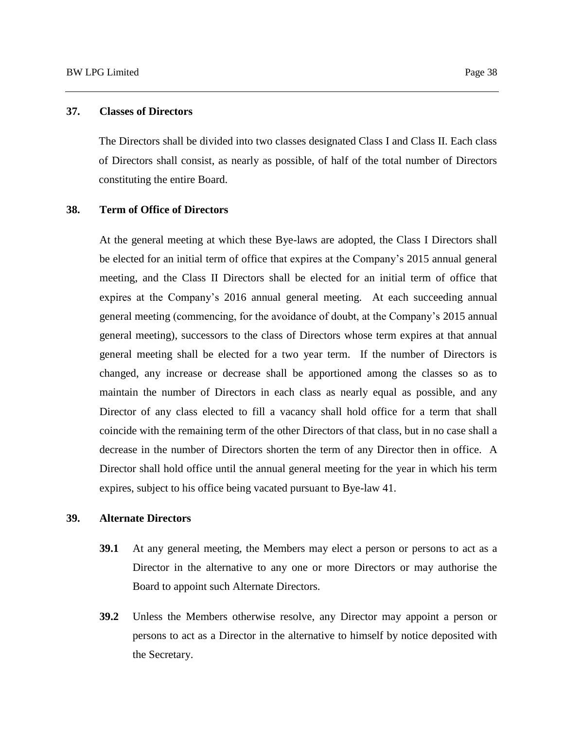**37. Classes of Directors**

The Directors shall be divided into two classes designated Class I and Class II. Each class of Directors shall consist, as nearly as possible, of half of the total number of Directors constituting the entire Board.

**38. Term of Office of Directors**

At the general meeting at which these Bye-laws are adopted, the Class I Directors shall be elected for an initial term of office that expires at the Company's 2015 annual general meeting, and the Class II Directors shall be elected for an initial term of office that expires at the Company's 2016 annual general meeting. At each succeeding annual general meeting (commencing, for the avoidance of doubt, at the Company's 2015 annual general meeting), successors to the class of Directors whose term expires at that annual general meeting shall be elected for a two year term. If the number of Directors is changed, any increase or decrease shall be apportioned among the classes so as to maintain the number of Directors in each class as nearly equal as possible, and any Director of any class elected to fill a vacancy shall hold office for a term that shall coincide with the remaining term of the other Directors of that class, but in no case shall a decrease in the number of Directors shorten the term of any Director then in office. A Director shall hold office until the annual general meeting for the year in which his term expires, subject to his office being vacated pursuant to Bye-law 41.

**39. Alternate Directors**

**39.1** At any general meeting, the Members may elect a person or persons to act as a Director in the alternative to any one or more Directors or may authorise the Board to appoint such Alternate Directors.

**39.2** Unless the Members otherwise resolve, any Director may appoint a person or persons to act as a Director in the alternative to himself by notice deposited with the Secretary.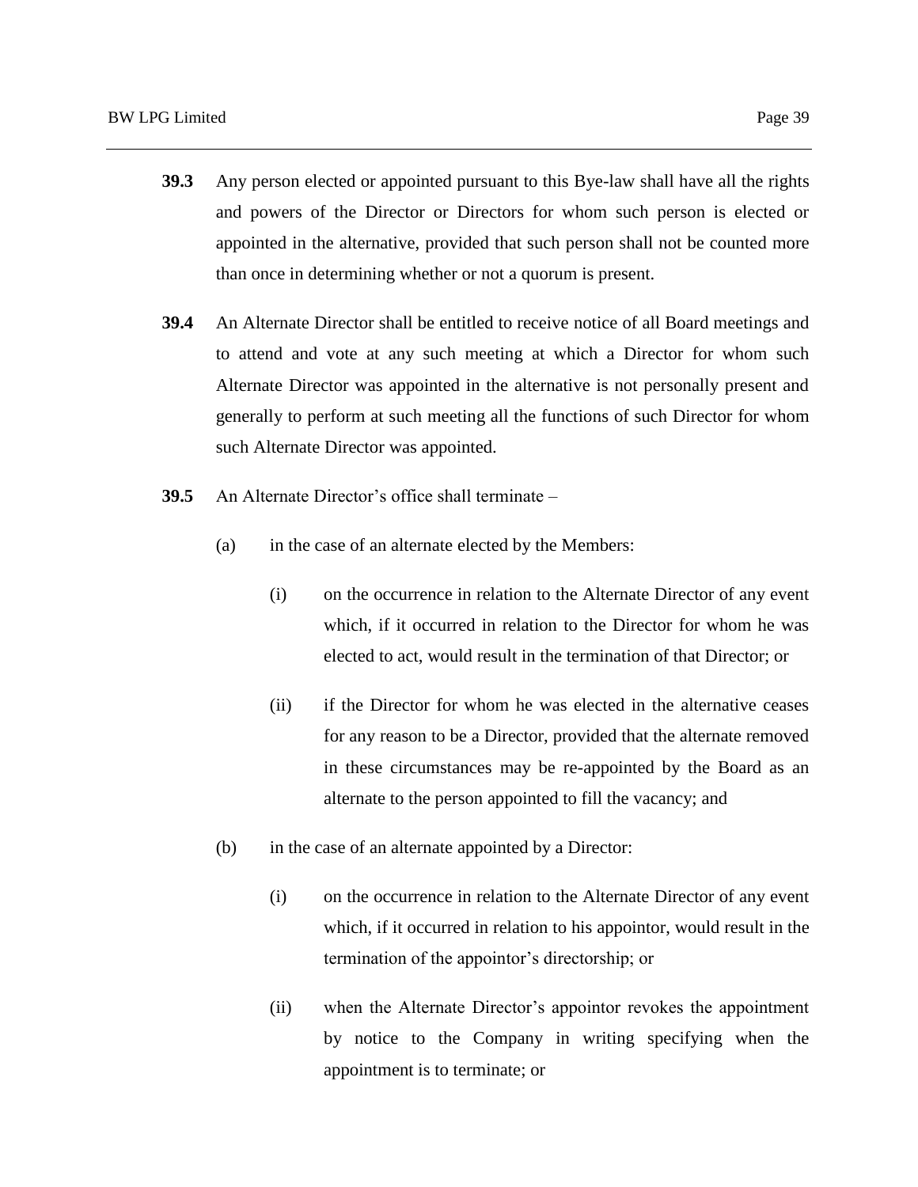**39.3** Any person elected or appointed pursuant to this Bye-law shall have all the rights and powers of the Director or Directors for whom such person is elected or appointed in the alternative, provided that such person shall not be counted more than once in determining whether or not a quorum is present.

**39.4** An Alternate Director shall be entitled to receive notice of all Board meetings and to attend and vote at any such meeting at which a Director for whom such Alternate Director was appointed in the alternative is not personally present and generally to perform at such meeting all the functions of such Director for whom such Alternate Director was appointed.

**39.5** An Alternate Director's office shall terminate –

(a) in the case of an alternate elected by the Members:

(i) on the occurrence in relation to the Alternate Director of any event which, if it occurred in relation to the Director for whom he was elected to act, would result in the termination of that Director; or

(ii) if the Director for whom he was elected in the alternative ceases for any reason to be a Director, provided that the alternate removed in these circumstances may be re-appointed by the Board as an alternate to the person appointed to fill the vacancy; and

(b) in the case of an alternate appointed by a Director:

(i) on the occurrence in relation to the Alternate Director of any event which, if it occurred in relation to his appointor, would result in the termination of the appointor's directorship; or

(ii) when the Alternate Director's appointor revokes the appointment by notice to the Company in writing specifying when the appointment is to terminate; or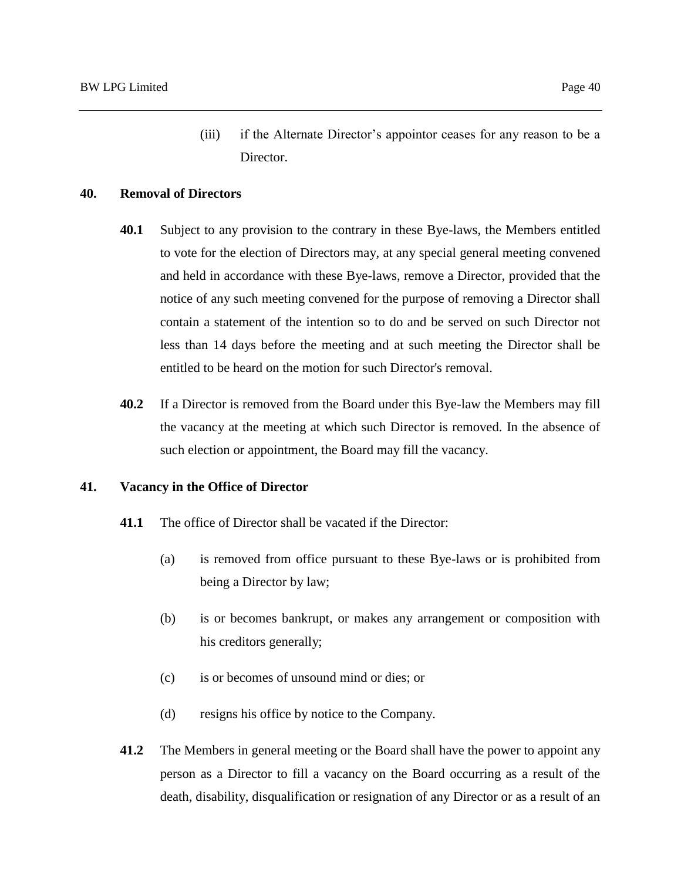(iii) if the Alternate Director's appointor ceases for any reason to be a Director.

## 40. Removal of Directors

**40.1** Subject to any provision to the contrary in these Bye-laws, the Members entitled to vote for the election of Directors may, at any special general meeting convened and held in accordance with these Bye-laws, remove a Director, provided that the notice of any such meeting convened for the purpose of removing a Director shall contain a statement of the intention so to do and be served on such Director not less than 14 days before the meeting and at such meeting the Director shall be entitled to be heard on the motion for such Director's removal.

**40.2** If a Director is removed from the Board under this Bye-law the Members may fill the vacancy at the meeting at which such Director is removed. In the absence of such election or appointment, the Board may fill the vacancy.

## 41. Vacancy in the Office of Director

**41.1** The office of Director shall be vacated if the Director:

(a) is removed from office pursuant to these Bye-laws or is prohibited from being a Director by law;

(b) is or becomes bankrupt, or makes any arrangement or composition with his creditors generally;

(c) is or becomes of unsound mind or dies; or

(d) resigns his office by notice to the Company.

**41.2** The Members in general meeting or the Board shall have the power to appoint any person as a Director to fill a vacancy on the Board occurring as a result of the death, disability, disqualification or resignation of any Director or as a result of an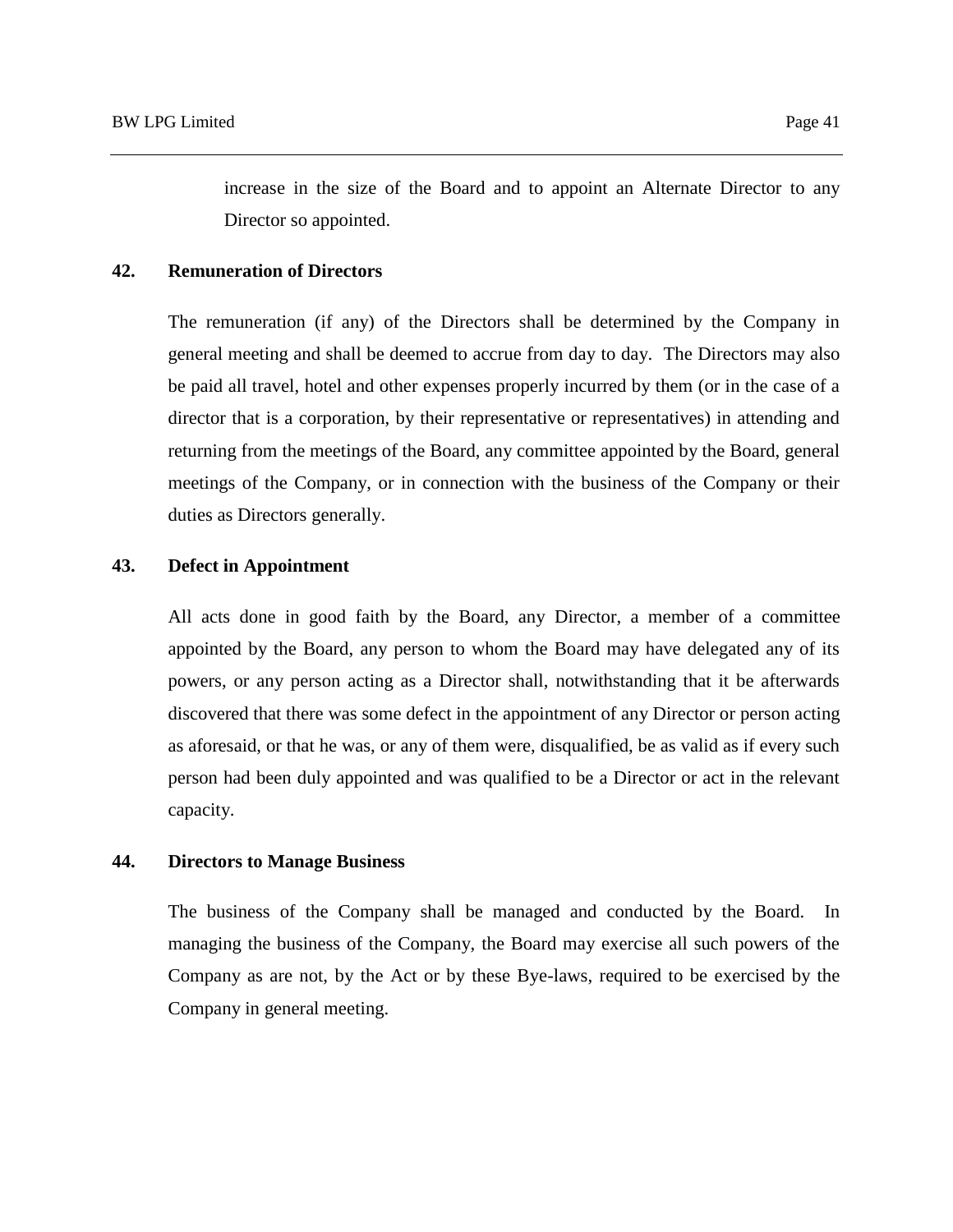increase in the size of the Board and to appoint an Alternate Director to any Director so appointed.

## 42. Remuneration of Directors

The remuneration (if any) of the Directors shall be determined by the Company in general meeting and shall be deemed to accrue from day to day. The Directors may also be paid all travel, hotel and other expenses properly incurred by them (or in the case of a director that is a corporation, by their representative or representatives) in attending and returning from the meetings of the Board, any committee appointed by the Board, general meetings of the Company, or in connection with the business of the Company or their duties as Directors generally.

## 43. Defect in Appointment

All acts done in good faith by the Board, any Director, a member of a committee appointed by the Board, any person to whom the Board may have delegated any of its powers, or any person acting as a Director shall, notwithstanding that it be afterwards discovered that there was some defect in the appointment of any Director or person acting as aforesaid, or that he was, or any of them were, disqualified, be as valid as if every such person had been duly appointed and was qualified to be a Director or act in the relevant capacity.

## 44. Directors to Manage Business

The business of the Company shall be managed and conducted by the Board. In managing the business of the Company, the Board may exercise all such powers of the Company as are not, by the Act or by these Bye-laws, required to be exercised by the Company in general meeting.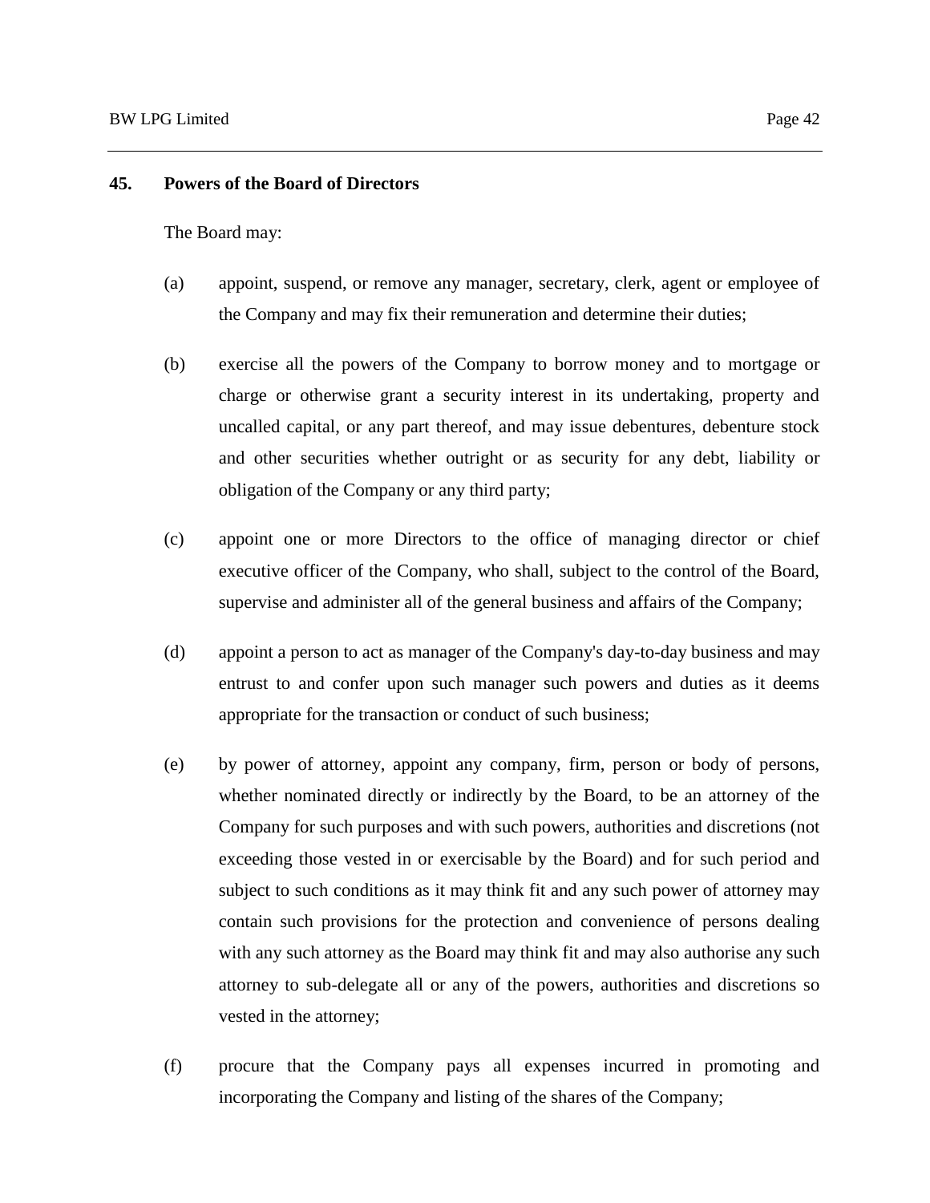## 45. Powers of the Board of Directors

The Board may:

(a) appoint, suspend, or remove any manager, secretary, clerk, agent or employee of the Company and may fix their remuneration and determine their duties;

(b) exercise all the powers of the Company to borrow money and to mortgage or charge or otherwise grant a security interest in its undertaking, property and uncalled capital, or any part thereof, and may issue debentures, debenture stock and other securities whether outright or as security for any debt, liability or obligation of the Company or any third party;

(c) appoint one or more Directors to the office of managing director or chief executive officer of the Company, who shall, subject to the control of the Board, supervise and administer all of the general business and affairs of the Company;

(d) appoint a person to act as manager of the Company's day-to-day business and may entrust to and confer upon such manager such powers and duties as it deems appropriate for the transaction or conduct of such business;

(e) by power of attorney, appoint any company, firm, person or body of persons, whether nominated directly or indirectly by the Board, to be an attorney of the Company for such purposes and with such powers, authorities and discretions (not exceeding those vested in or exercisable by the Board) and for such period and subject to such conditions as it may think fit and any such power of attorney may contain such provisions for the protection and convenience of persons dealing with any such attorney as the Board may think fit and may also authorise any such attorney to sub-delegate all or any of the powers, authorities and discretions so vested in the attorney;

(f) procure that the Company pays all expenses incurred in promoting and incorporating the Company and listing of the shares of the Company;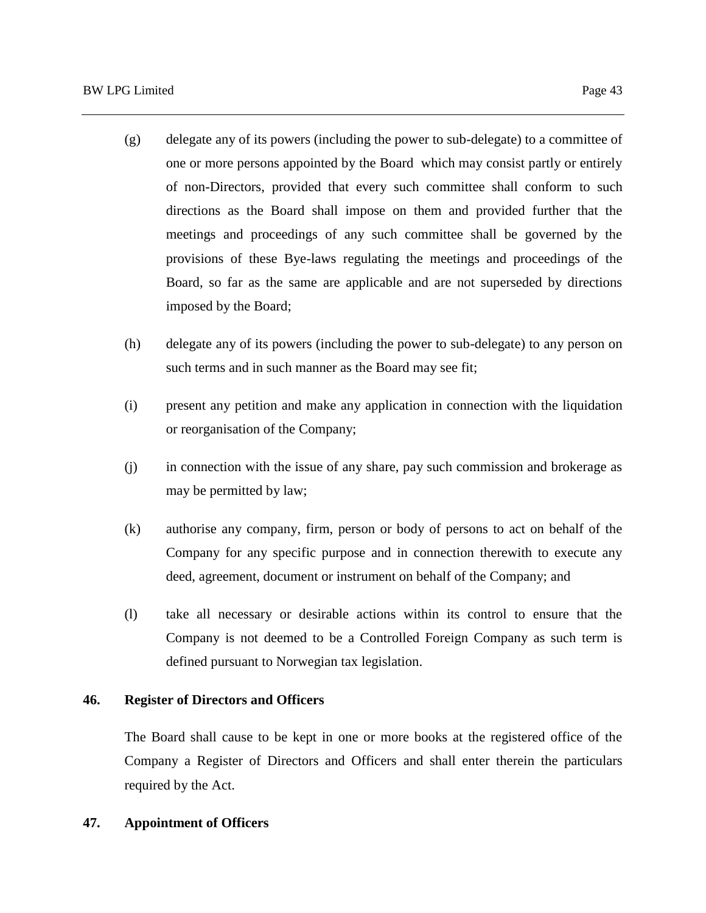(g) delegate any of its powers (including the power to sub-delegate) to a committee of one or more persons appointed by the Board which may consist partly or entirely of non-Directors, provided that every such committee shall conform to such directions as the Board shall impose on them and provided further that the meetings and proceedings of any such committee shall be governed by the provisions of these Bye-laws regulating the meetings and proceedings of the Board, so far as the same are applicable and are not superseded by directions imposed by the Board;

(h) delegate any of its powers (including the power to sub-delegate) to any person on such terms and in such manner as the Board may see fit;

(i) present any petition and make any application in connection with the liquidation or reorganisation of the Company;

(j) in connection with the issue of any share, pay such commission and brokerage as may be permitted by law;

(k) authorise any company, firm, person or body of persons to act on behalf of the Company for any specific purpose and in connection therewith to execute any deed, agreement, document or instrument on behalf of the Company; and

(l) take all necessary or desirable actions within its control to ensure that the Company is not deemed to be a Controlled Foreign Company as such term is defined pursuant to Norwegian tax legislation.

## 46. Register of Directors and Officers

The Board shall cause to be kept in one or more books at the registered office of the Company a Register of Directors and Officers and shall enter therein the particulars required by the Act.

## 47. Appointment of Officers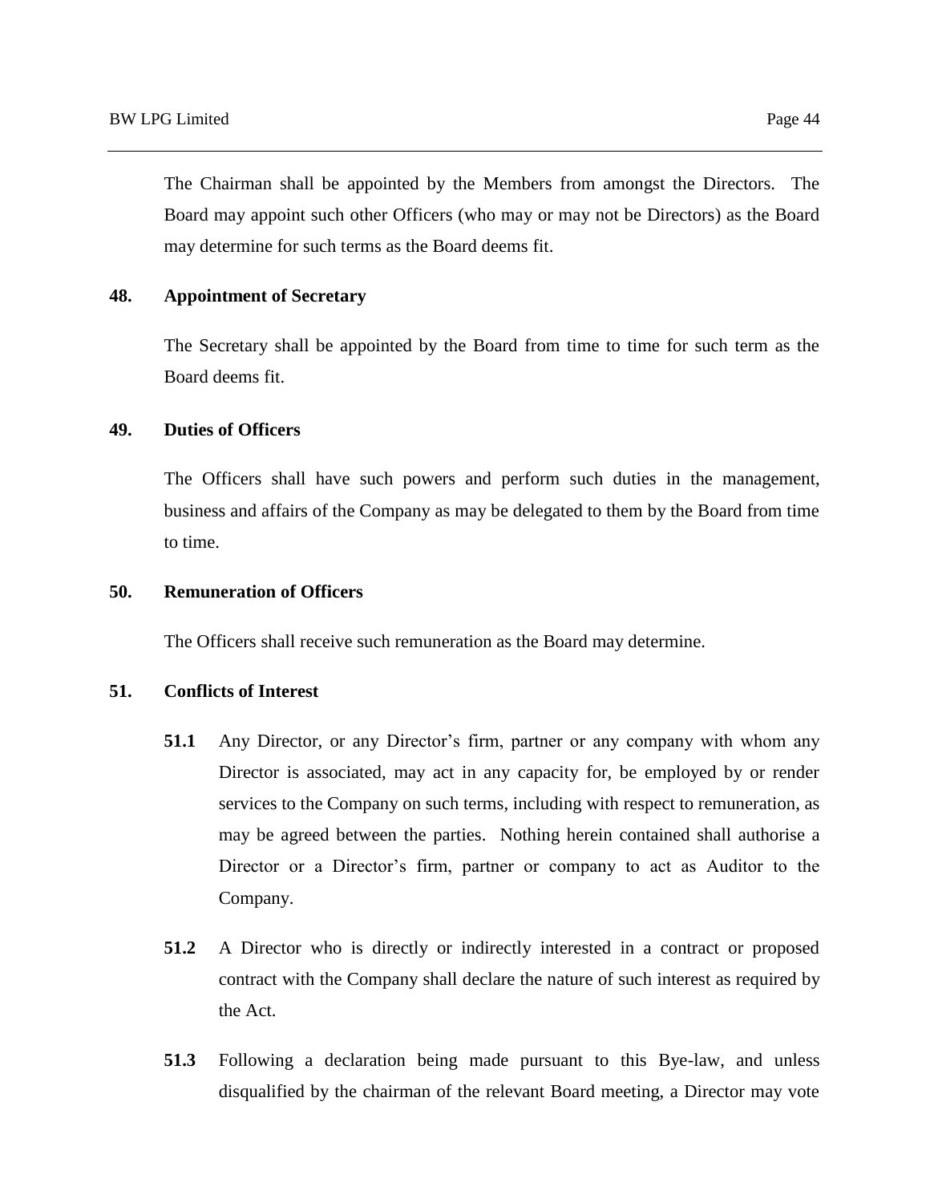The Chairman shall be appointed by the Members from amongst the Directors. The Board may appoint such other Officers (who may or may not be Directors) as the Board may determine for such terms as the Board deems fit.

## 48. Appointment of Secretary

The Secretary shall be appointed by the Board from time to time for such term as the Board deems fit.

## 49. Duties of Officers

The Officers shall have such powers and perform such duties in the management, business and affairs of the Company as may be delegated to them by the Board from time to time.

## 50. Remuneration of Officers

The Officers shall receive such remuneration as the Board may determine.

## 51. Conflicts of Interest

**51.1** Any Director, or any Director's firm, partner or any company with whom any Director is associated, may act in any capacity for, be employed by or render services to the Company on such terms, including with respect to remuneration, as may be agreed between the parties. Nothing herein contained shall authorise a Director or a Director's firm, partner or company to act as Auditor to the Company.

**51.2** A Director who is directly or indirectly interested in a contract or proposed contract with the Company shall declare the nature of such interest as required by the Act.

**51.3** Following a declaration being made pursuant to this Bye-law, and unless disqualified by the chairman of the relevant Board meeting, a Director may vote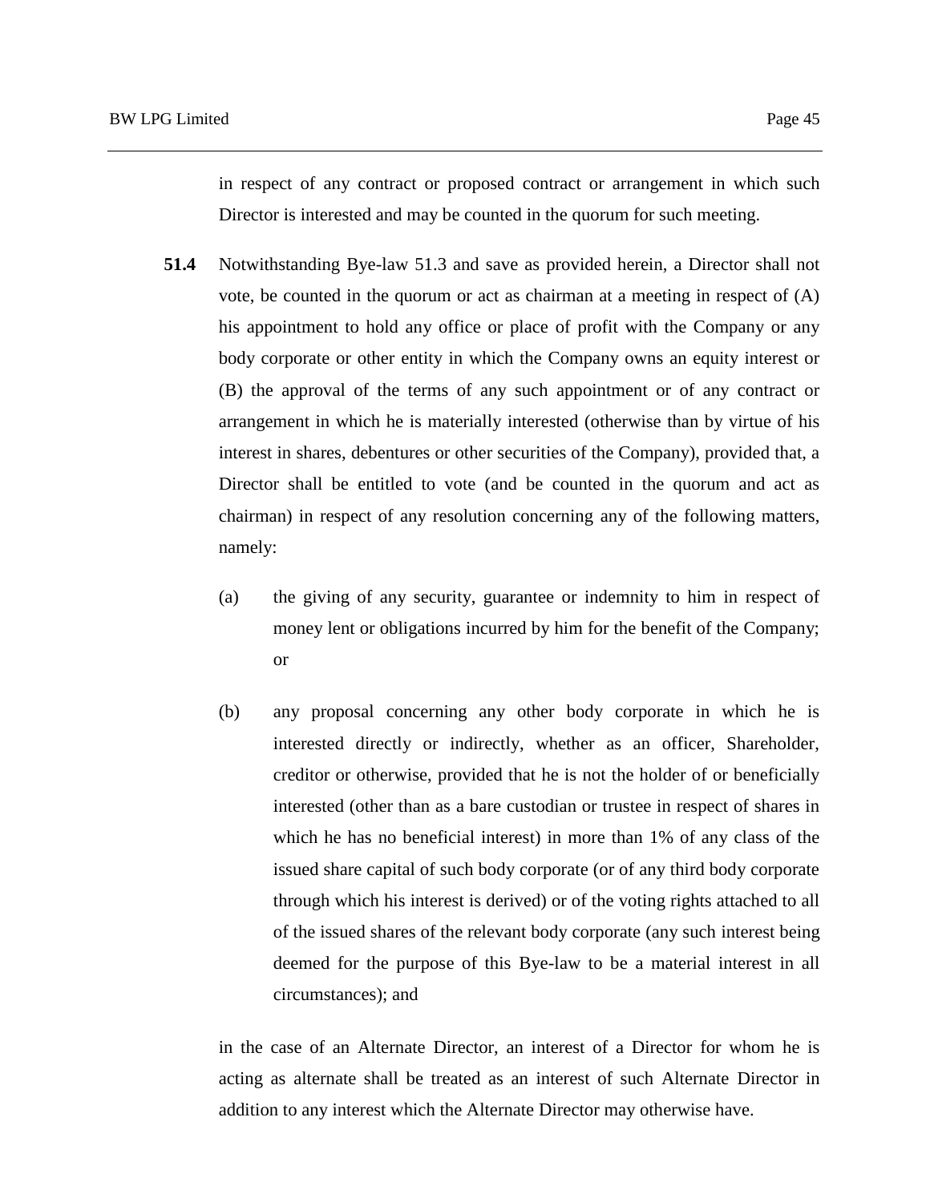in respect of any contract or proposed contract or arrangement in which such Director is interested and may be counted in the quorum for such meeting.

**51.4** Notwithstanding Bye-law 51.3 and save as provided herein, a Director shall not vote, be counted in the quorum or act as chairman at a meeting in respect of (A) his appointment to hold any office or place of profit with the Company or any body corporate or other entity in which the Company owns an equity interest or (B) the approval of the terms of any such appointment or of any contract or arrangement in which he is materially interested (otherwise than by virtue of his interest in shares, debentures or other securities of the Company), provided that, a Director shall be entitled to vote (and be counted in the quorum and act as chairman) in respect of any resolution concerning any of the following matters, namely:

(a) the giving of any security, guarantee or indemnity to him in respect of money lent or obligations incurred by him for the benefit of the Company; or

(b) any proposal concerning any other body corporate in which he is interested directly or indirectly, whether as an officer, Shareholder, creditor or otherwise, provided that he is not the holder of or beneficially interested (other than as a bare custodian or trustee in respect of shares in which he has no beneficial interest) in more than 1% of any class of the issued share capital of such body corporate (or of any third body corporate through which his interest is derived) or of the voting rights attached to all of the issued shares of the relevant body corporate (any such interest being deemed for the purpose of this Bye-law to be a material interest in all circumstances); and

in the case of an Alternate Director, an interest of a Director for whom he is acting as alternate shall be treated as an interest of such Alternate Director in addition to any interest which the Alternate Director may otherwise have.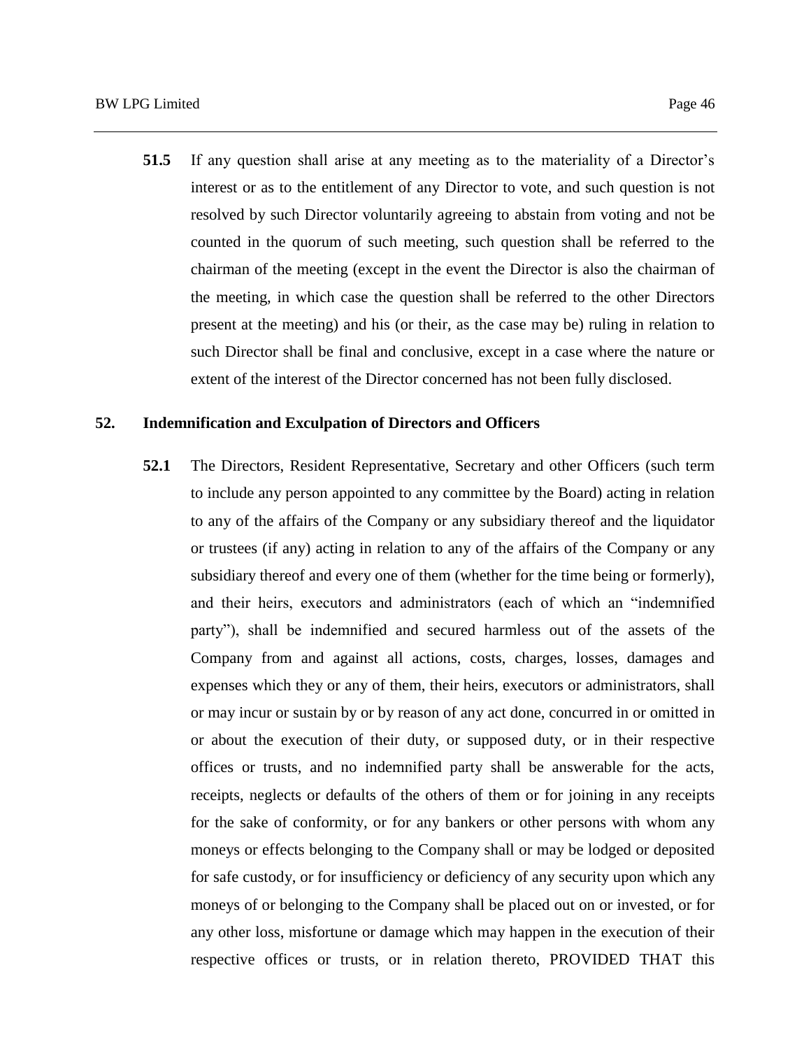**51.5** If any question shall arise at any meeting as to the materiality of a Director's interest or as to the entitlement of any Director to vote, and such question is not resolved by such Director voluntarily agreeing to abstain from voting and not be counted in the quorum of such meeting, such question shall be referred to the chairman of the meeting (except in the event the Director is also the chairman of the meeting, in which case the question shall be referred to the other Directors present at the meeting) and his (or their, as the case may be) ruling in relation to such Director shall be final and conclusive, except in a case where the nature or extent of the interest of the Director concerned has not been fully disclosed.

## 52. Indemnification and Exculpation of Directors and Officers

**52.1** The Directors, Resident Representative, Secretary and other Officers (such term to include any person appointed to any committee by the Board) acting in relation to any of the affairs of the Company or any subsidiary thereof and the liquidator or trustees (if any) acting in relation to any of the affairs of the Company or any subsidiary thereof and every one of them (whether for the time being or formerly), and their heirs, executors and administrators (each of which an "indemnified party"), shall be indemnified and secured harmless out of the assets of the Company from and against all actions, costs, charges, losses, damages and expenses which they or any of them, their heirs, executors or administrators, shall or may incur or sustain by or by reason of any act done, concurred in or omitted in or about the execution of their duty, or supposed duty, or in their respective offices or trusts, and no indemnified party shall be answerable for the acts, receipts, neglects or defaults of the others of them or for joining in any receipts for the sake of conformity, or for any bankers or other persons with whom any moneys or effects belonging to the Company shall or may be lodged or deposited for safe custody, or for insufficiency or deficiency of any security upon which any moneys of or belonging to the Company shall be placed out on or invested, or for any other loss, misfortune or damage which may happen in the execution of their respective offices or trusts, or in relation thereto, PROVIDED THAT this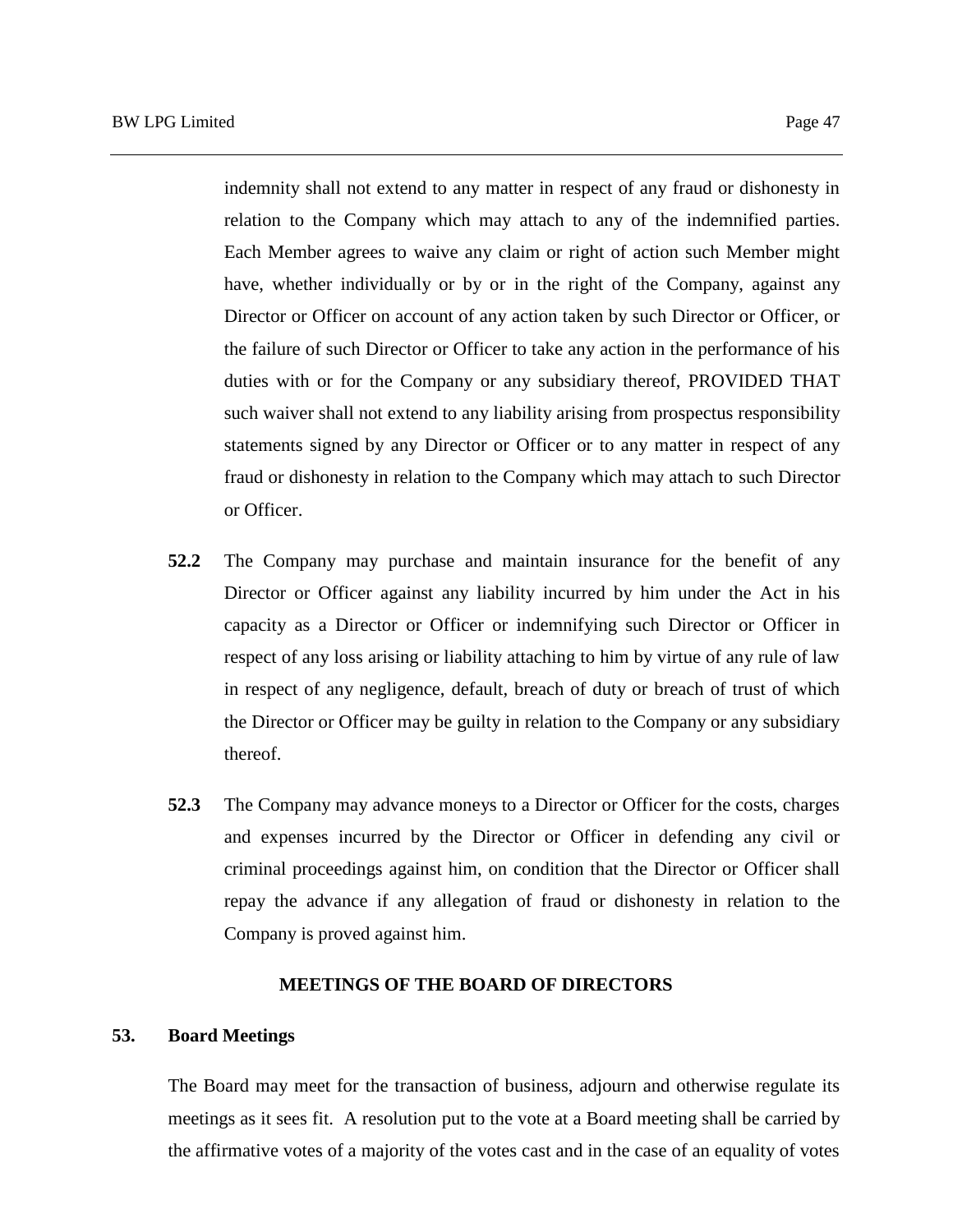indemnity shall not extend to any matter in respect of any fraud or dishonesty in relation to the Company which may attach to any of the indemnified parties. Each Member agrees to waive any claim or right of action such Member might have, whether individually or by or in the right of the Company, against any Director or Officer on account of any action taken by such Director or Officer, or the failure of such Director or Officer to take any action in the performance of his duties with or for the Company or any subsidiary thereof, PROVIDED THAT such waiver shall not extend to any liability arising from prospectus responsibility statements signed by any Director or Officer or to any matter in respect of any fraud or dishonesty in relation to the Company which may attach to such Director or Officer.

**52.2** The Company may purchase and maintain insurance for the benefit of any Director or Officer against any liability incurred by him under the Act in his capacity as a Director or Officer or indemnifying such Director or Officer in respect of any loss arising or liability attaching to him by virtue of any rule of law in respect of any negligence, default, breach of duty or breach of trust of which the Director or Officer may be guilty in relation to the Company or any subsidiary thereof.

**52.3** The Company may advance moneys to a Director or Officer for the costs, charges and expenses incurred by the Director or Officer in defending any civil or criminal proceedings against him, on condition that the Director or Officer shall repay the advance if any allegation of fraud or dishonesty in relation to the Company is proved against him.

## MEETINGS OF THE BOARD OF DIRECTORS

### 53. Board Meetings

The Board may meet for the transaction of business, adjourn and otherwise regulate its meetings as it sees fit. A resolution put to the vote at a Board meeting shall be carried by the affirmative votes of a majority of the votes cast and in the case of an equality of votes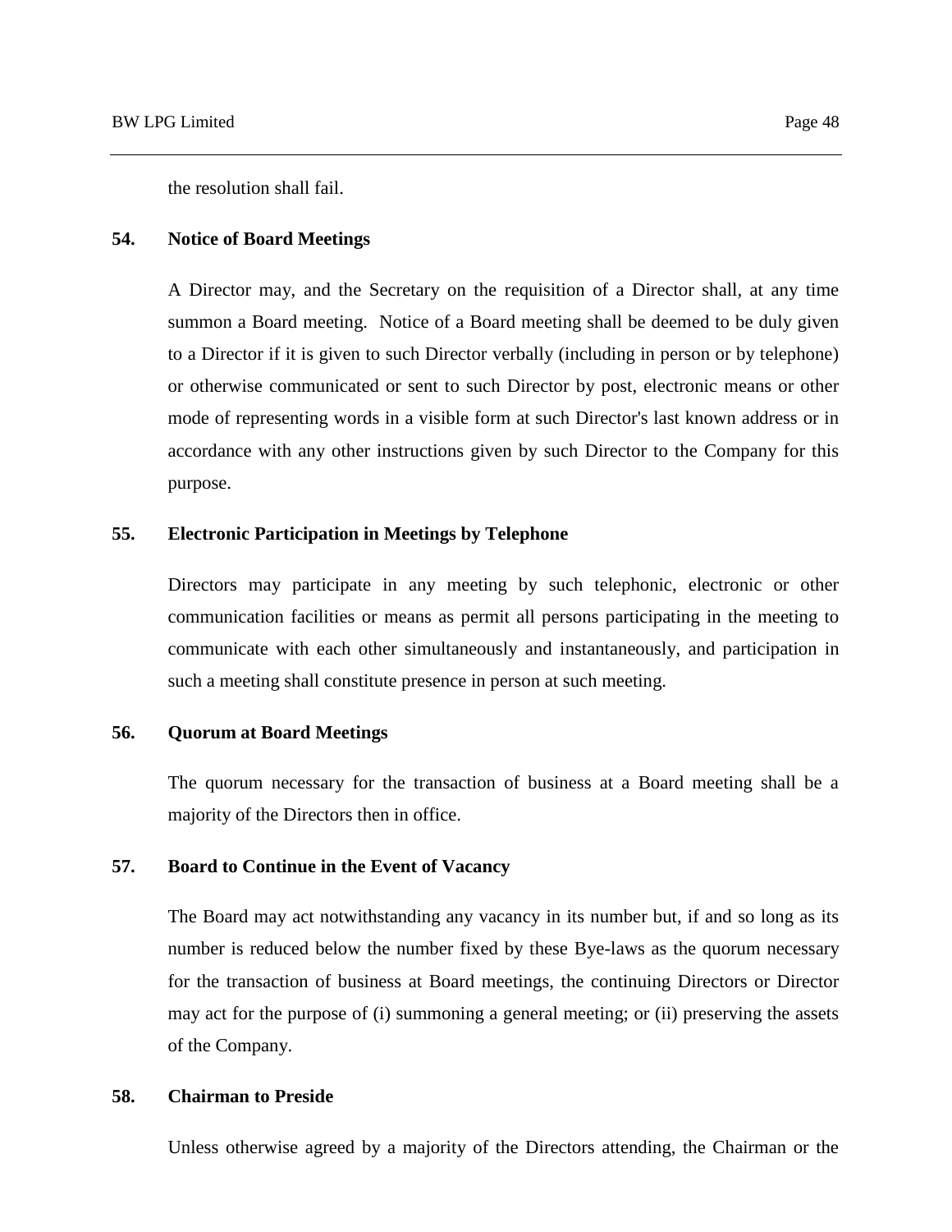the resolution shall fail.

**54. Notice of Board Meetings**

A Director may, and the Secretary on the requisition of a Director shall, at any time summon a Board meeting. Notice of a Board meeting shall be deemed to be duly given to a Director if it is given to such Director verbally (including in person or by telephone) or otherwise communicated or sent to such Director by post, electronic means or other mode of representing words in a visible form at such Director's last known address or in accordance with any other instructions given by such Director to the Company for this purpose.

**55. Electronic Participation in Meetings by Telephone**

Directors may participate in any meeting by such telephonic, electronic or other communication facilities or means as permit all persons participating in the meeting to communicate with each other simultaneously and instantaneously, and participation in such a meeting shall constitute presence in person at such meeting.

**56. Quorum at Board Meetings**

The quorum necessary for the transaction of business at a Board meeting shall be a majority of the Directors then in office.

**57. Board to Continue in the Event of Vacancy**

The Board may act notwithstanding any vacancy in its number but, if and so long as its number is reduced below the number fixed by these Bye-laws as the quorum necessary for the transaction of business at Board meetings, the continuing Directors or Director may act for the purpose of (i) summoning a general meeting; or (ii) preserving the assets of the Company.

**58. Chairman to Preside**

Unless otherwise agreed by a majority of the Directors attending, the Chairman or the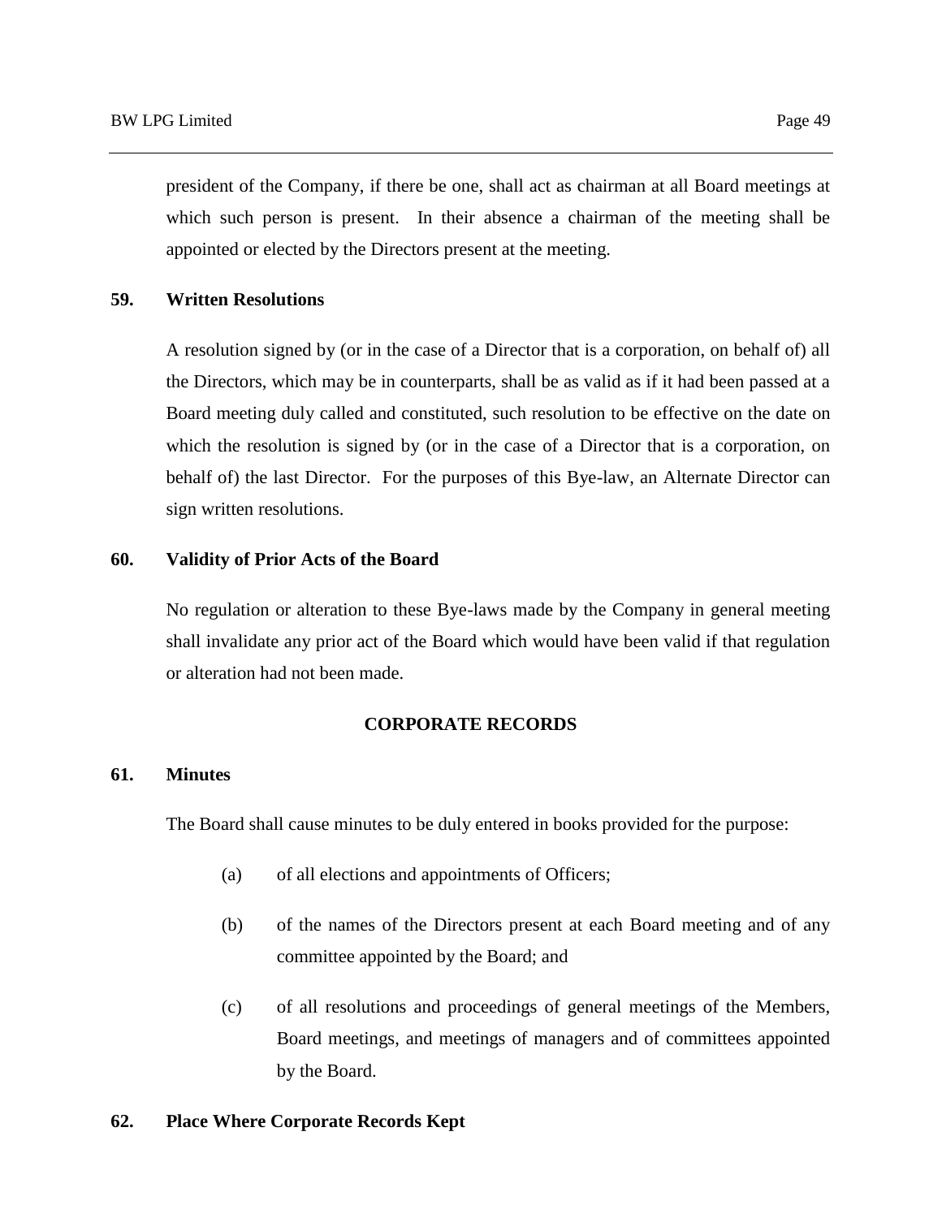president of the Company, if there be one, shall act as chairman at all Board meetings at which such person is present. In their absence a chairman of the meeting shall be appointed or elected by the Directors present at the meeting.

### 59. Written Resolutions

A resolution signed by (or in the case of a Director that is a corporation, on behalf of) all the Directors, which may be in counterparts, shall be as valid as if it had been passed at a Board meeting duly called and constituted, such resolution to be effective on the date on which the resolution is signed by (or in the case of a Director that is a corporation, on behalf of) the last Director. For the purposes of this Bye-law, an Alternate Director can sign written resolutions.

### 60. Validity of Prior Acts of the Board

No regulation or alteration to these Bye-laws made by the Company in general meeting shall invalidate any prior act of the Board which would have been valid if that regulation or alteration had not been made.

## CORPORATE RECORDS

### 61. Minutes

The Board shall cause minutes to be duly entered in books provided for the purpose:

(a) of all elections and appointments of Officers;

(b) of the names of the Directors present at each Board meeting and of any committee appointed by the Board; and

(c) of all resolutions and proceedings of general meetings of the Members, Board meetings, and meetings of managers and of committees appointed by the Board.

### 62. Place Where Corporate Records Kept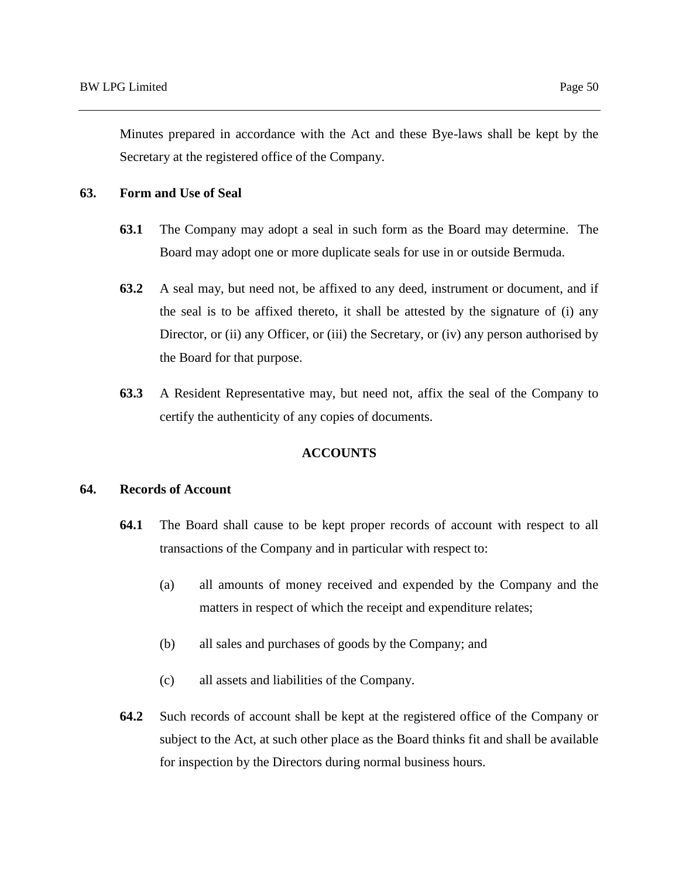Minutes prepared in accordance with the Act and these Bye-laws shall be kept by the Secretary at the registered office of the Company.

**63. Form and Use of Seal**

**63.1** The Company may adopt a seal in such form as the Board may determine. The Board may adopt one or more duplicate seals for use in or outside Bermuda.

**63.2** A seal may, but need not, be affixed to any deed, instrument or document, and if the seal is to be affixed thereto, it shall be attested by the signature of (i) any Director, or (ii) any Officer, or (iii) the Secretary, or (iv) any person authorised by the Board for that purpose.

**63.3** A Resident Representative may, but need not, affix the seal of the Company to certify the authenticity of any copies of documents.

## ACCOUNTS

**64. Records of Account**

**64.1** The Board shall cause to be kept proper records of account with respect to all transactions of the Company and in particular with respect to:

(a) all amounts of money received and expended by the Company and the matters in respect of which the receipt and expenditure relates;

(b) all sales and purchases of goods by the Company; and

(c) all assets and liabilities of the Company.

**64.2** Such records of account shall be kept at the registered office of the Company or subject to the Act, at such other place as the Board thinks fit and shall be available for inspection by the Directors during normal business hours.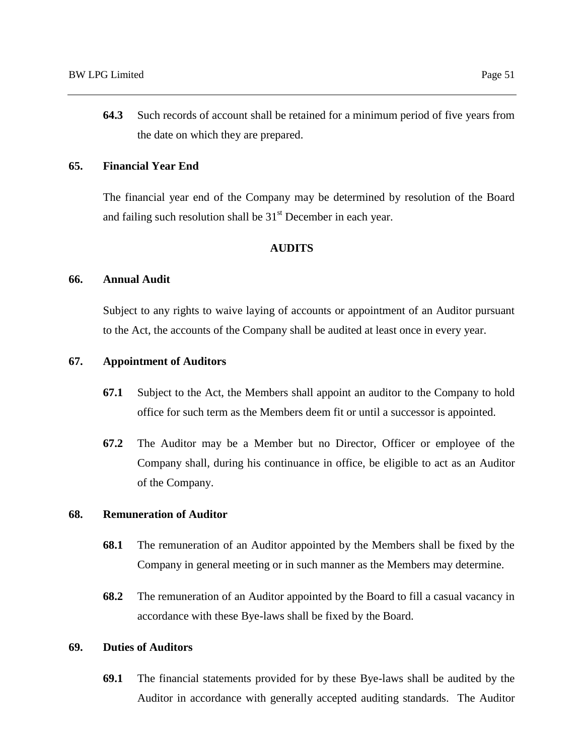**64.3** Such records of account shall be retained for a minimum period of five years from the date on which they are prepared.

**65. Financial Year End**

The financial year end of the Company may be determined by resolution of the Board and failing such resolution shall be 31st December in each year.

**AUDITS**

**66. Annual Audit**

Subject to any rights to waive laying of accounts or appointment of an Auditor pursuant to the Act, the accounts of the Company shall be audited at least once in every year.

**67. Appointment of Auditors**

**67.1** Subject to the Act, the Members shall appoint an auditor to the Company to hold office for such term as the Members deem fit or until a successor is appointed.

**67.2** The Auditor may be a Member but no Director, Officer or employee of the Company shall, during his continuance in office, be eligible to act as an Auditor of the Company.

**68. Remuneration of Auditor**

**68.1** The remuneration of an Auditor appointed by the Members shall be fixed by the Company in general meeting or in such manner as the Members may determine.

**68.2** The remuneration of an Auditor appointed by the Board to fill a casual vacancy in accordance with these Bye-laws shall be fixed by the Board.

**69. Duties of Auditors**

**69.1** The financial statements provided for by these Bye-laws shall be audited by the Auditor in accordance with generally accepted auditing standards. The Auditor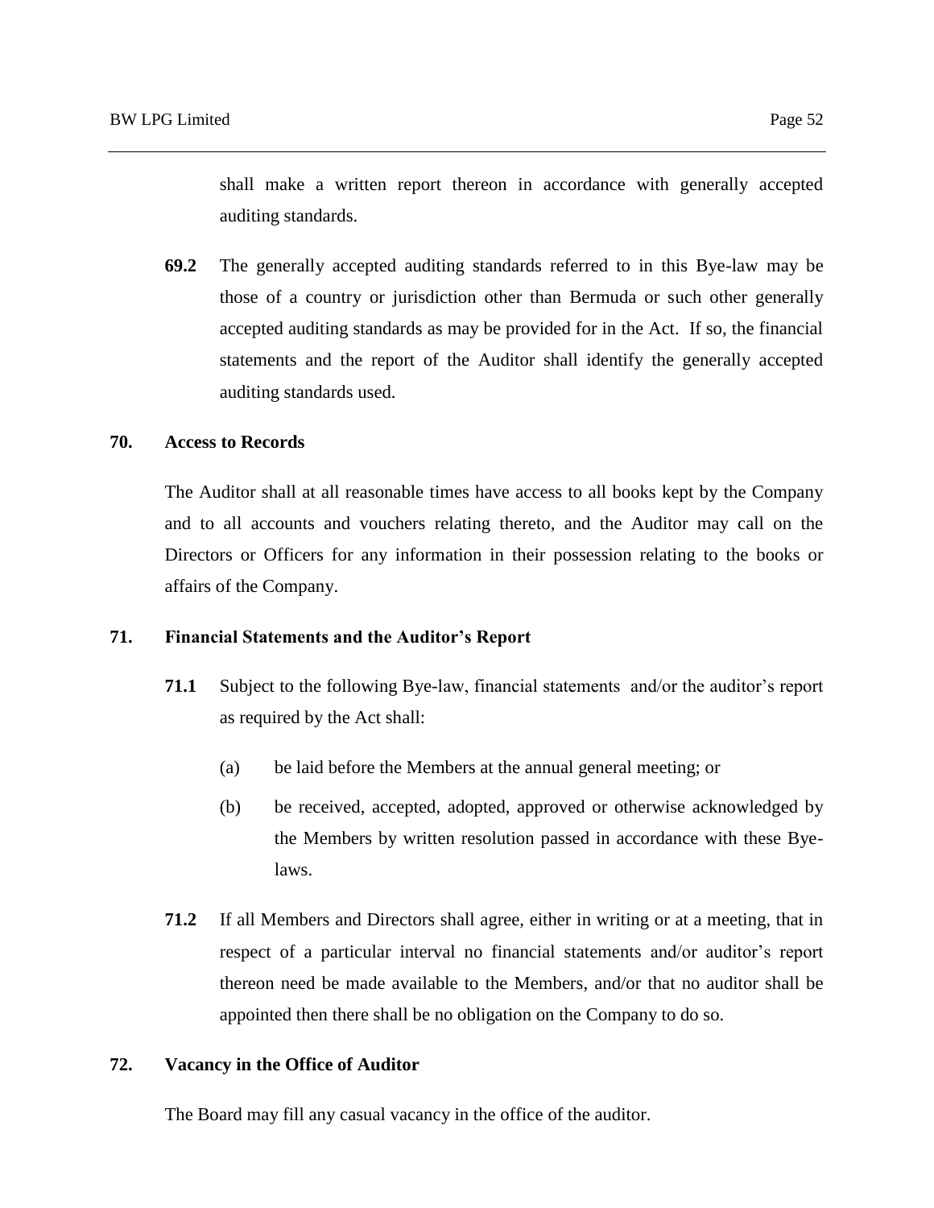shall make a written report thereon in accordance with generally accepted auditing standards.

**69.2** The generally accepted auditing standards referred to in this Bye-law may be those of a country or jurisdiction other than Bermuda or such other generally accepted auditing standards as may be provided for in the Act. If so, the financial statements and the report of the Auditor shall identify the generally accepted auditing standards used.

**70. Access to Records**

The Auditor shall at all reasonable times have access to all books kept by the Company and to all accounts and vouchers relating thereto, and the Auditor may call on the Directors or Officers for any information in their possession relating to the books or affairs of the Company.

**71. Financial Statements and the Auditor's Report**

**71.1** Subject to the following Bye-law, financial statements and/or the auditor's report as required by the Act shall:

(a) be laid before the Members at the annual general meeting; or

(b) be received, accepted, adopted, approved or otherwise acknowledged by the Members by written resolution passed in accordance with these Bye-laws.

**71.2** If all Members and Directors shall agree, either in writing or at a meeting, that in respect of a particular interval no financial statements and/or auditor's report thereon need be made available to the Members, and/or that no auditor shall be appointed then there shall be no obligation on the Company to do so.

**72. Vacancy in the Office of Auditor**

The Board may fill any casual vacancy in the office of the auditor.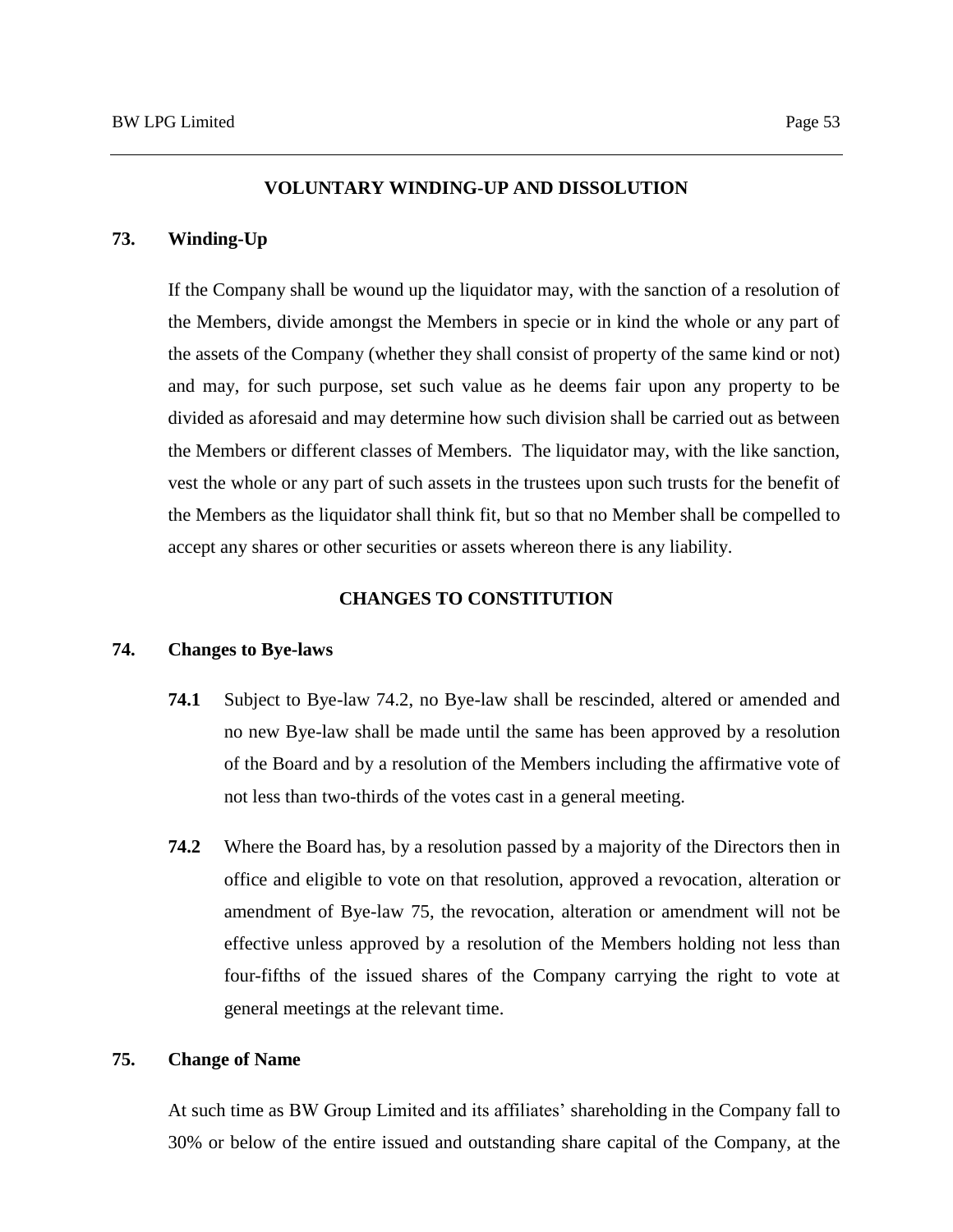## VOLUNTARY WINDING-UP AND DISSOLUTION

### 73. Winding-Up

If the Company shall be wound up the liquidator may, with the sanction of a resolution of the Members, divide amongst the Members in specie or in kind the whole or any part of the assets of the Company (whether they shall consist of property of the same kind or not) and may, for such purpose, set such value as he deems fair upon any property to be divided as aforesaid and may determine how such division shall be carried out as between the Members or different classes of Members. The liquidator may, with the like sanction, vest the whole or any part of such assets in the trustees upon such trusts for the benefit of the Members as the liquidator shall think fit, but so that no Member shall be compelled to accept any shares or other securities or assets whereon there is any liability.

## CHANGES TO CONSTITUTION

### 74. Changes to Bye-laws

**74.1** Subject to Bye-law 74.2, no Bye-law shall be rescinded, altered or amended and no new Bye-law shall be made until the same has been approved by a resolution of the Board and by a resolution of the Members including the affirmative vote of not less than two-thirds of the votes cast in a general meeting.

**74.2** Where the Board has, by a resolution passed by a majority of the Directors then in office and eligible to vote on that resolution, approved a revocation, alteration or amendment of Bye-law 75, the revocation, alteration or amendment will not be effective unless approved by a resolution of the Members holding not less than four-fifths of the issued shares of the Company carrying the right to vote at general meetings at the relevant time.

### 75. Change of Name

At such time as BW Group Limited and its affiliates' shareholding in the Company fall to 30% or below of the entire issued and outstanding share capital of the Company, at the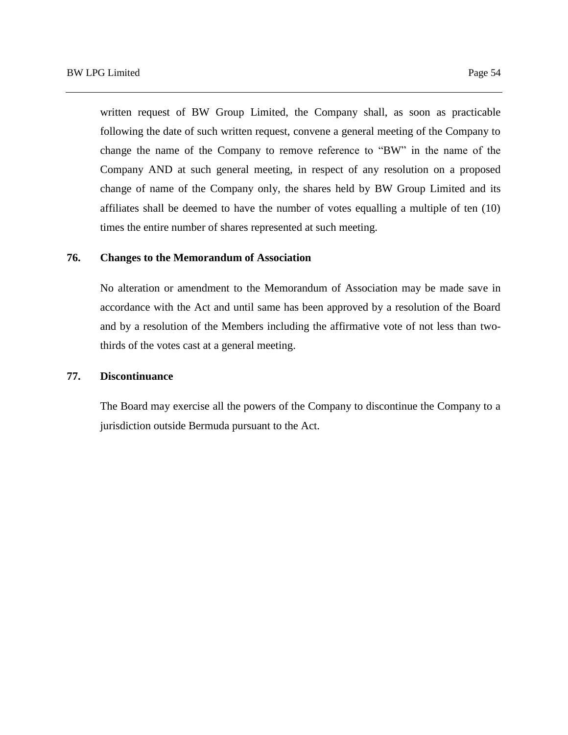written request of BW Group Limited, the Company shall, as soon as practicable following the date of such written request, convene a general meeting of the Company to change the name of the Company to remove reference to “BW” in the name of the Company AND at such general meeting, in respect of any resolution on a proposed change of name of the Company only, the shares held by BW Group Limited and its affiliates shall be deemed to have the number of votes equalling a multiple of ten (10) times the entire number of shares represented at such meeting.

**76. Changes to the Memorandum of Association**

No alteration or amendment to the Memorandum of Association may be made save in accordance with the Act and until same has been approved by a resolution of the Board and by a resolution of the Members including the affirmative vote of not less than two-thirds of the votes cast at a general meeting.

**77. Discontinuance**

The Board may exercise all the powers of the Company to discontinue the Company to a jurisdiction outside Bermuda pursuant to the Act.